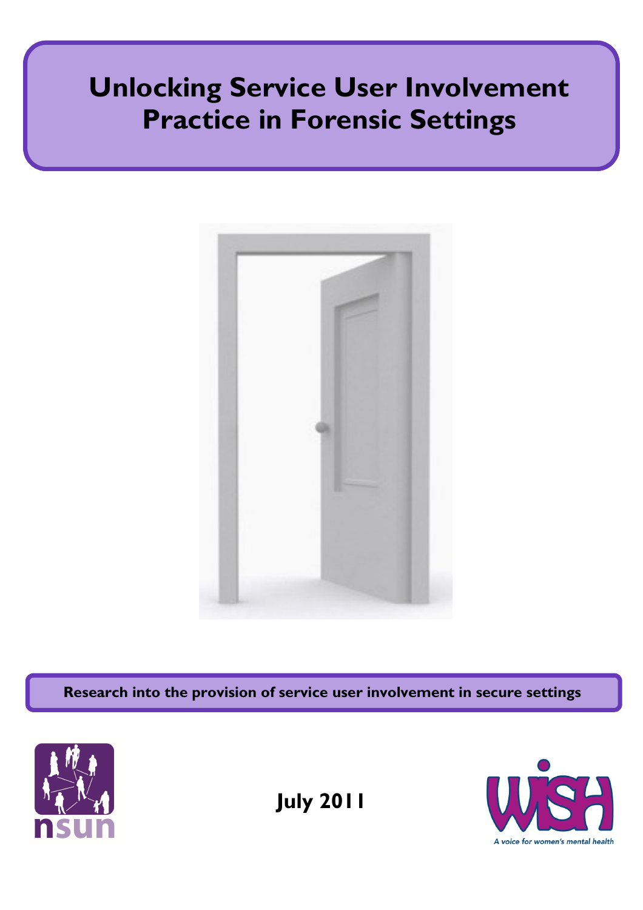# Unlocking Service User Involvement Practice in Forensic Settings

**Research into the provision of service user involvement in secure settings**

nsun

**July 2011**

WISH

*A voice for women's mental health*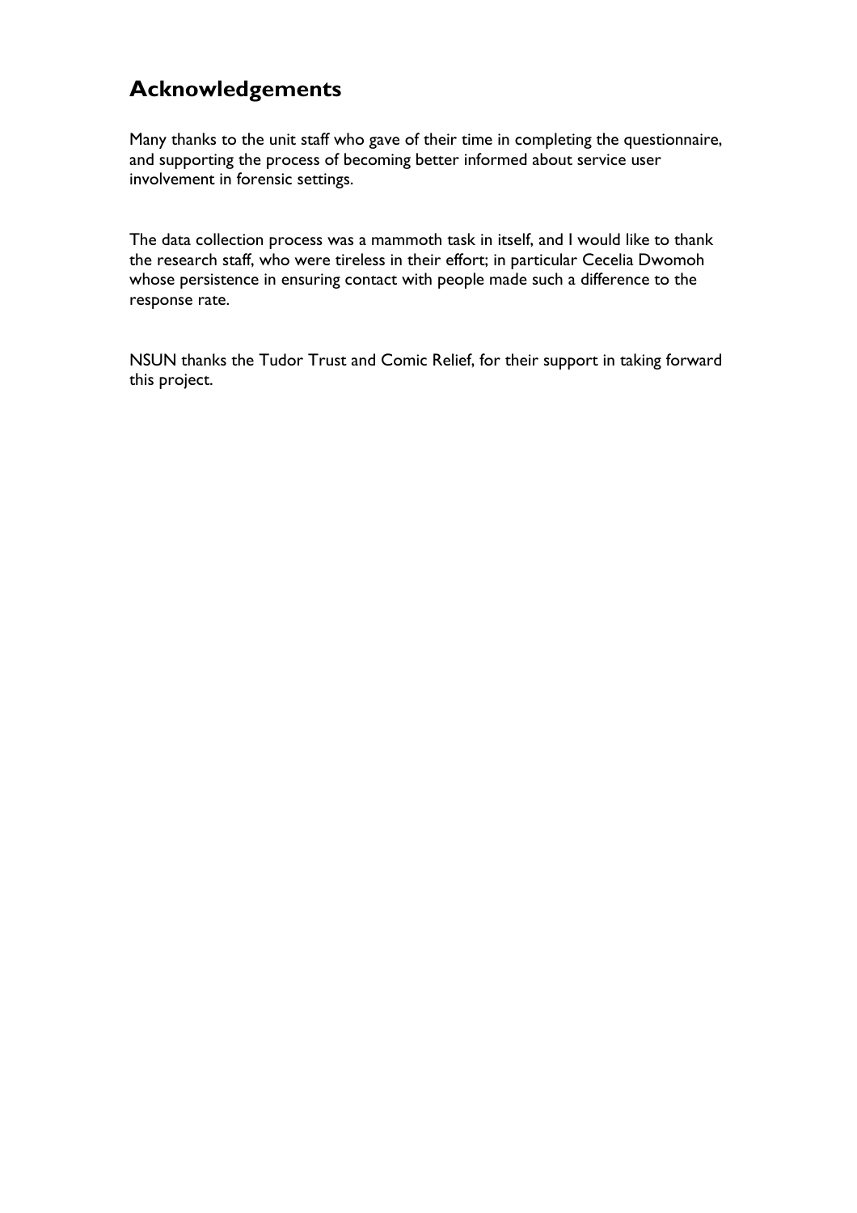## Acknowledgements

Many thanks to the unit staff who gave of their time in completing the questionnaire, and supporting the process of becoming better informed about service user involvement in forensic settings.

The data collection process was a mammoth task in itself, and I would like to thank the research staff, who were tireless in their effort; in particular Cecelia Dwomoh whose persistence in ensuring contact with people made such a difference to the response rate.

NSUN thanks the Tudor Trust and Comic Relief, for their support in taking forward this project.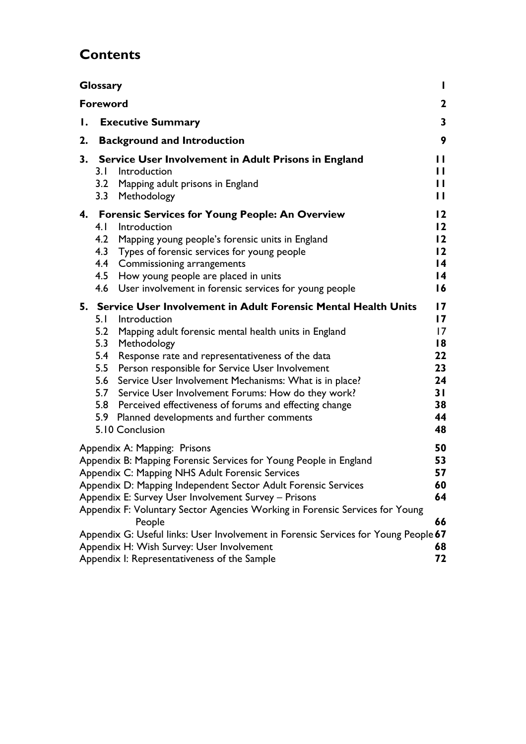# Contents

| | |
|---|---|
| **Glossary** | **1** |
| **Foreword** | **2** |
| **1. Executive Summary** | **3** |
| **2. Background and Introduction** | **9** |
| **3. Service User Involvement in Adult Prisons in England** | **11** |
| 3.1 Introduction | **11** |
| 3.2 Mapping adult prisons in England | **11** |
| 3.3 Methodology | **11** |
| **4. Forensic Services for Young People: An Overview** | **12** |
| 4.1 Introduction | **12** |
| 4.2 Mapping young people's forensic units in England | **12** |
| 4.3 Types of forensic services for young people | **12** |
| 4.4 Commissioning arrangements | **14** |
| 4.5 How young people are placed in units | **14** |
| 4.6 User involvement in forensic services for young people | **16** |
| **5. Service User Involvement in Adult Forensic Mental Health Units** | **17** |
| 5.1 Introduction | **17** |
| 5.2 Mapping adult forensic mental health units in England | 17 |
| 5.3 Methodology | **18** |
| 5.4 Response rate and representativeness of the data | **22** |
| 5.5 Person responsible for Service User Involvement | **23** |
| 5.6 Service User Involvement Mechanisms: What is in place? | **24** |
| 5.7 Service User Involvement Forums: How do they work? | **31** |
| 5.8 Perceived effectiveness of forums and effecting change | **38** |
| 5.9 Planned developments and further comments | **44** |
| 5.10 Conclusion | **48** |
| Appendix A: Mapping: Prisons | **50** |
| Appendix B: Mapping Forensic Services for Young People in England | **53** |
| Appendix C: Mapping NHS Adult Forensic Services | **57** |
| Appendix D: Mapping Independent Sector Adult Forensic Services | **60** |
| Appendix E: Survey User Involvement Survey – Prisons | **64** |
| Appendix F: Voluntary Sector Agencies Working in Forensic Services for Young People | **66** |
| Appendix G: Useful links: User Involvement in Forensic Services for Young People | **67** |
| Appendix H: Wish Survey: User Involvement | **68** |
| Appendix I: Representativeness of the Sample | **72** |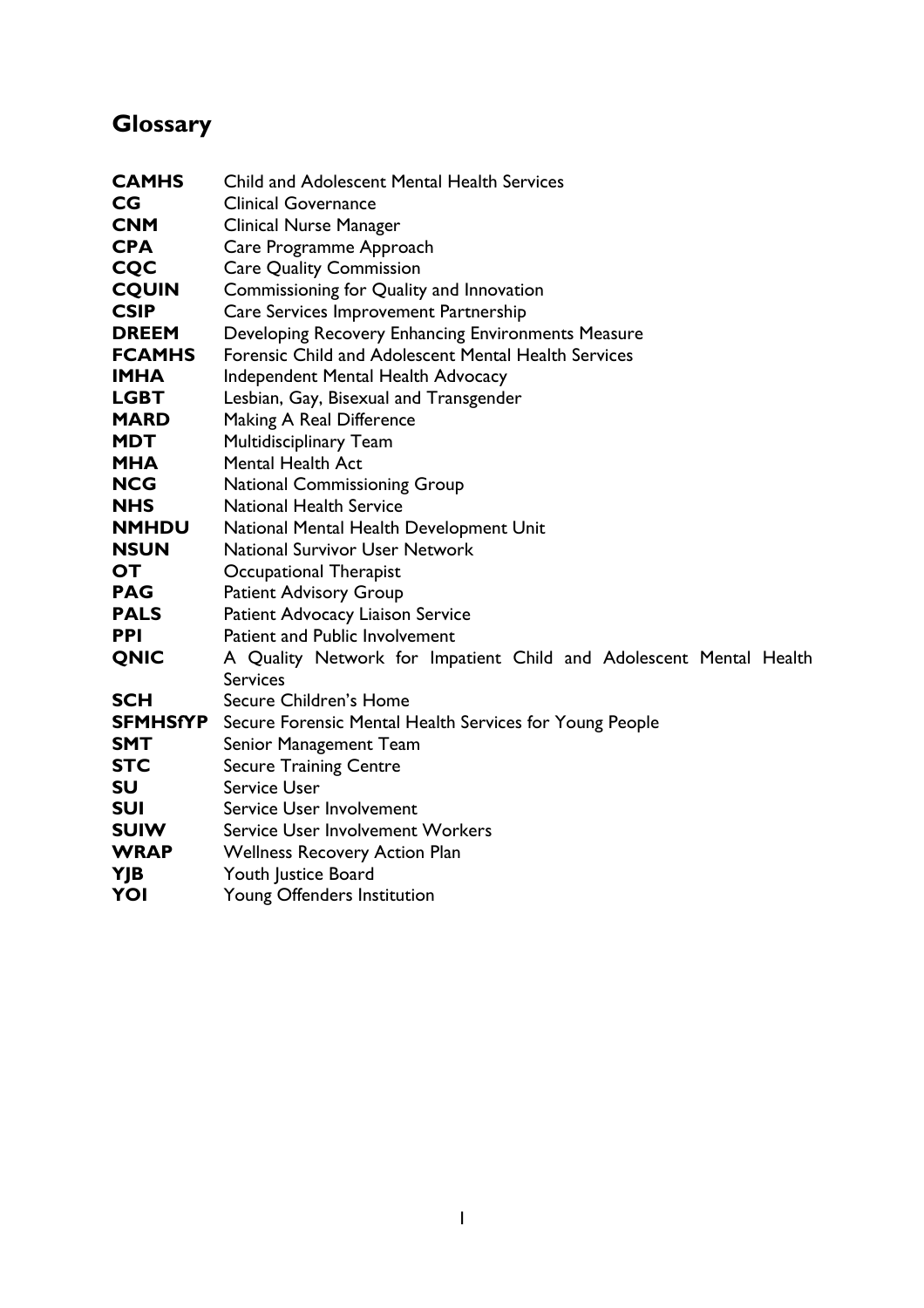## Glossary

| | |
|---|---|
| **CAMHS** | Child and Adolescent Mental Health Services |
| **CG** | Clinical Governance |
| **CNM** | Clinical Nurse Manager |
| **CPA** | Care Programme Approach |
| **CQC** | Care Quality Commission |
| **CQUIN** | Commissioning for Quality and Innovation |
| **CSIP** | Care Services Improvement Partnership |
| **DREEM** | Developing Recovery Enhancing Environments Measure |
| **FCAMHS** | Forensic Child and Adolescent Mental Health Services |
| **IMHA** | Independent Mental Health Advocacy |
| **LGBT** | Lesbian, Gay, Bisexual and Transgender |
| **MARD** | Making A Real Difference |
| **MDT** | Multidisciplinary Team |
| **MHA** | Mental Health Act |
| **NCG** | National Commissioning Group |
| **NHS** | National Health Service |
| **NMHDU** | National Mental Health Development Unit |
| **NSUN** | National Survivor User Network |
| **OT** | Occupational Therapist |
| **PAG** | Patient Advisory Group |
| **PALS** | Patient Advocacy Liaison Service |
| **PPI** | Patient and Public Involvement |
| **QNIC** | A Quality Network for Impatient Child and Adolescent Mental Health Services |
| **SCH** | Secure Children's Home |
| **SFMHSfYP** | Secure Forensic Mental Health Services for Young People |
| **SMT** | Senior Management Team |
| **STC** | Secure Training Centre |
| **SU** | Service User |
| **SUI** | Service User Involvement |
| **SUIW** | Service User Involvement Workers |
| **WRAP** | Wellness Recovery Action Plan |
| **YJB** | Youth Justice Board |
| **YOI** | Young Offenders Institution |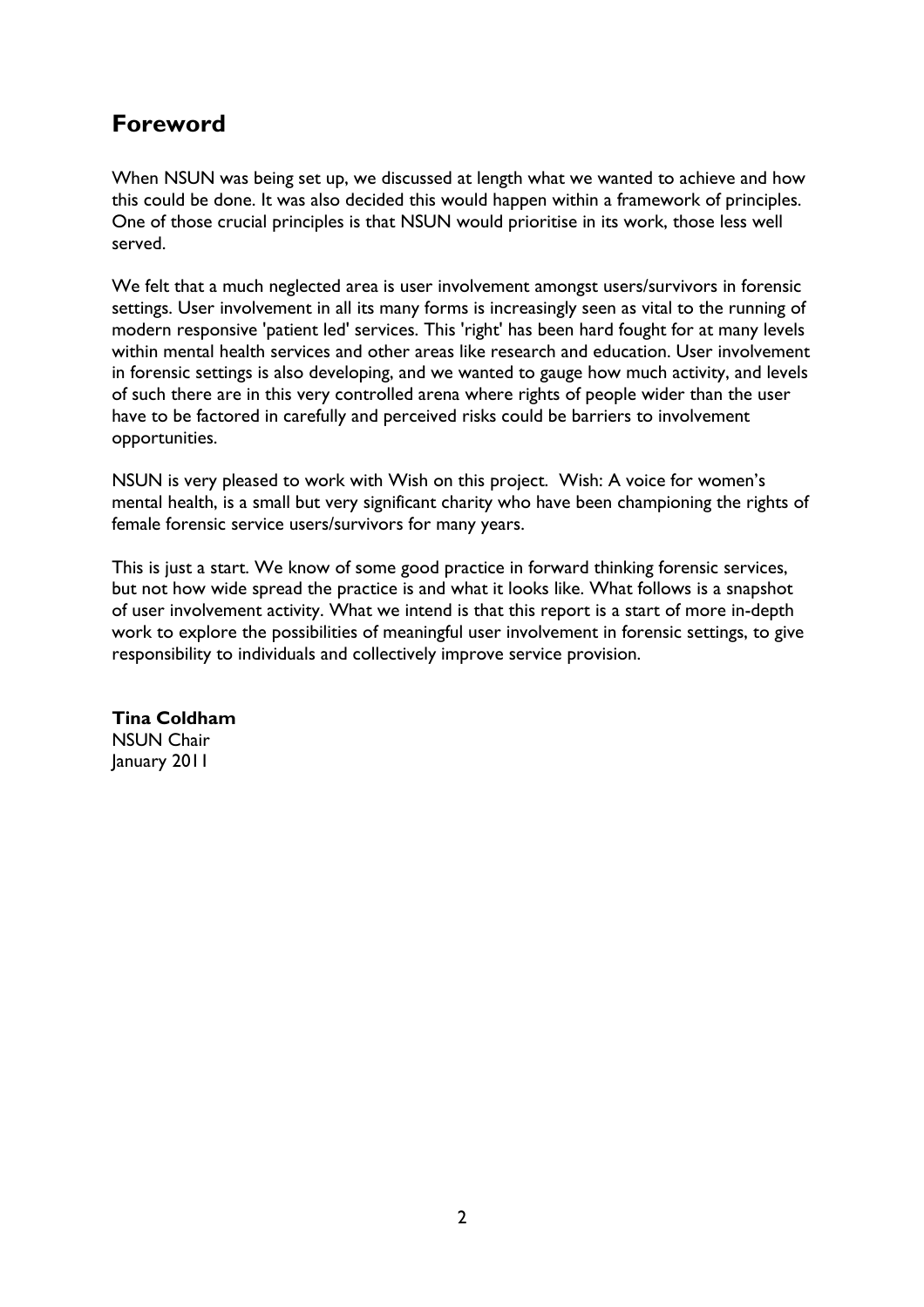## Foreword

When NSUN was being set up, we discussed at length what we wanted to achieve and how this could be done. It was also decided this would happen within a framework of principles. One of those crucial principles is that NSUN would prioritise in its work, those less well served.

We felt that a much neglected area is user involvement amongst users/survivors in forensic settings. User involvement in all its many forms is increasingly seen as vital to the running of modern responsive 'patient led' services. This 'right' has been hard fought for at many levels within mental health services and other areas like research and education. User involvement in forensic settings is also developing, and we wanted to gauge how much activity, and levels of such there are in this very controlled arena where rights of people wider than the user have to be factored in carefully and perceived risks could be barriers to involvement opportunities.

NSUN is very pleased to work with Wish on this project. Wish: A voice for women's mental health, is a small but very significant charity who have been championing the rights of female forensic service users/survivors for many years.

This is just a start. We know of some good practice in forward thinking forensic services, but not how wide spread the practice is and what it looks like. What follows is a snapshot of user involvement activity. What we intend is that this report is a start of more in-depth work to explore the possibilities of meaningful user involvement in forensic settings, to give responsibility to individuals and collectively improve service provision.

**Tina Coldham**
NSUN Chair
January 2011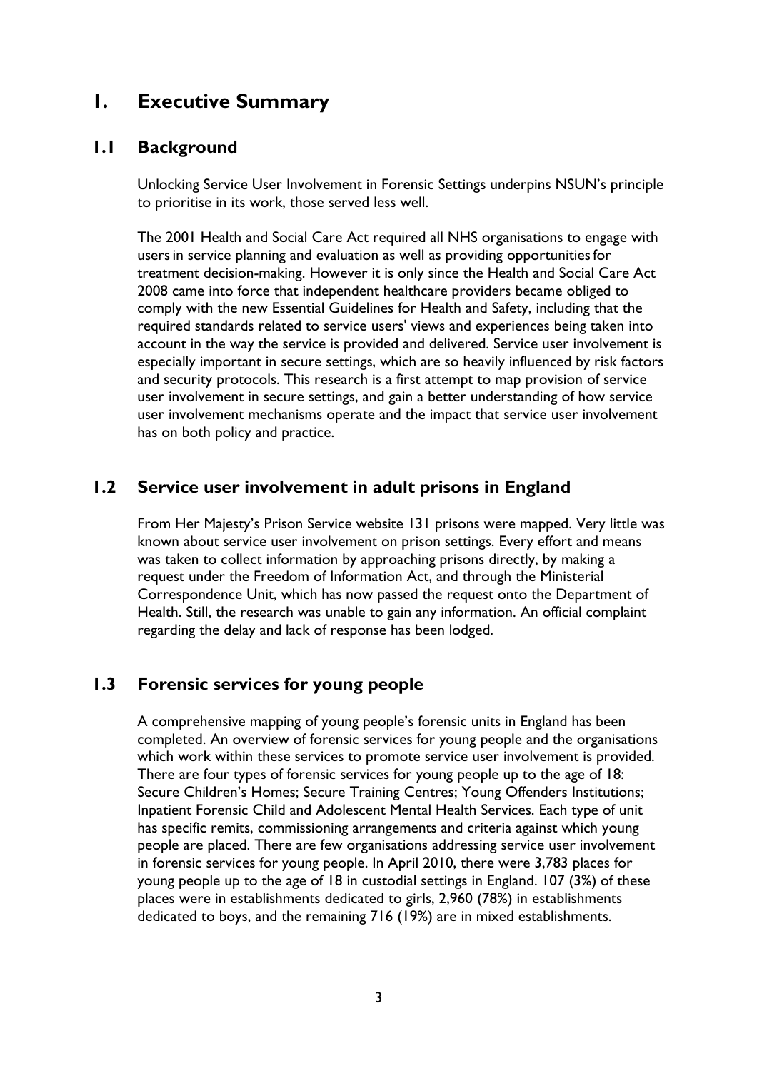# 1. Executive Summary

## 1.1 Background

Unlocking Service User Involvement in Forensic Settings underpins NSUN's principle to prioritise in its work, those served less well.

The 2001 Health and Social Care Act required all NHS organisations to engage with users in service planning and evaluation as well as providing opportunities for treatment decision-making. However it is only since the Health and Social Care Act 2008 came into force that independent healthcare providers became obliged to comply with the new Essential Guidelines for Health and Safety, including that the required standards related to service users' views and experiences being taken into account in the way the service is provided and delivered. Service user involvement is especially important in secure settings, which are so heavily influenced by risk factors and security protocols. This research is a first attempt to map provision of service user involvement in secure settings, and gain a better understanding of how service user involvement mechanisms operate and the impact that service user involvement has on both policy and practice.

## 1.2 Service user involvement in adult prisons in England

From Her Majesty's Prison Service website 131 prisons were mapped. Very little was known about service user involvement on prison settings. Every effort and means was taken to collect information by approaching prisons directly, by making a request under the Freedom of Information Act, and through the Ministerial Correspondence Unit, which has now passed the request onto the Department of Health. Still, the research was unable to gain any information. An official complaint regarding the delay and lack of response has been lodged.

## 1.3 Forensic services for young people

A comprehensive mapping of young people's forensic units in England has been completed. An overview of forensic services for young people and the organisations which work within these services to promote service user involvement is provided. There are four types of forensic services for young people up to the age of 18: Secure Children's Homes; Secure Training Centres; Young Offenders Institutions; Inpatient Forensic Child and Adolescent Mental Health Services. Each type of unit has specific remits, commissioning arrangements and criteria against which young people are placed. There are few organisations addressing service user involvement in forensic services for young people. In April 2010, there were 3,783 places for young people up to the age of 18 in custodial settings in England. 107 (3%) of these places were in establishments dedicated to girls, 2,960 (78%) in establishments dedicated to boys, and the remaining 716 (19%) are in mixed establishments.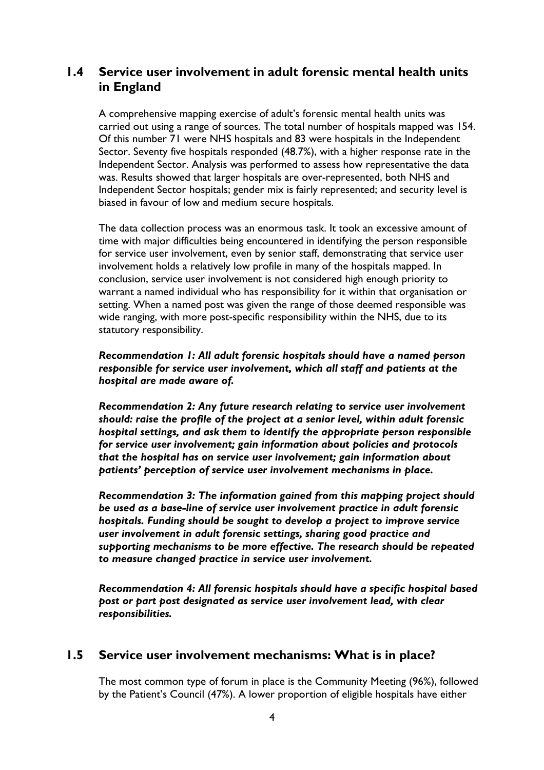## 1.4 Service user involvement in adult forensic mental health units in England

A comprehensive mapping exercise of adult's forensic mental health units was carried out using a range of sources. The total number of hospitals mapped was 154. Of this number 71 were NHS hospitals and 83 were hospitals in the Independent Sector. Seventy five hospitals responded (48.7%), with a higher response rate in the Independent Sector. Analysis was performed to assess how representative the data was. Results showed that larger hospitals are over-represented, both NHS and Independent Sector hospitals; gender mix is fairly represented; and security level is biased in favour of low and medium secure hospitals.

The data collection process was an enormous task. It took an excessive amount of time with major difficulties being encountered in identifying the person responsible for service user involvement, even by senior staff, demonstrating that service user involvement holds a relatively low profile in many of the hospitals mapped. In conclusion, service user involvement is not considered high enough priority to warrant a named individual who has responsibility for it within that organisation or setting. When a named post was given the range of those deemed responsible was wide ranging, with more post-specific responsibility within the NHS, due to its statutory responsibility.

***Recommendation 1: All adult forensic hospitals should have a named person responsible for service user involvement, which all staff and patients at the hospital are made aware of.***

***Recommendation 2: Any future research relating to service user involvement should: raise the profile of the project at a senior level, within adult forensic hospital settings, and ask them to identify the appropriate person responsible for service user involvement; gain information about policies and protocols that the hospital has on service user involvement; gain information about patients' perception of service user involvement mechanisms in place.***

***Recommendation 3: The information gained from this mapping project should be used as a base-line of service user involvement practice in adult forensic hospitals. Funding should be sought to develop a project to improve service user involvement in adult forensic settings, sharing good practice and supporting mechanisms to be more effective. The research should be repeated to measure changed practice in service user involvement.***

***Recommendation 4: All forensic hospitals should have a specific hospital based post or part post designated as service user involvement lead, with clear responsibilities.***

## 1.5 Service user involvement mechanisms: What is in place?

The most common type of forum in place is the Community Meeting (96%), followed by the Patient's Council (47%). A lower proportion of eligible hospitals have either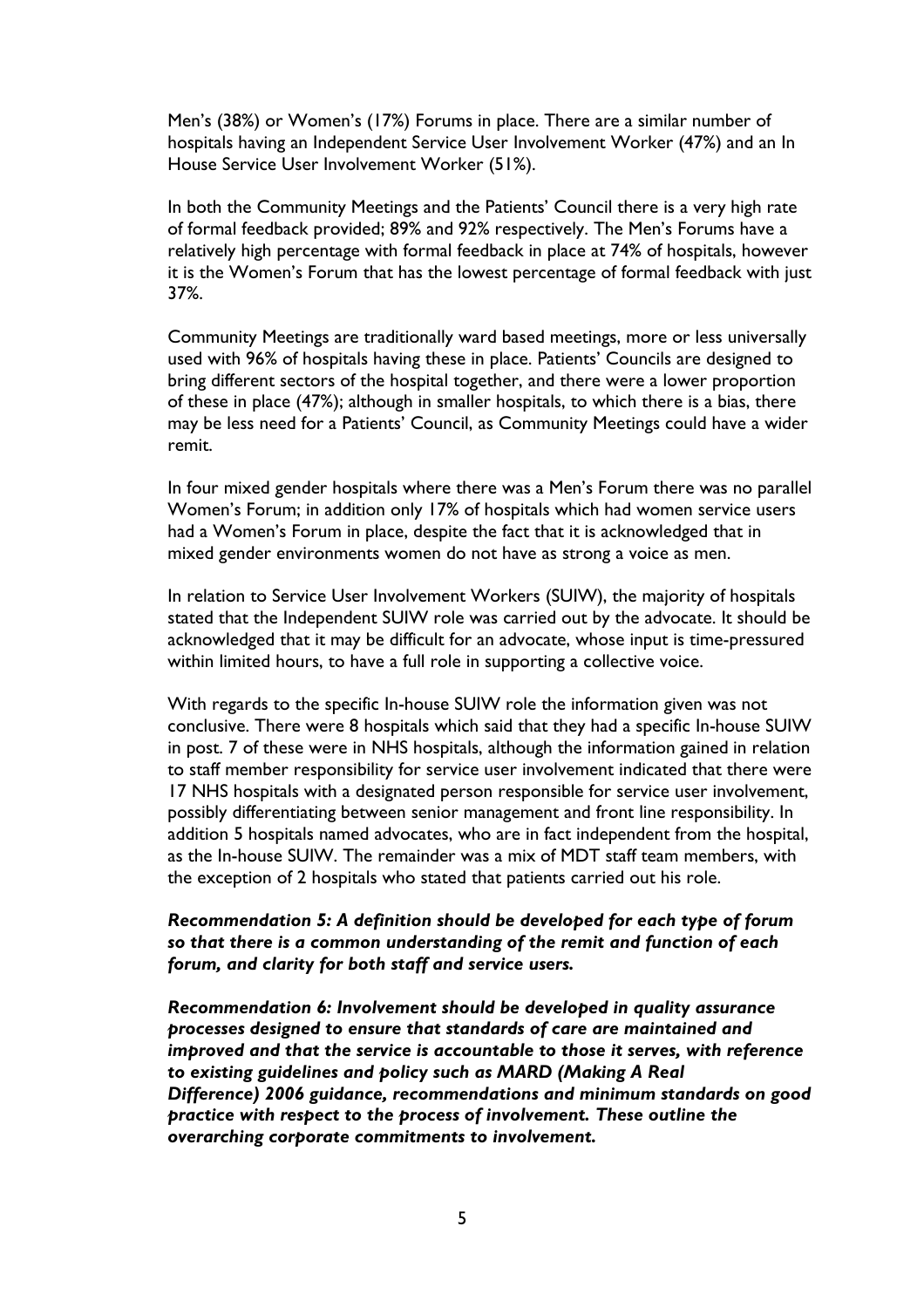Men's (38%) or Women's (17%) Forums in place. There are a similar number of hospitals having an Independent Service User Involvement Worker (47%) and an In House Service User Involvement Worker (51%).

In both the Community Meetings and the Patients' Council there is a very high rate of formal feedback provided; 89% and 92% respectively. The Men's Forums have a relatively high percentage with formal feedback in place at 74% of hospitals, however it is the Women's Forum that has the lowest percentage of formal feedback with just 37%.

Community Meetings are traditionally ward based meetings, more or less universally used with 96% of hospitals having these in place. Patients' Councils are designed to bring different sectors of the hospital together, and there were a lower proportion of these in place (47%); although in smaller hospitals, to which there is a bias, there may be less need for a Patients' Council, as Community Meetings could have a wider remit.

In four mixed gender hospitals where there was a Men's Forum there was no parallel Women's Forum; in addition only 17% of hospitals which had women service users had a Women's Forum in place, despite the fact that it is acknowledged that in mixed gender environments women do not have as strong a voice as men.

In relation to Service User Involvement Workers (SUIW), the majority of hospitals stated that the Independent SUIW role was carried out by the advocate. It should be acknowledged that it may be difficult for an advocate, whose input is time-pressured within limited hours, to have a full role in supporting a collective voice.

With regards to the specific In-house SUIW role the information given was not conclusive. There were 8 hospitals which said that they had a specific In-house SUIW in post. 7 of these were in NHS hospitals, although the information gained in relation to staff member responsibility for service user involvement indicated that there were 17 NHS hospitals with a designated person responsible for service user involvement, possibly differentiating between senior management and front line responsibility. In addition 5 hospitals named advocates, who are in fact independent from the hospital, as the In-house SUIW. The remainder was a mix of MDT staff team members, with the exception of 2 hospitals who stated that patients carried out his role.

***Recommendation 5: A definition should be developed for each type of forum so that there is a common understanding of the remit and function of each forum, and clarity for both staff and service users.***

***Recommendation 6: Involvement should be developed in quality assurance processes designed to ensure that standards of care are maintained and improved and that the service is accountable to those it serves, with reference to existing guidelines and policy such as MARD (Making A Real Difference) 2006 guidance, recommendations and minimum standards on good practice with respect to the process of involvement. These outline the overarching corporate commitments to involvement.***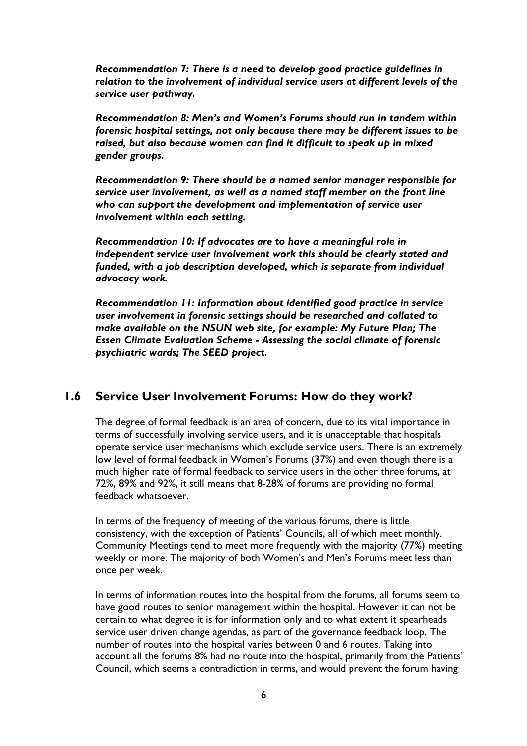***Recommendation 7: There is a need to develop good practice guidelines in relation to the involvement of individual service users at different levels of the service user pathway.***

***Recommendation 8: Men's and Women's Forums should run in tandem within forensic hospital settings, not only because there may be different issues to be raised, but also because women can find it difficult to speak up in mixed gender groups.***

***Recommendation 9: There should be a named senior manager responsible for service user involvement, as well as a named staff member on the front line who can support the development and implementation of service user involvement within each setting.***

***Recommendation 10: If advocates are to have a meaningful role in independent service user involvement work this should be clearly stated and funded, with a job description developed, which is separate from individual advocacy work.***

***Recommendation 11: Information about identified good practice in service user involvement in forensic settings should be researched and collated to make available on the NSUN web site, for example: My Future Plan; The Essen Climate Evaluation Scheme - Assessing the social climate of forensic psychiatric wards; The SEED project.***

## 1.6 Service User Involvement Forums: How do they work?

The degree of formal feedback is an area of concern, due to its vital importance in terms of successfully involving service users, and it is unacceptable that hospitals operate service user mechanisms which exclude service users. There is an extremely low level of formal feedback in Women's Forums (37%) and even though there is a much higher rate of formal feedback to service users in the other three forums, at 72%, 89% and 92%, it still means that 8-28% of forums are providing no formal feedback whatsoever.

In terms of the frequency of meeting of the various forums, there is little consistency, with the exception of Patients' Councils, all of which meet monthly. Community Meetings tend to meet more frequently with the majority (77%) meeting weekly or more. The majority of both Women's and Men's Forums meet less than once per week.

In terms of information routes into the hospital from the forums, all forums seem to have good routes to senior management within the hospital. However it can not be certain to what degree it is for information only and to what extent it spearheads service user driven change agendas, as part of the governance feedback loop. The number of routes into the hospital varies between 0 and 6 routes. Taking into account all the forums 8% had no route into the hospital, primarily from the Patients' Council, which seems a contradiction in terms, and would prevent the forum having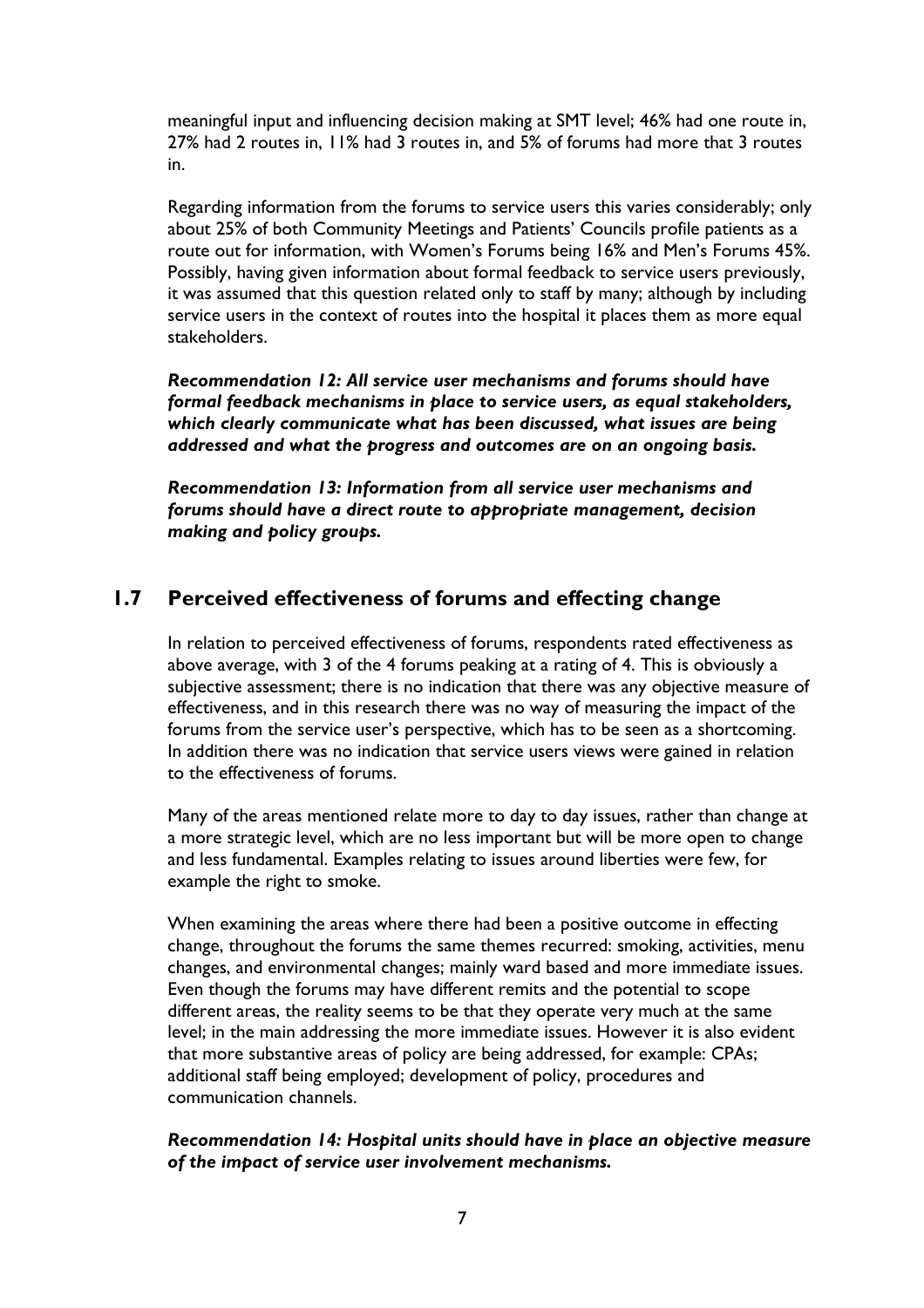meaningful input and influencing decision making at SMT level; 46% had one route in, 27% had 2 routes in, 11% had 3 routes in, and 5% of forums had more that 3 routes in.

Regarding information from the forums to service users this varies considerably; only about 25% of both Community Meetings and Patients' Councils profile patients as a route out for information, with Women's Forums being 16% and Men's Forums 45%. Possibly, having given information about formal feedback to service users previously, it was assumed that this question related only to staff by many; although by including service users in the context of routes into the hospital it places them as more equal stakeholders.

***Recommendation 12: All service user mechanisms and forums should have formal feedback mechanisms in place to service users, as equal stakeholders, which clearly communicate what has been discussed, what issues are being addressed and what the progress and outcomes are on an ongoing basis.***

***Recommendation 13: Information from all service user mechanisms and forums should have a direct route to appropriate management, decision making and policy groups.***

## 1.7 Perceived effectiveness of forums and effecting change

In relation to perceived effectiveness of forums, respondents rated effectiveness as above average, with 3 of the 4 forums peaking at a rating of 4. This is obviously a subjective assessment; there is no indication that there was any objective measure of effectiveness, and in this research there was no way of measuring the impact of the forums from the service user's perspective, which has to be seen as a shortcoming. In addition there was no indication that service users views were gained in relation to the effectiveness of forums.

Many of the areas mentioned relate more to day to day issues, rather than change at a more strategic level, which are no less important but will be more open to change and less fundamental. Examples relating to issues around liberties were few, for example the right to smoke.

When examining the areas where there had been a positive outcome in effecting change, throughout the forums the same themes recurred: smoking, activities, menu changes, and environmental changes; mainly ward based and more immediate issues. Even though the forums may have different remits and the potential to scope different areas, the reality seems to be that they operate very much at the same level; in the main addressing the more immediate issues. However it is also evident that more substantive areas of policy are being addressed, for example: CPAs; additional staff being employed; development of policy, procedures and communication channels.

***Recommendation 14: Hospital units should have in place an objective measure of the impact of service user involvement mechanisms.***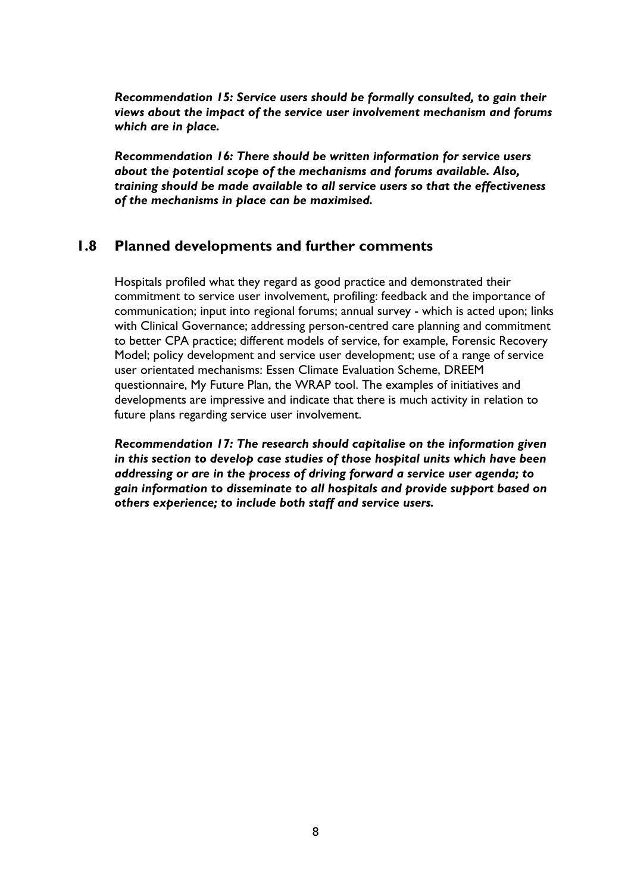***Recommendation 15: Service users should be formally consulted, to gain their views about the impact of the service user involvement mechanism and forums which are in place.***

***Recommendation 16: There should be written information for service users about the potential scope of the mechanisms and forums available. Also, training should be made available to all service users so that the effectiveness of the mechanisms in place can be maximised.***

## 1.8 Planned developments and further comments

Hospitals profiled what they regard as good practice and demonstrated their commitment to service user involvement, profiling: feedback and the importance of communication; input into regional forums; annual survey - which is acted upon; links with Clinical Governance; addressing person-centred care planning and commitment to better CPA practice; different models of service, for example, Forensic Recovery Model; policy development and service user development; use of a range of service user orientated mechanisms: Essen Climate Evaluation Scheme, DREEM questionnaire, My Future Plan, the WRAP tool. The examples of initiatives and developments are impressive and indicate that there is much activity in relation to future plans regarding service user involvement.

***Recommendation 17: The research should capitalise on the information given in this section to develop case studies of those hospital units which have been addressing or are in the process of driving forward a service user agenda; to gain information to disseminate to all hospitals and provide support based on others experience; to include both staff and service users.***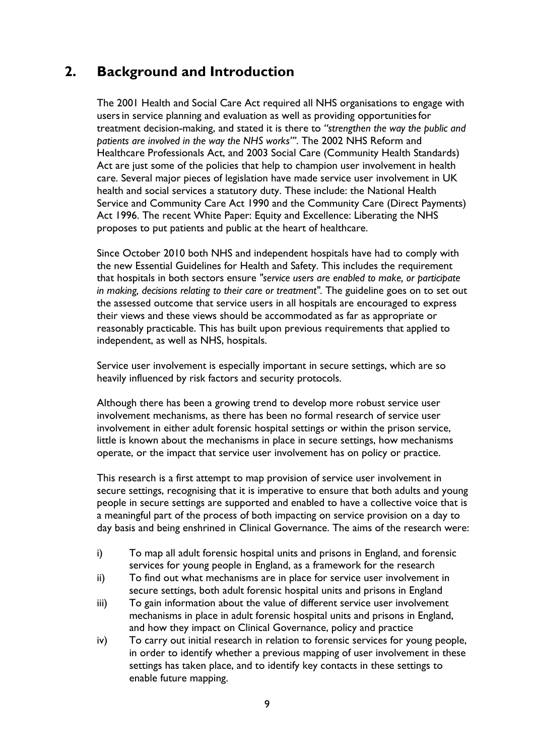## 2. Background and Introduction

The 2001 Health and Social Care Act required all NHS organisations to engage with users in service planning and evaluation as well as providing opportunities for treatment decision-making, and stated it is there to *"strengthen the way the public and patients are involved in the way the NHS works'"*. The 2002 NHS Reform and Healthcare Professionals Act, and 2003 Social Care (Community Health Standards) Act are just some of the policies that help to champion user involvement in health care. Several major pieces of legislation have made service user involvement in UK health and social services a statutory duty. These include: the National Health Service and Community Care Act 1990 and the Community Care (Direct Payments) Act 1996. The recent White Paper: Equity and Excellence: Liberating the NHS proposes to put patients and public at the heart of healthcare.

Since October 2010 both NHS and independent hospitals have had to comply with the new Essential Guidelines for Health and Safety. This includes the requirement that hospitals in both sectors ensure "*service users are enabled to make, or participate in making, decisions relating to their care or treatment*". The guideline goes on to set out the assessed outcome that service users in all hospitals are encouraged to express their views and these views should be accommodated as far as appropriate or reasonably practicable. This has built upon previous requirements that applied to independent, as well as NHS, hospitals.

Service user involvement is especially important in secure settings, which are so heavily influenced by risk factors and security protocols.

Although there has been a growing trend to develop more robust service user involvement mechanisms, as there has been no formal research of service user involvement in either adult forensic hospital settings or within the prison service, little is known about the mechanisms in place in secure settings, how mechanisms operate, or the impact that service user involvement has on policy or practice.

This research is a first attempt to map provision of service user involvement in secure settings, recognising that it is imperative to ensure that both adults and young people in secure settings are supported and enabled to have a collective voice that is a meaningful part of the process of both impacting on service provision on a day to day basis and being enshrined in Clinical Governance. The aims of the research were:

i) To map all adult forensic hospital units and prisons in England, and forensic services for young people in England, as a framework for the research
ii) To find out what mechanisms are in place for service user involvement in secure settings, both adult forensic hospital units and prisons in England
iii) To gain information about the value of different service user involvement mechanisms in place in adult forensic hospital units and prisons in England, and how they impact on Clinical Governance, policy and practice
iv) To carry out initial research in relation to forensic services for young people, in order to identify whether a previous mapping of user involvement in these settings has taken place, and to identify key contacts in these settings to enable future mapping.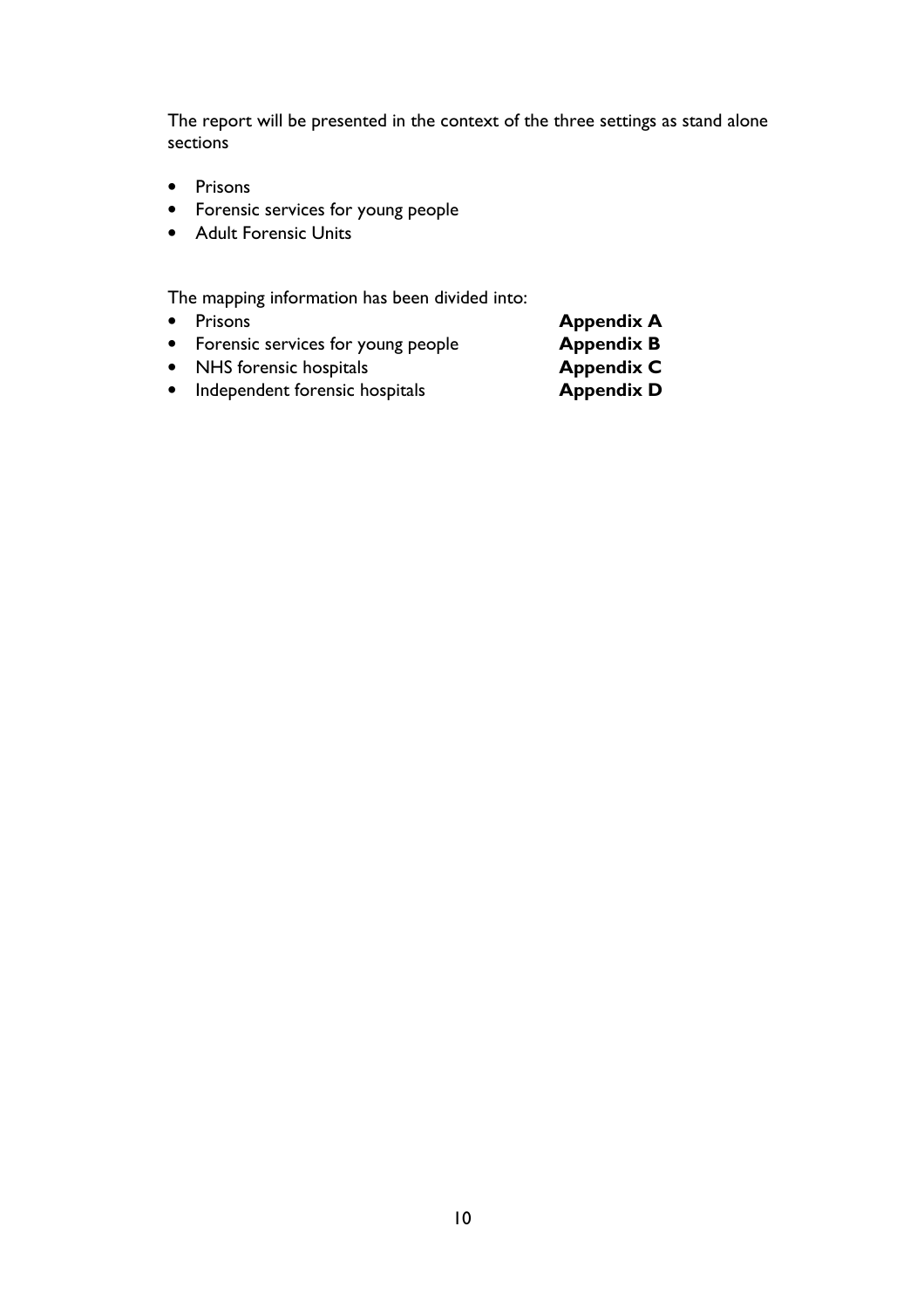The report will be presented in the context of the three settings as stand alone sections

- Prisons
- Forensic services for young people
- Adult Forensic Units

The mapping information has been divided into:

- Prisons **Appendix A**
- Forensic services for young people **Appendix B**
- NHS forensic hospitals **Appendix C**
- Independent forensic hospitals **Appendix D**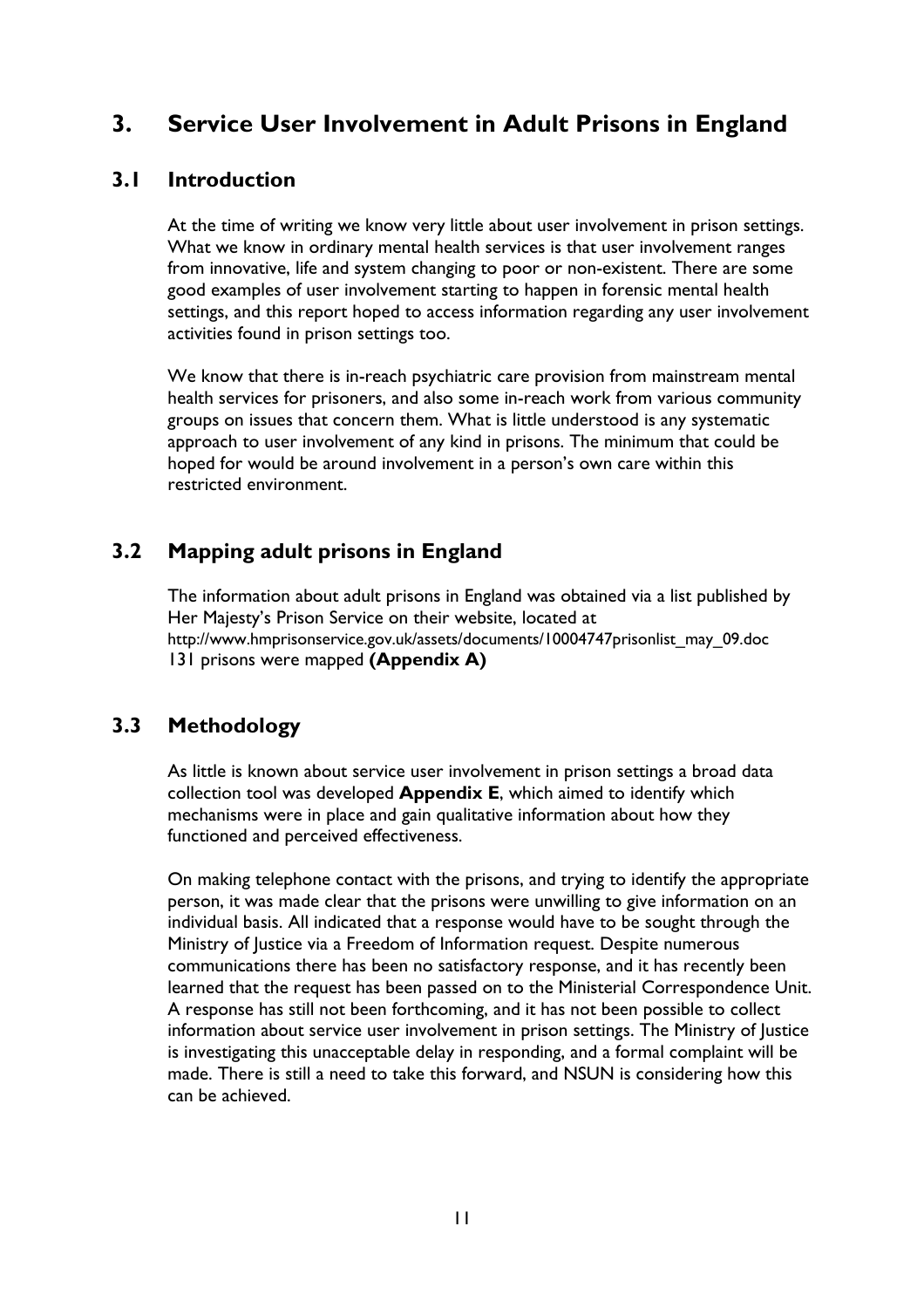# 3. Service User Involvement in Adult Prisons in England

## 3.1 Introduction

At the time of writing we know very little about user involvement in prison settings. What we know in ordinary mental health services is that user involvement ranges from innovative, life and system changing to poor or non-existent. There are some good examples of user involvement starting to happen in forensic mental health settings, and this report hoped to access information regarding any user involvement activities found in prison settings too.

We know that there is in-reach psychiatric care provision from mainstream mental health services for prisoners, and also some in-reach work from various community groups on issues that concern them. What is little understood is any systematic approach to user involvement of any kind in prisons. The minimum that could be hoped for would be around involvement in a person's own care within this restricted environment.

## 3.2 Mapping adult prisons in England

The information about adult prisons in England was obtained via a list published by Her Majesty's Prison Service on their website, located at http://www.hmprisonservice.gov.uk/assets/documents/10004747prisonlist_may_09.doc
131 prisons were mapped **(Appendix A)**

## 3.3 Methodology

As little is known about service user involvement in prison settings a broad data collection tool was developed **Appendix E**, which aimed to identify which mechanisms were in place and gain qualitative information about how they functioned and perceived effectiveness.

On making telephone contact with the prisons, and trying to identify the appropriate person, it was made clear that the prisons were unwilling to give information on an individual basis. All indicated that a response would have to be sought through the Ministry of Justice via a Freedom of Information request. Despite numerous communications there has been no satisfactory response, and it has recently been learned that the request has been passed on to the Ministerial Correspondence Unit. A response has still not been forthcoming, and it has not been possible to collect information about service user involvement in prison settings. The Ministry of Justice is investigating this unacceptable delay in responding, and a formal complaint will be made. There is still a need to take this forward, and NSUN is considering how this can be achieved.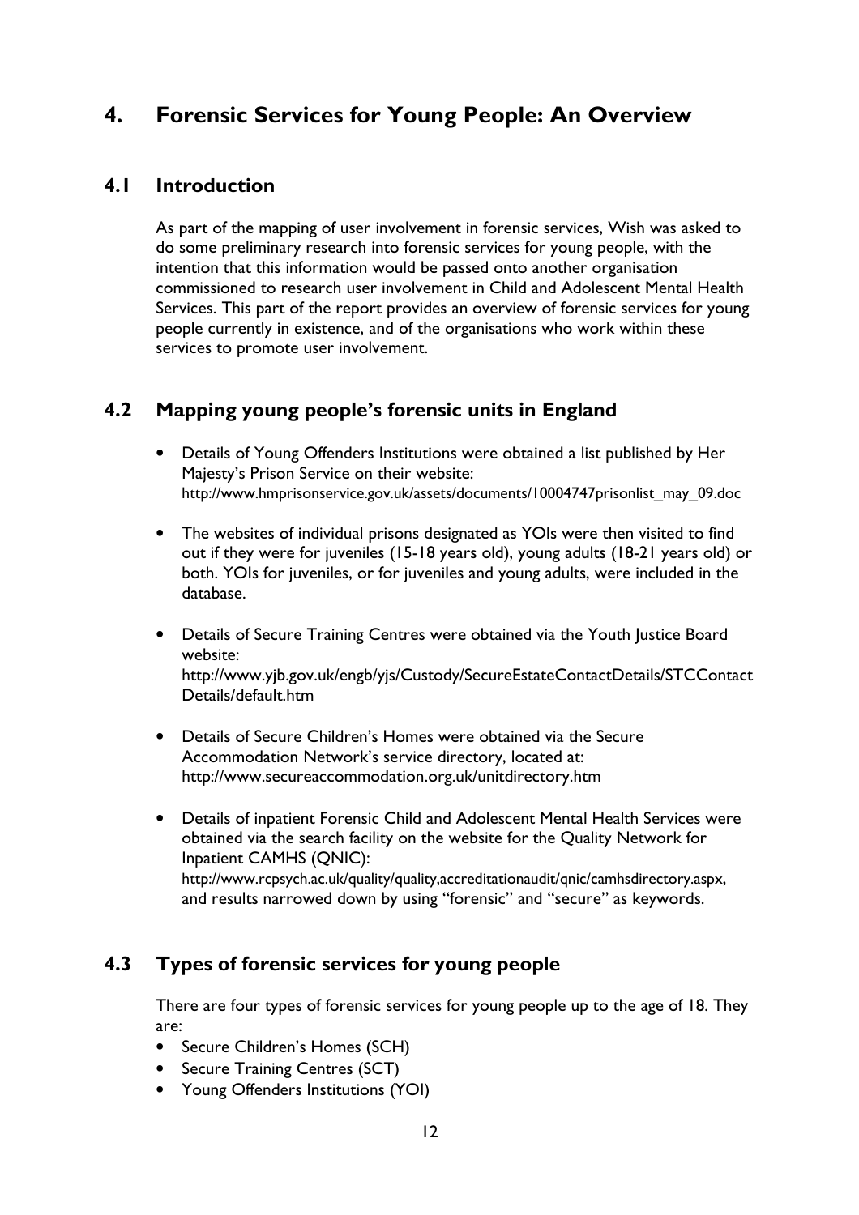# 4. Forensic Services for Young People: An Overview

## 4.1 Introduction

As part of the mapping of user involvement in forensic services, Wish was asked to do some preliminary research into forensic services for young people, with the intention that this information would be passed onto another organisation commissioned to research user involvement in Child and Adolescent Mental Health Services. This part of the report provides an overview of forensic services for young people currently in existence, and of the organisations who work within these services to promote user involvement.

## 4.2 Mapping young people's forensic units in England

- Details of Young Offenders Institutions were obtained a list published by Her Majesty's Prison Service on their website: http://www.hmprisonservice.gov.uk/assets/documents/10004747prisonlist_may_09.doc
- The websites of individual prisons designated as YOIs were then visited to find out if they were for juveniles (15-18 years old), young adults (18-21 years old) or both. YOIs for juveniles, or for juveniles and young adults, were included in the database.
- Details of Secure Training Centres were obtained via the Youth Justice Board website: http://www.yjb.gov.uk/engb/yjs/Custody/SecureEstateContactDetails/STCContactDetails/default.htm
- Details of Secure Children's Homes were obtained via the Secure Accommodation Network's service directory, located at: http://www.secureaccommodation.org.uk/unitdirectory.htm
- Details of inpatient Forensic Child and Adolescent Mental Health Services were obtained via the search facility on the website for the Quality Network for Inpatient CAMHS (QNIC): http://www.rcpsych.ac.uk/quality/quality,accreditationaudit/qnic/camhsdirectory.aspx, and results narrowed down by using "forensic" and "secure" as keywords.

## 4.3 Types of forensic services for young people

There are four types of forensic services for young people up to the age of 18. They are:

- Secure Children's Homes (SCH)
- Secure Training Centres (SCT)
- Young Offenders Institutions (YOI)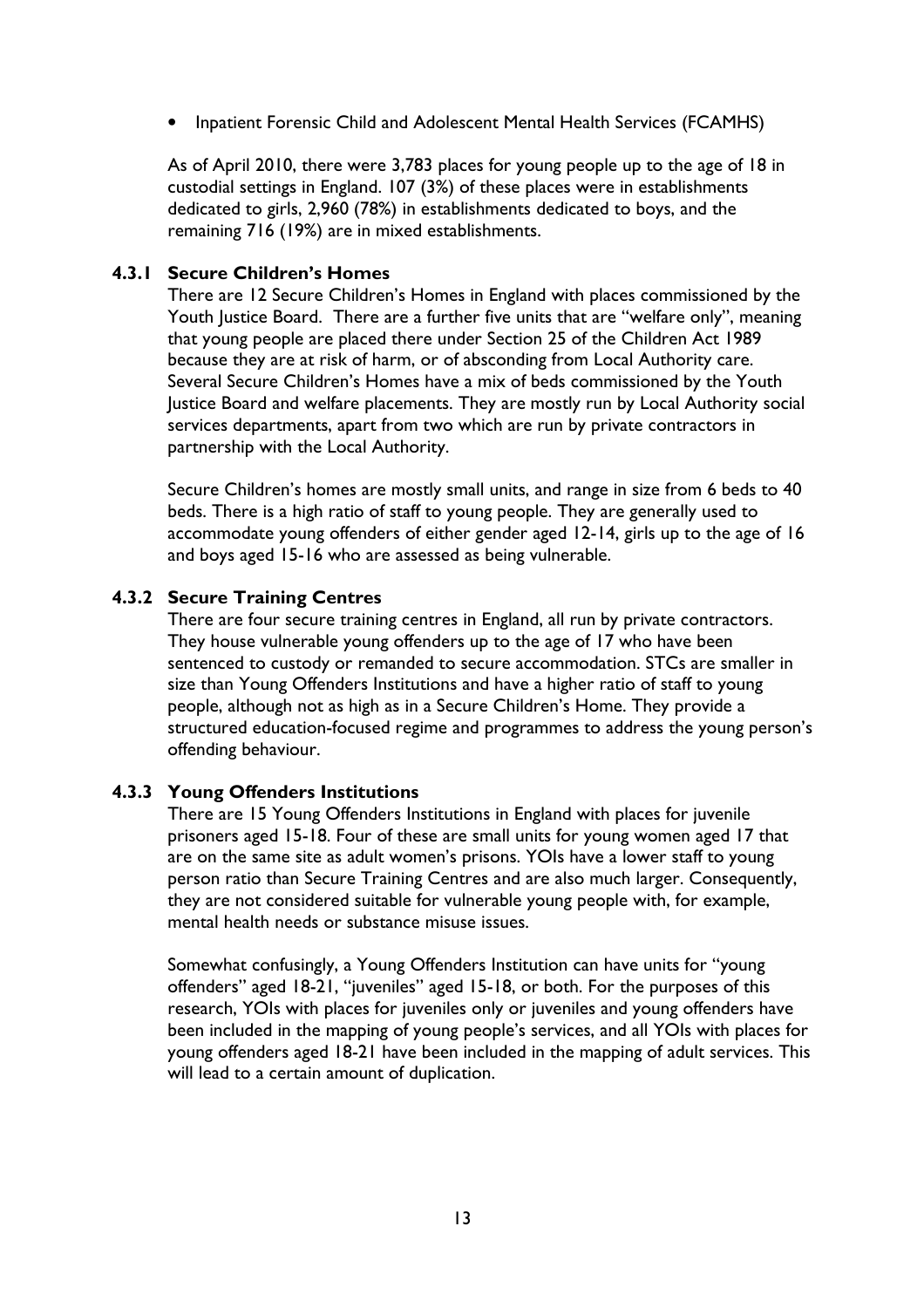- Inpatient Forensic Child and Adolescent Mental Health Services (FCAMHS)

As of April 2010, there were 3,783 places for young people up to the age of 18 in custodial settings in England. 107 (3%) of these places were in establishments dedicated to girls, 2,960 (78%) in establishments dedicated to boys, and the remaining 716 (19%) are in mixed establishments.

### 4.3.1 Secure Children's Homes

There are 12 Secure Children's Homes in England with places commissioned by the Youth Justice Board. There are a further five units that are "welfare only", meaning that young people are placed there under Section 25 of the Children Act 1989 because they are at risk of harm, or of absconding from Local Authority care. Several Secure Children's Homes have a mix of beds commissioned by the Youth Justice Board and welfare placements. They are mostly run by Local Authority social services departments, apart from two which are run by private contractors in partnership with the Local Authority.

Secure Children's homes are mostly small units, and range in size from 6 beds to 40 beds. There is a high ratio of staff to young people. They are generally used to accommodate young offenders of either gender aged 12-14, girls up to the age of 16 and boys aged 15-16 who are assessed as being vulnerable.

### 4.3.2 Secure Training Centres

There are four secure training centres in England, all run by private contractors. They house vulnerable young offenders up to the age of 17 who have been sentenced to custody or remanded to secure accommodation. STCs are smaller in size than Young Offenders Institutions and have a higher ratio of staff to young people, although not as high as in a Secure Children's Home. They provide a structured education-focused regime and programmes to address the young person's offending behaviour.

### 4.3.3 Young Offenders Institutions

There are 15 Young Offenders Institutions in England with places for juvenile prisoners aged 15-18. Four of these are small units for young women aged 17 that are on the same site as adult women's prisons. YOIs have a lower staff to young person ratio than Secure Training Centres and are also much larger. Consequently, they are not considered suitable for vulnerable young people with, for example, mental health needs or substance misuse issues.

Somewhat confusingly, a Young Offenders Institution can have units for "young offenders" aged 18-21, "juveniles" aged 15-18, or both. For the purposes of this research, YOIs with places for juveniles only or juveniles and young offenders have been included in the mapping of young people's services, and all YOIs with places for young offenders aged 18-21 have been included in the mapping of adult services. This will lead to a certain amount of duplication.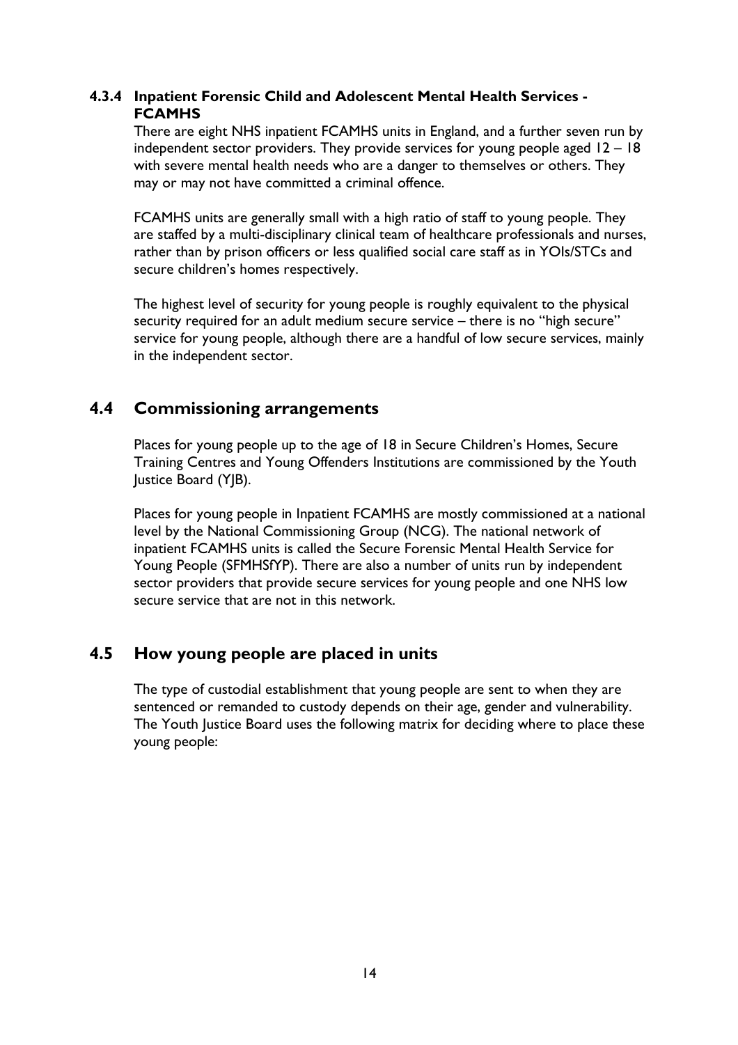#### 4.3.4 Inpatient Forensic Child and Adolescent Mental Health Services - FCAMHS

There are eight NHS inpatient FCAMHS units in England, and a further seven run by independent sector providers. They provide services for young people aged 12 – 18 with severe mental health needs who are a danger to themselves or others. They may or may not have committed a criminal offence.

FCAMHS units are generally small with a high ratio of staff to young people. They are staffed by a multi-disciplinary clinical team of healthcare professionals and nurses, rather than by prison officers or less qualified social care staff as in YOIs/STCs and secure children's homes respectively.

The highest level of security for young people is roughly equivalent to the physical security required for an adult medium secure service – there is no "high secure" service for young people, although there are a handful of low secure services, mainly in the independent sector.

## 4.4 Commissioning arrangements

Places for young people up to the age of 18 in Secure Children's Homes, Secure Training Centres and Young Offenders Institutions are commissioned by the Youth Justice Board (YJB).

Places for young people in Inpatient FCAMHS are mostly commissioned at a national level by the National Commissioning Group (NCG). The national network of inpatient FCAMHS units is called the Secure Forensic Mental Health Service for Young People (SFMHSfYP). There are also a number of units run by independent sector providers that provide secure services for young people and one NHS low secure service that are not in this network.

## 4.5 How young people are placed in units

The type of custodial establishment that young people are sent to when they are sentenced or remanded to custody depends on their age, gender and vulnerability. The Youth Justice Board uses the following matrix for deciding where to place these young people: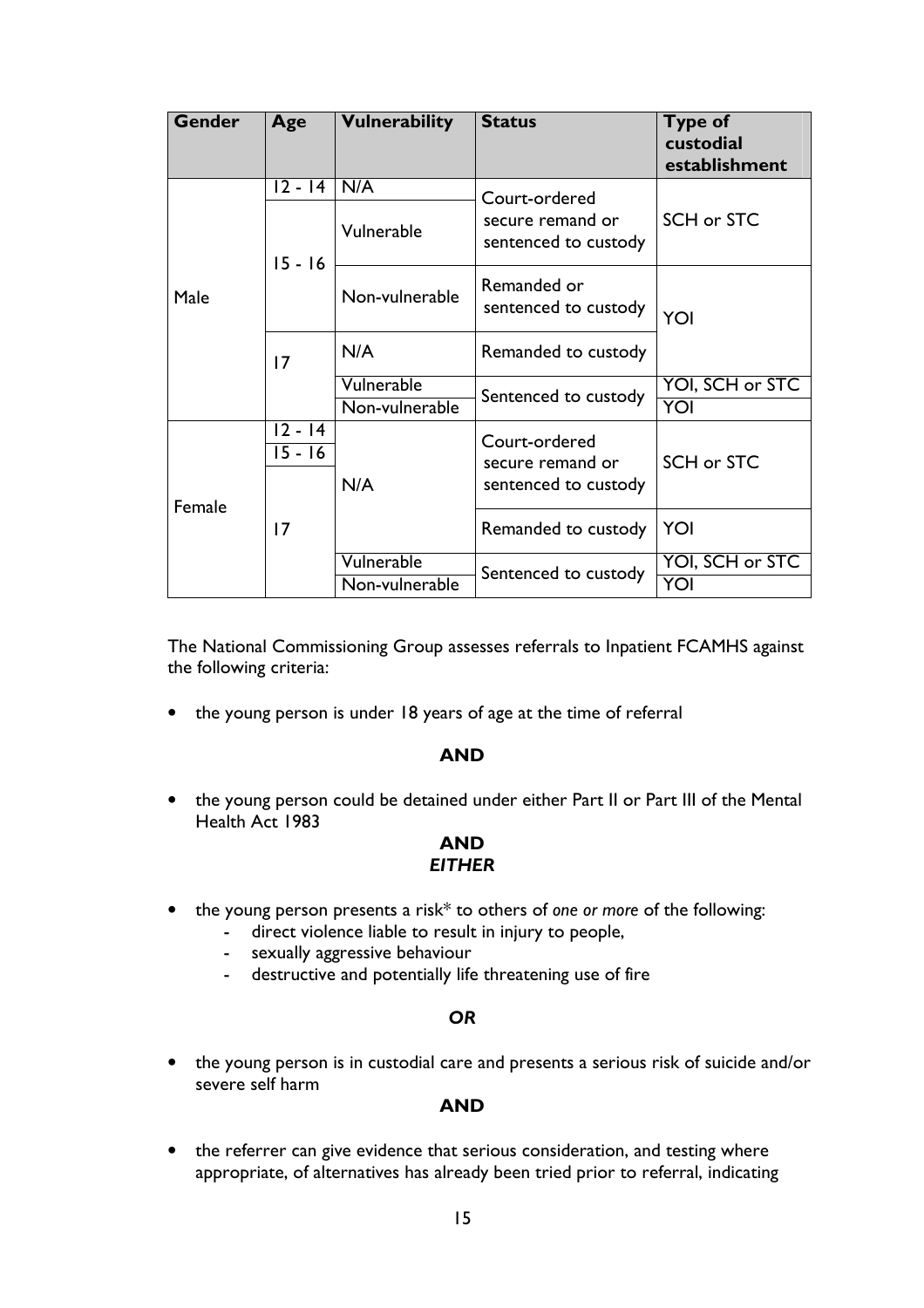| Gender | Age | Vulnerability | Status | Type of custodial establishment |
|---|---|---|---|---|
| Male | 12 - 14 | N/A | Court-ordered secure remand or sentenced to custody | SCH or STC |
| | 15 - 16 | Vulnerable | | |
| | | Non-vulnerable | Remanded or sentenced to custody | YOI |
| | 17 | N/A | Remanded to custody | |
| | | Vulnerable | Sentenced to custody | YOI, SCH or STC |
| | | Non-vulnerable | | YOI |
| Female | 12 - 14 | N/A | Court-ordered secure remand or sentenced to custody | SCH or STC |
| | 15 - 16 | | | |
| | 17 | | Remanded to custody | YOI |
| | | Vulnerable | Sentenced to custody | YOI, SCH or STC |
| | | Non-vulnerable | | YOI |

The National Commissioning Group assesses referrals to Inpatient FCAMHS against the following criteria:

- the young person is under 18 years of age at the time of referral

**AND**

- the young person could be detained under either Part II or Part III of the Mental Health Act 1983

**AND**
***EITHER***

- the young person presents a risk* to others of *one or more* of the following:
  - direct violence liable to result in injury to people,
  - sexually aggressive behaviour
  - destructive and potentially life threatening use of fire

***OR***

- the young person is in custodial care and presents a serious risk of suicide and/or severe self harm

**AND**

- the referrer can give evidence that serious consideration, and testing where appropriate, of alternatives has already been tried prior to referral, indicating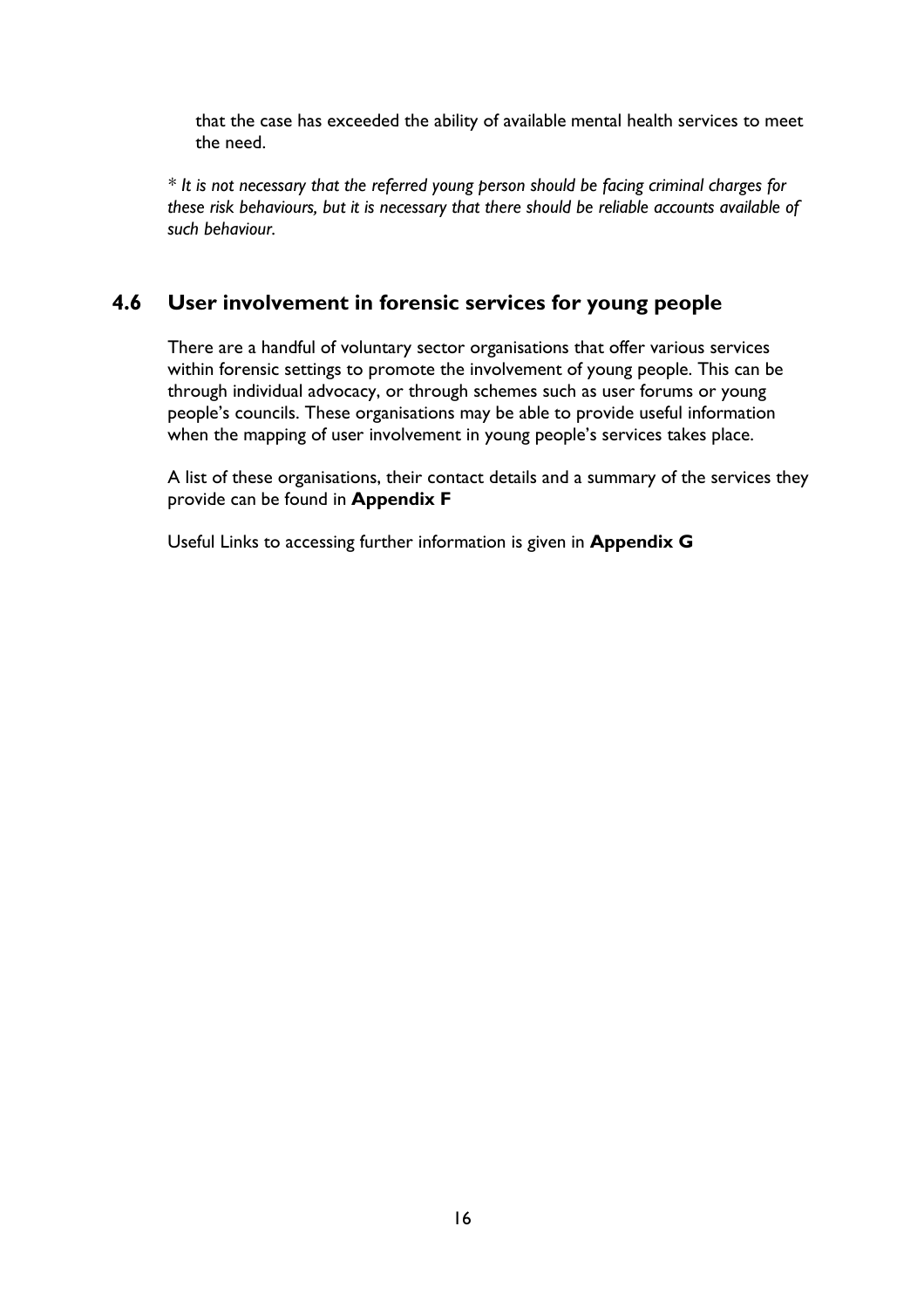that the case has exceeded the ability of available mental health services to meet the need.

* *It is not necessary that the referred young person should be facing criminal charges for these risk behaviours, but it is necessary that there should be reliable accounts available of such behaviour.*

## 4.6 User involvement in forensic services for young people

There are a handful of voluntary sector organisations that offer various services within forensic settings to promote the involvement of young people. This can be through individual advocacy, or through schemes such as user forums or young people's councils. These organisations may be able to provide useful information when the mapping of user involvement in young people's services takes place.

A list of these organisations, their contact details and a summary of the services they provide can be found in **Appendix F**

Useful Links to accessing further information is given in **Appendix G**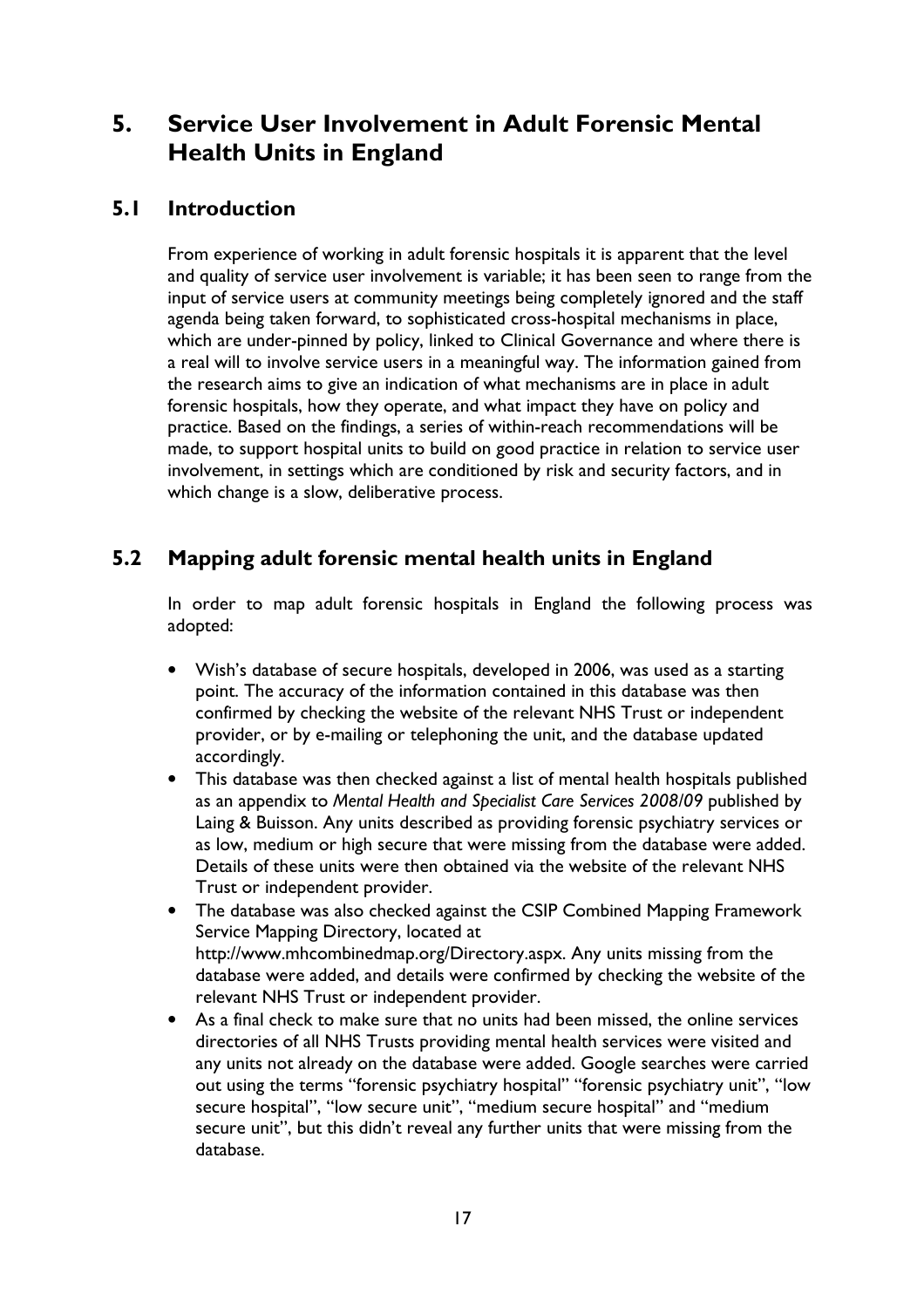# 5. Service User Involvement in Adult Forensic Mental Health Units in England

## 5.1 Introduction

From experience of working in adult forensic hospitals it is apparent that the level and quality of service user involvement is variable; it has been seen to range from the input of service users at community meetings being completely ignored and the staff agenda being taken forward, to sophisticated cross-hospital mechanisms in place, which are under-pinned by policy, linked to Clinical Governance and where there is a real will to involve service users in a meaningful way. The information gained from the research aims to give an indication of what mechanisms are in place in adult forensic hospitals, how they operate, and what impact they have on policy and practice. Based on the findings, a series of within-reach recommendations will be made, to support hospital units to build on good practice in relation to service user involvement, in settings which are conditioned by risk and security factors, and in which change is a slow, deliberative process.

## 5.2 Mapping adult forensic mental health units in England

In order to map adult forensic hospitals in England the following process was adopted:

- Wish's database of secure hospitals, developed in 2006, was used as a starting point. The accuracy of the information contained in this database was then confirmed by checking the website of the relevant NHS Trust or independent provider, or by e-mailing or telephoning the unit, and the database updated accordingly.
- This database was then checked against a list of mental health hospitals published as an appendix to *Mental Health and Specialist Care Services 2008/09* published by Laing & Buisson. Any units described as providing forensic psychiatry services or as low, medium or high secure that were missing from the database were added. Details of these units were then obtained via the website of the relevant NHS Trust or independent provider.
- The database was also checked against the CSIP Combined Mapping Framework Service Mapping Directory, located at http://www.mhcombinedmap.org/Directory.aspx. Any units missing from the database were added, and details were confirmed by checking the website of the relevant NHS Trust or independent provider.
- As a final check to make sure that no units had been missed, the online services directories of all NHS Trusts providing mental health services were visited and any units not already on the database were added. Google searches were carried out using the terms "forensic psychiatry hospital" "forensic psychiatry unit", "low secure hospital", "low secure unit", "medium secure hospital" and "medium secure unit", but this didn't reveal any further units that were missing from the database.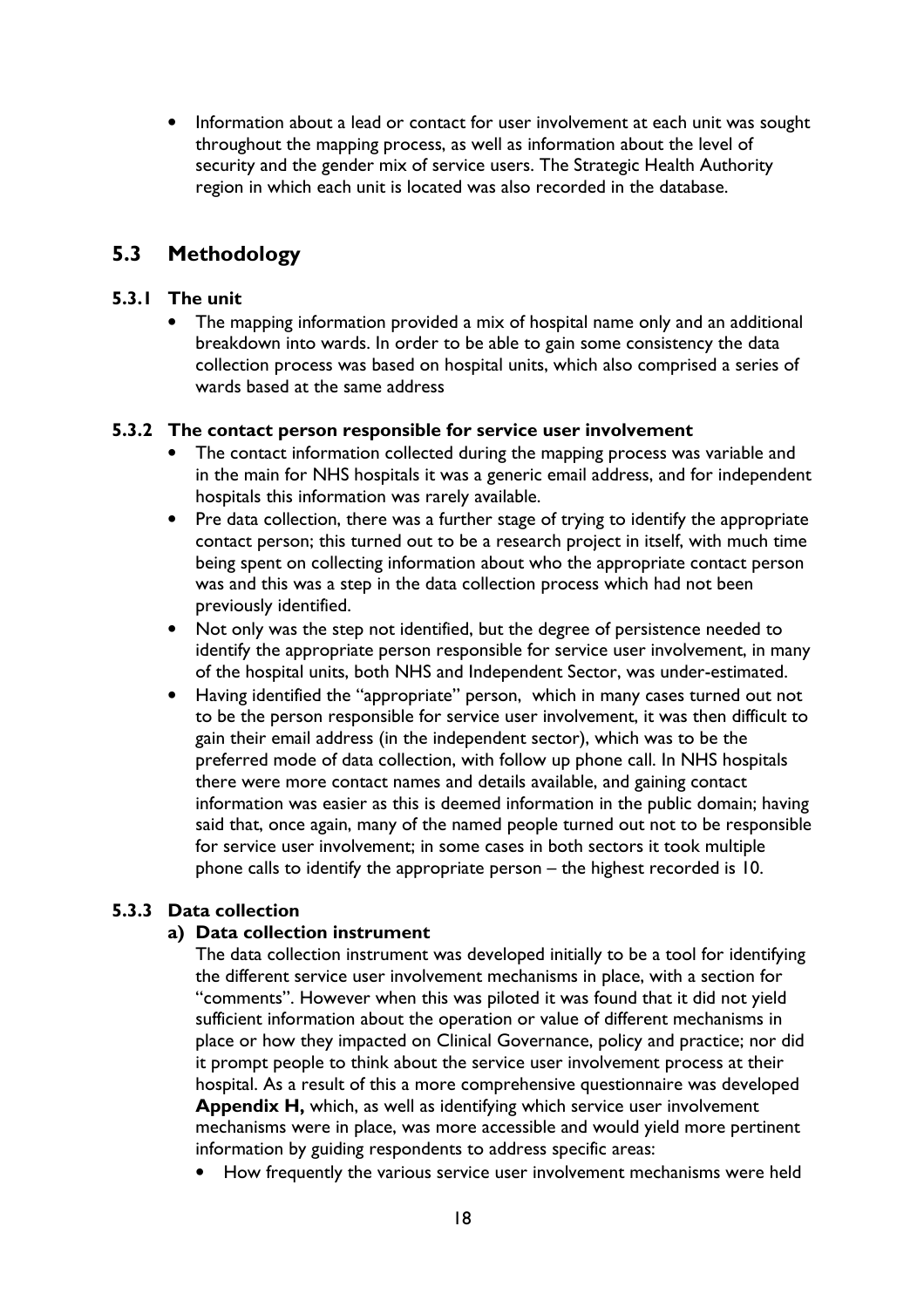- Information about a lead or contact for user involvement at each unit was sought throughout the mapping process, as well as information about the level of security and the gender mix of service users. The Strategic Health Authority region in which each unit is located was also recorded in the database.

## 5.3 Methodology

### 5.3.1 The unit

- The mapping information provided a mix of hospital name only and an additional breakdown into wards. In order to be able to gain some consistency the data collection process was based on hospital units, which also comprised a series of wards based at the same address

### 5.3.2 The contact person responsible for service user involvement

- The contact information collected during the mapping process was variable and in the main for NHS hospitals it was a generic email address, and for independent hospitals this information was rarely available.
- Pre data collection, there was a further stage of trying to identify the appropriate contact person; this turned out to be a research project in itself, with much time being spent on collecting information about who the appropriate contact person was and this was a step in the data collection process which had not been previously identified.
- Not only was the step not identified, but the degree of persistence needed to identify the appropriate person responsible for service user involvement, in many of the hospital units, both NHS and Independent Sector, was under-estimated.
- Having identified the "appropriate" person, which in many cases turned out not to be the person responsible for service user involvement, it was then difficult to gain their email address (in the independent sector), which was to be the preferred mode of data collection, with follow up phone call. In NHS hospitals there were more contact names and details available, and gaining contact information was easier as this is deemed information in the public domain; having said that, once again, many of the named people turned out not to be responsible for service user involvement; in some cases in both sectors it took multiple phone calls to identify the appropriate person – the highest recorded is 10.

### 5.3.3 Data collection

#### a) Data collection instrument

The data collection instrument was developed initially to be a tool for identifying the different service user involvement mechanisms in place, with a section for "comments". However when this was piloted it was found that it did not yield sufficient information about the operation or value of different mechanisms in place or how they impacted on Clinical Governance, policy and practice; nor did it prompt people to think about the service user involvement process at their hospital. As a result of this a more comprehensive questionnaire was developed **Appendix H,** which, as well as identifying which service user involvement mechanisms were in place, was more accessible and would yield more pertinent information by guiding respondents to address specific areas:

- How frequently the various service user involvement mechanisms were held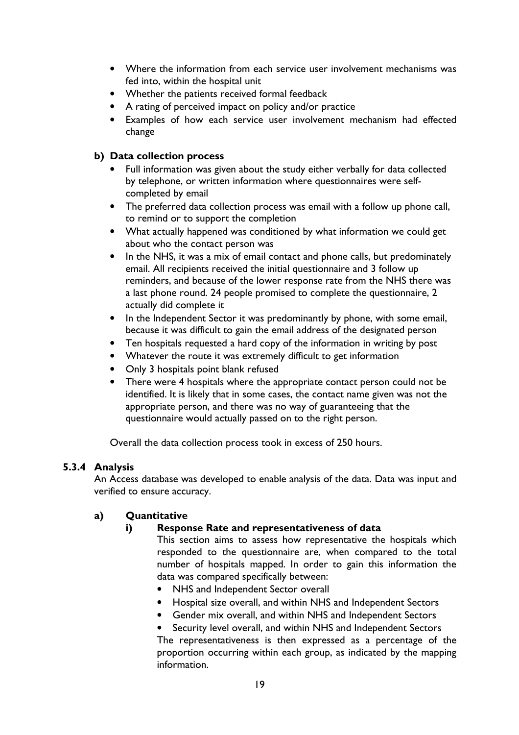- Where the information from each service user involvement mechanisms was fed into, within the hospital unit
- Whether the patients received formal feedback
- A rating of perceived impact on policy and/or practice
- Examples of how each service user involvement mechanism had effected change

**b) Data collection process**

- Full information was given about the study either verbally for data collected by telephone, or written information where questionnaires were self-completed by email
- The preferred data collection process was email with a follow up phone call, to remind or to support the completion
- What actually happened was conditioned by what information we could get about who the contact person was
- In the NHS, it was a mix of email contact and phone calls, but predominately email. All recipients received the initial questionnaire and 3 follow up reminders, and because of the lower response rate from the NHS there was a last phone round. 24 people promised to complete the questionnaire, 2 actually did complete it
- In the Independent Sector it was predominantly by phone, with some email, because it was difficult to gain the email address of the designated person
- Ten hospitals requested a hard copy of the information in writing by post
- Whatever the route it was extremely difficult to get information
- Only 3 hospitals point blank refused
- There were 4 hospitals where the appropriate contact person could not be identified. It is likely that in some cases, the contact name given was not the appropriate person, and there was no way of guaranteeing that the questionnaire would actually passed on to the right person.

Overall the data collection process took in excess of 250 hours.

### 5.3.4 Analysis

An Access database was developed to enable analysis of the data. Data was input and verified to ensure accuracy.

**a) Quantitative**

**i) Response Rate and representativeness of data**

This section aims to assess how representative the hospitals which responded to the questionnaire are, when compared to the total number of hospitals mapped. In order to gain this information the data was compared specifically between:

- NHS and Independent Sector overall
- Hospital size overall, and within NHS and Independent Sectors
- Gender mix overall, and within NHS and Independent Sectors
- Security level overall, and within NHS and Independent Sectors

The representativeness is then expressed as a percentage of the proportion occurring within each group, as indicated by the mapping information.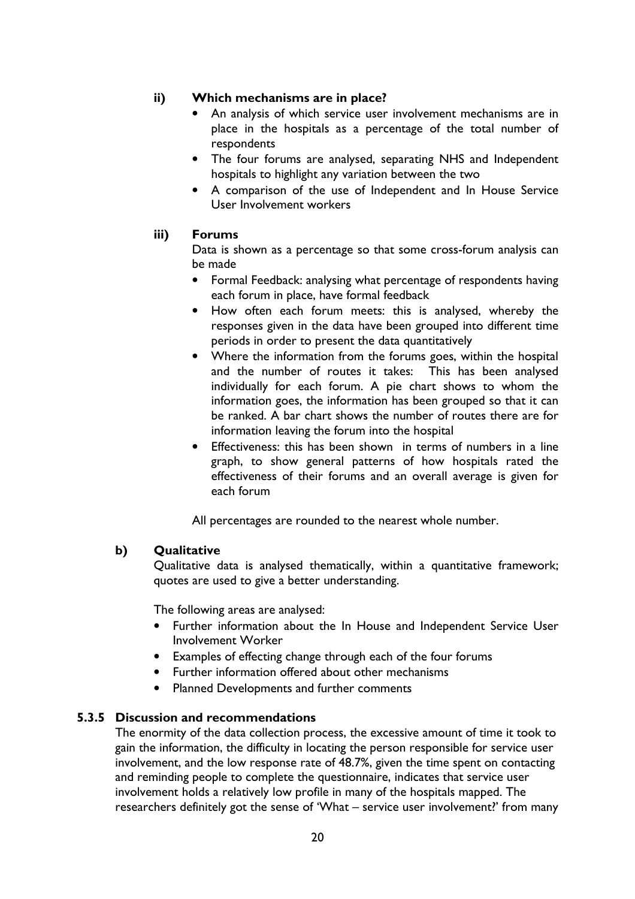#### ii) Which mechanisms are in place?

- An analysis of which service user involvement mechanisms are in place in the hospitals as a percentage of the total number of respondents
- The four forums are analysed, separating NHS and Independent hospitals to highlight any variation between the two
- A comparison of the use of Independent and In House Service User Involvement workers

#### iii) Forums

Data is shown as a percentage so that some cross-forum analysis can be made

- Formal Feedback: analysing what percentage of respondents having each forum in place, have formal feedback
- How often each forum meets: this is analysed, whereby the responses given in the data have been grouped into different time periods in order to present the data quantitatively
- Where the information from the forums goes, within the hospital and the number of routes it takes: This has been analysed individually for each forum. A pie chart shows to whom the information goes, the information has been grouped so that it can be ranked. A bar chart shows the number of routes there are for information leaving the forum into the hospital
- Effectiveness: this has been shown in terms of numbers in a line graph, to show general patterns of how hospitals rated the effectiveness of their forums and an overall average is given for each forum

All percentages are rounded to the nearest whole number.

#### b) Qualitative

Qualitative data is analysed thematically, within a quantitative framework; quotes are used to give a better understanding.

The following areas are analysed:

- Further information about the In House and Independent Service User Involvement Worker
- Examples of effecting change through each of the four forums
- Further information offered about other mechanisms
- Planned Developments and further comments

### 5.3.5 Discussion and recommendations

The enormity of the data collection process, the excessive amount of time it took to gain the information, the difficulty in locating the person responsible for service user involvement, and the low response rate of 48.7%, given the time spent on contacting and reminding people to complete the questionnaire, indicates that service user involvement holds a relatively low profile in many of the hospitals mapped. The researchers definitely got the sense of 'What – service user involvement?' from many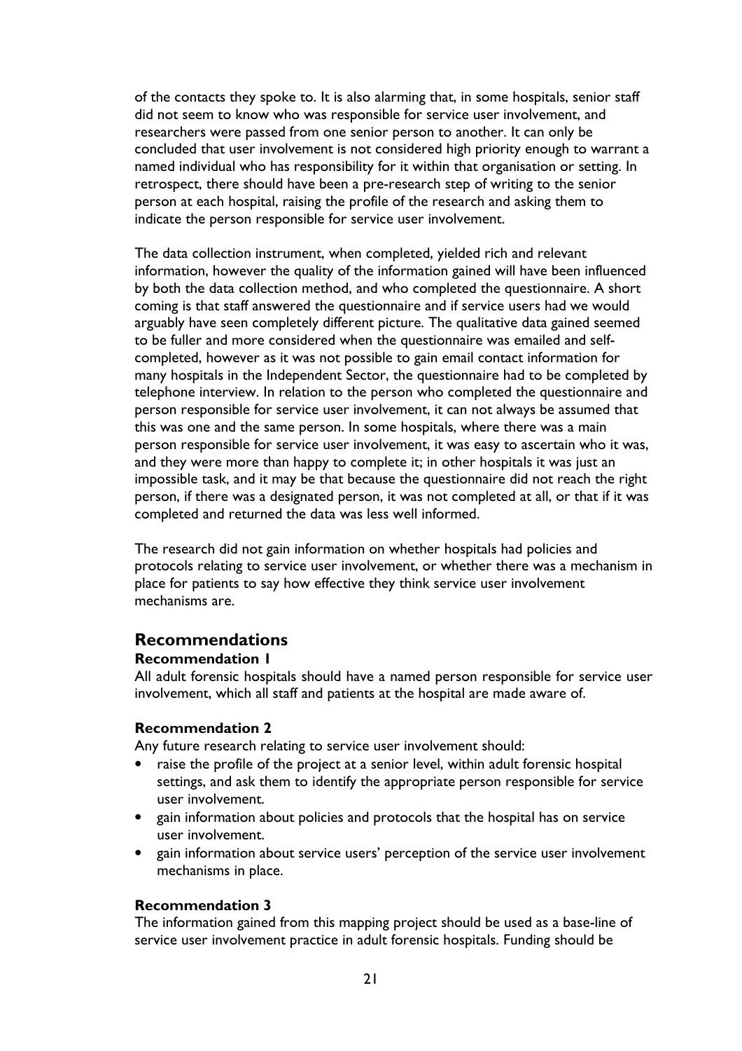of the contacts they spoke to. It is also alarming that, in some hospitals, senior staff did not seem to know who was responsible for service user involvement, and researchers were passed from one senior person to another. It can only be concluded that user involvement is not considered high priority enough to warrant a named individual who has responsibility for it within that organisation or setting. In retrospect, there should have been a pre-research step of writing to the senior person at each hospital, raising the profile of the research and asking them to indicate the person responsible for service user involvement.

The data collection instrument, when completed, yielded rich and relevant information, however the quality of the information gained will have been influenced by both the data collection method, and who completed the questionnaire. A short coming is that staff answered the questionnaire and if service users had we would arguably have seen completely different picture. The qualitative data gained seemed to be fuller and more considered when the questionnaire was emailed and self-completed, however as it was not possible to gain email contact information for many hospitals in the Independent Sector, the questionnaire had to be completed by telephone interview. In relation to the person who completed the questionnaire and person responsible for service user involvement, it can not always be assumed that this was one and the same person. In some hospitals, where there was a main person responsible for service user involvement, it was easy to ascertain who it was, and they were more than happy to complete it; in other hospitals it was just an impossible task, and it may be that because the questionnaire did not reach the right person, if there was a designated person, it was not completed at all, or that if it was completed and returned the data was less well informed.

The research did not gain information on whether hospitals had policies and protocols relating to service user involvement, or whether there was a mechanism in place for patients to say how effective they think service user involvement mechanisms are.

## Recommendations

### Recommendation 1

All adult forensic hospitals should have a named person responsible for service user involvement, which all staff and patients at the hospital are made aware of.

### Recommendation 2

Any future research relating to service user involvement should:

- raise the profile of the project at a senior level, within adult forensic hospital settings, and ask them to identify the appropriate person responsible for service user involvement.
- gain information about policies and protocols that the hospital has on service user involvement.
- gain information about service users' perception of the service user involvement mechanisms in place.

### Recommendation 3

The information gained from this mapping project should be used as a base-line of service user involvement practice in adult forensic hospitals. Funding should be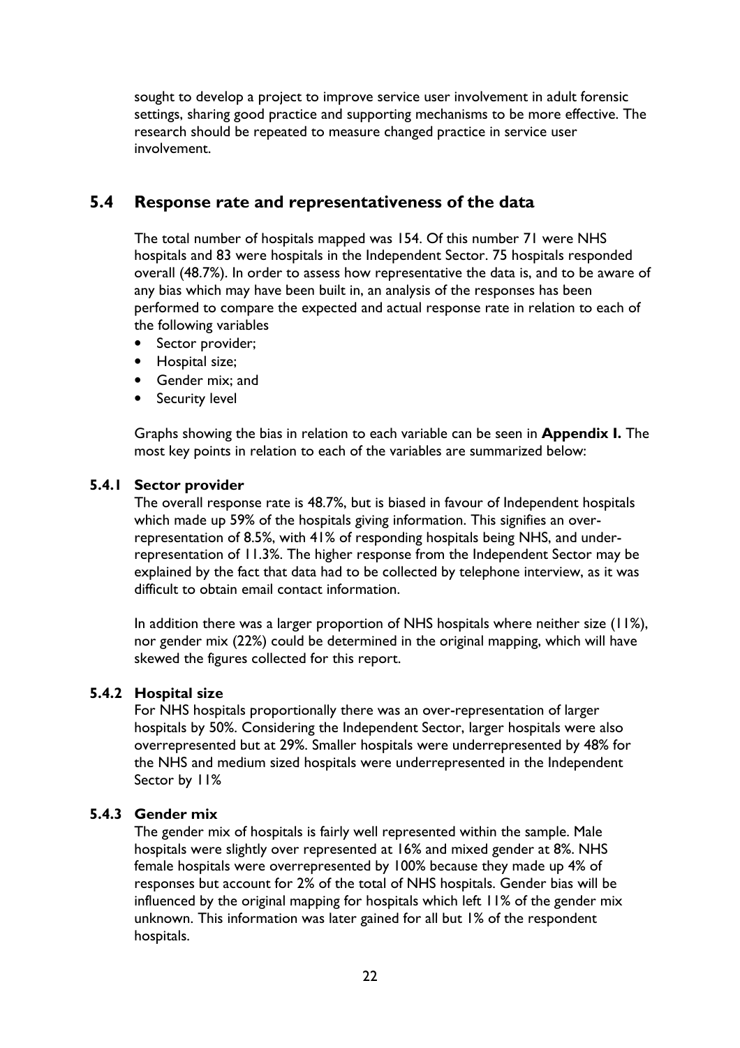sought to develop a project to improve service user involvement in adult forensic settings, sharing good practice and supporting mechanisms to be more effective. The research should be repeated to measure changed practice in service user involvement.

## 5.4 Response rate and representativeness of the data

The total number of hospitals mapped was 154. Of this number 71 were NHS hospitals and 83 were hospitals in the Independent Sector. 75 hospitals responded overall (48.7%). In order to assess how representative the data is, and to be aware of any bias which may have been built in, an analysis of the responses has been performed to compare the expected and actual response rate in relation to each of the following variables

- Sector provider;
- Hospital size;
- Gender mix; and
- Security level

Graphs showing the bias in relation to each variable can be seen in **Appendix I.** The most key points in relation to each of the variables are summarized below:

### 5.4.1 Sector provider

The overall response rate is 48.7%, but is biased in favour of Independent hospitals which made up 59% of the hospitals giving information. This signifies an over-representation of 8.5%, with 41% of responding hospitals being NHS, and under-representation of 11.3%. The higher response from the Independent Sector may be explained by the fact that data had to be collected by telephone interview, as it was difficult to obtain email contact information.

In addition there was a larger proportion of NHS hospitals where neither size (11%), nor gender mix (22%) could be determined in the original mapping, which will have skewed the figures collected for this report.

### 5.4.2 Hospital size

For NHS hospitals proportionally there was an over-representation of larger hospitals by 50%. Considering the Independent Sector, larger hospitals were also overrepresented but at 29%. Smaller hospitals were underrepresented by 48% for the NHS and medium sized hospitals were underrepresented in the Independent Sector by 11%

### 5.4.3 Gender mix

The gender mix of hospitals is fairly well represented within the sample. Male hospitals were slightly over represented at 16% and mixed gender at 8%. NHS female hospitals were overrepresented by 100% because they made up 4% of responses but account for 2% of the total of NHS hospitals. Gender bias will be influenced by the original mapping for hospitals which left 11% of the gender mix unknown. This information was later gained for all but 1% of the respondent hospitals.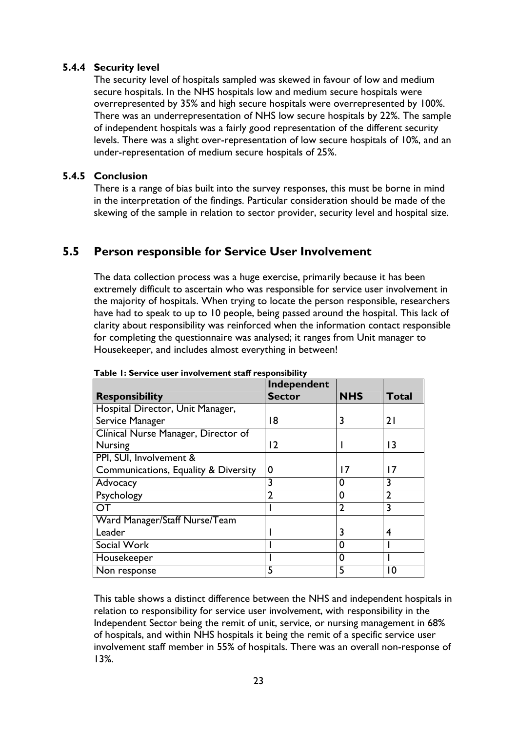#### 5.4.4 Security level

The security level of hospitals sampled was skewed in favour of low and medium secure hospitals. In the NHS hospitals low and medium secure hospitals were overrepresented by 35% and high secure hospitals were overrepresented by 100%. There was an underrepresentation of NHS low secure hospitals by 22%. The sample of independent hospitals was a fairly good representation of the different security levels. There was a slight over-representation of low secure hospitals of 10%, and an under-representation of medium secure hospitals of 25%.

#### 5.4.5 Conclusion

There is a range of bias built into the survey responses, this must be borne in mind in the interpretation of the findings. Particular consideration should be made of the skewing of the sample in relation to sector provider, security level and hospital size.

## 5.5 Person responsible for Service User Involvement

The data collection process was a huge exercise, primarily because it has been extremely difficult to ascertain who was responsible for service user involvement in the majority of hospitals. When trying to locate the person responsible, researchers have had to speak to up to 10 people, being passed around the hospital. This lack of clarity about responsibility was reinforced when the information contact responsible for completing the questionnaire was analysed; it ranges from Unit manager to Housekeeper, and includes almost everything in between!

**Table 1: Service user involvement staff responsibility**

| Responsibility | Independent Sector | NHS | Total |
|---|---|---|---|
| Hospital Director, Unit Manager, Service Manager | 18 | 3 | 21 |
| Clínical Nurse Manager, Director of Nursing | 12 | 1 | 13 |
| PPI, SUI, Involvement & Communications, Equality & Diversity | 0 | 17 | 17 |
| Advocacy | 3 | 0 | 3 |
| Psychology | 2 | 0 | 2 |
| OT | 1 | 2 | 3 |
| Ward Manager/Staff Nurse/Team Leader | 1 | 3 | 4 |
| Social Work | 1 | 0 | 1 |
| Housekeeper | 1 | 0 | 1 |
| Non response | 5 | 5 | 10 |

This table shows a distinct difference between the NHS and independent hospitals in relation to responsibility for service user involvement, with responsibility in the Independent Sector being the remit of unit, service, or nursing management in 68% of hospitals, and within NHS hospitals it being the remit of a specific service user involvement staff member in 55% of hospitals. There was an overall non-response of 13%.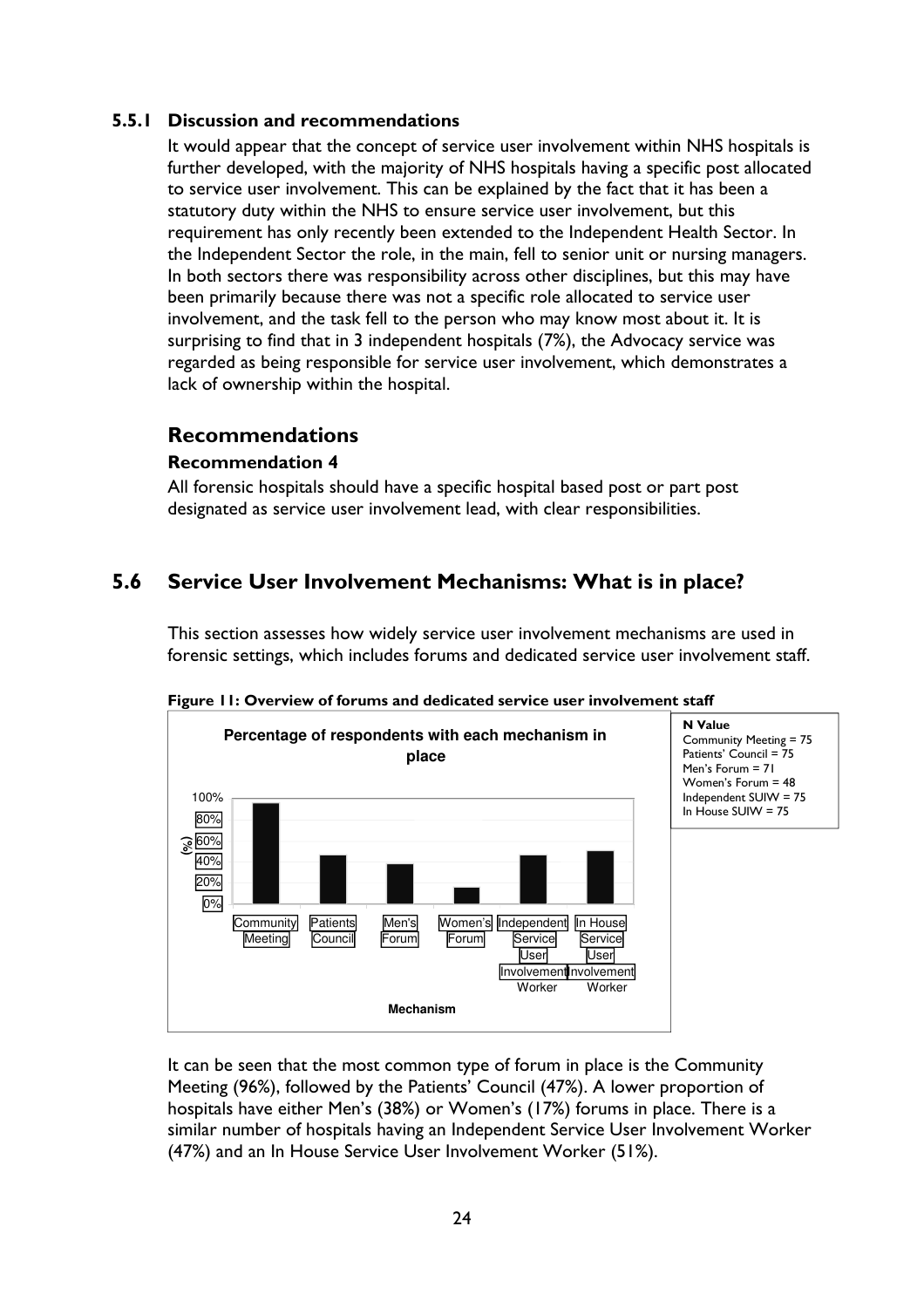### 5.5.1 Discussion and recommendations

It would appear that the concept of service user involvement within NHS hospitals is further developed, with the majority of NHS hospitals having a specific post allocated to service user involvement. This can be explained by the fact that it has been a statutory duty within the NHS to ensure service user involvement, but this requirement has only recently been extended to the Independent Health Sector. In the Independent Sector the role, in the main, fell to senior unit or nursing managers. In both sectors there was responsibility across other disciplines, but this may have been primarily because there was not a specific role allocated to service user involvement, and the task fell to the person who may know most about it. It is surprising to find that in 3 independent hospitals (7%), the Advocacy service was regarded as being responsible for service user involvement, which demonstrates a lack of ownership within the hospital.

## Recommendations

### Recommendation 4

All forensic hospitals should have a specific hospital based post or part post designated as service user involvement lead, with clear responsibilities.

## 5.6 Service User Involvement Mechanisms: What is in place?

This section assesses how widely service user involvement mechanisms are used in forensic settings, which includes forums and dedicated service user involvement staff.

**Figure 11: Overview of forums and dedicated service user involvement staff**

**Percentage of respondents with each mechanism in place**

| Mechanism | (%) |
|---|---|
| Community Meeting | 96% |
| Patients Council | 47% |
| Men's Forum | 38% |
| Women's Forum | 17% |
| Independent Service User Involvement Worker | 47% |
| In House Service User Involvement Worker | 51% |

**N Value**
Community Meeting = 75
Patients' Council = 75
Men's Forum = 71
Women's Forum = 48
Independent SUIW = 75
In House SUIW = 75

It can be seen that the most common type of forum in place is the Community Meeting (96%), followed by the Patients' Council (47%). A lower proportion of hospitals have either Men's (38%) or Women's (17%) forums in place. There is a similar number of hospitals having an Independent Service User Involvement Worker (47%) and an In House Service User Involvement Worker (51%).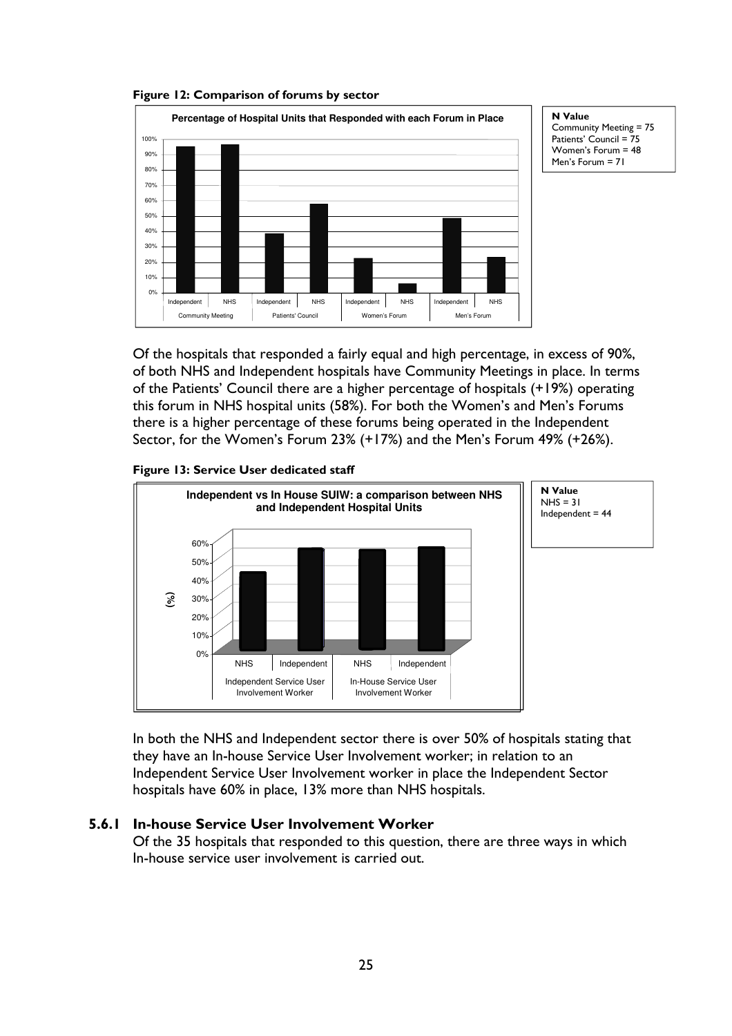**Figure 12: Comparison of forums by sector**

**Percentage of Hospital Units that Responded with each Forum in Place**

**N Value**
Community Meeting = 75
Patients' Council = 75
Women's Forum = 48
Men's Forum = 71

Of the hospitals that responded a fairly equal and high percentage, in excess of 90%, of both NHS and Independent hospitals have Community Meetings in place. In terms of the Patients' Council there are a higher percentage of hospitals (+19%) operating this forum in NHS hospital units (58%). For both the Women's and Men's Forums there is a higher percentage of these forums being operated in the Independent Sector, for the Women's Forum 23% (+17%) and the Men's Forum 49% (+26%).

**Figure 13: Service User dedicated staff**

**Independent vs In House SUIW: a comparison between NHS and Independent Hospital Units**

**N Value**
NHS = 31
Independent = 44

In both the NHS and Independent sector there is over 50% of hospitals stating that they have an In-house Service User Involvement worker; in relation to an Independent Service User Involvement worker in place the Independent Sector hospitals have 60% in place, 13% more than NHS hospitals.

### 5.6.1 In-house Service User Involvement Worker

Of the 35 hospitals that responded to this question, there are three ways in which In-house service user involvement is carried out.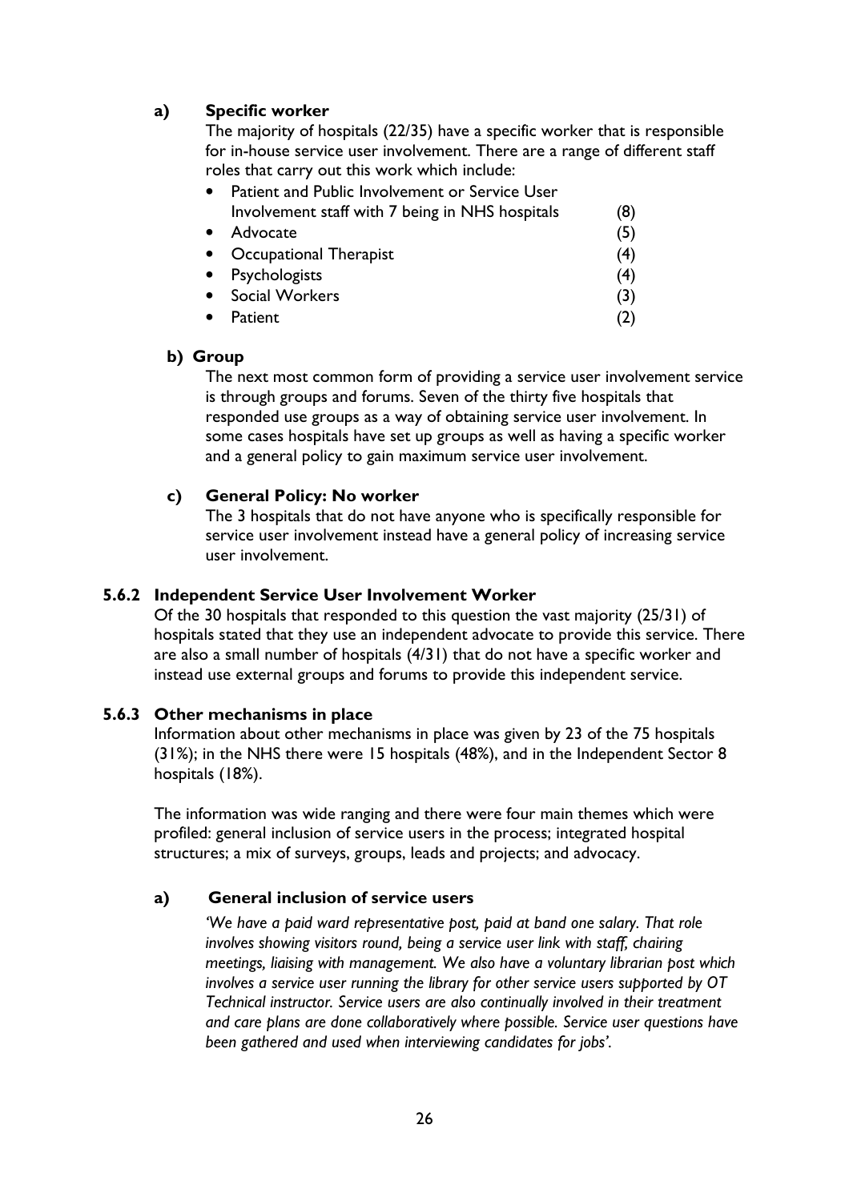**a) Specific worker**

The majority of hospitals (22/35) have a specific worker that is responsible for in-house service user involvement. There are a range of different staff roles that carry out this work which include:

- Patient and Public Involvement or Service User Involvement staff with 7 being in NHS hospitals (8)
- Advocate (5)
- Occupational Therapist (4)
- Psychologists (4)
- Social Workers (3)
- Patient (2)

**b) Group**

The next most common form of providing a service user involvement service is through groups and forums. Seven of the thirty five hospitals that responded use groups as a way of obtaining service user involvement. In some cases hospitals have set up groups as well as having a specific worker and a general policy to gain maximum service user involvement.

**c) General Policy: No worker**

The 3 hospitals that do not have anyone who is specifically responsible for service user involvement instead have a general policy of increasing service user involvement.

### 5.6.2 Independent Service User Involvement Worker

Of the 30 hospitals that responded to this question the vast majority (25/31) of hospitals stated that they use an independent advocate to provide this service. There are also a small number of hospitals (4/31) that do not have a specific worker and instead use external groups and forums to provide this independent service.

### 5.6.3 Other mechanisms in place

Information about other mechanisms in place was given by 23 of the 75 hospitals (31%); in the NHS there were 15 hospitals (48%), and in the Independent Sector 8 hospitals (18%).

The information was wide ranging and there were four main themes which were profiled: general inclusion of service users in the process; integrated hospital structures; a mix of surveys, groups, leads and projects; and advocacy.

**a) General inclusion of service users**

*'We have a paid ward representative post, paid at band one salary. That role involves showing visitors round, being a service user link with staff, chairing meetings, liaising with management. We also have a voluntary librarian post which involves a service user running the library for other service users supported by OT Technical instructor. Service users are also continually involved in their treatment and care plans are done collaboratively where possible. Service user questions have been gathered and used when interviewing candidates for jobs'.*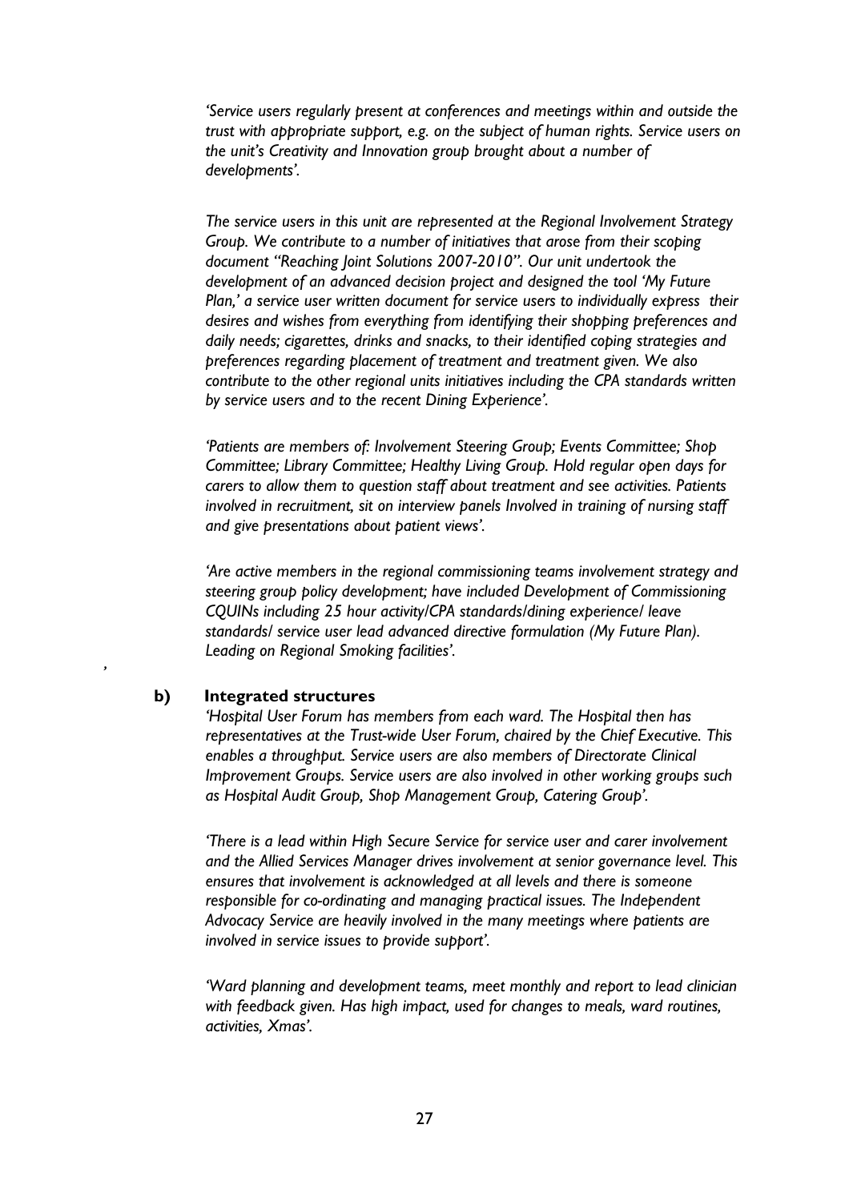*'Service users regularly present at conferences and meetings within and outside the trust with appropriate support, e.g. on the subject of human rights. Service users on the unit's Creativity and Innovation group brought about a number of developments'.*

*The service users in this unit are represented at the Regional Involvement Strategy Group. We contribute to a number of initiatives that arose from their scoping document "Reaching Joint Solutions 2007-2010". Our unit undertook the development of an advanced decision project and designed the tool 'My Future Plan,' a service user written document for service users to individually express their desires and wishes from everything from identifying their shopping preferences and daily needs; cigarettes, drinks and snacks, to their identified coping strategies and preferences regarding placement of treatment and treatment given. We also contribute to the other regional units initiatives including the CPA standards written by service users and to the recent Dining Experience'.*

*'Patients are members of: Involvement Steering Group; Events Committee; Shop Committee; Library Committee; Healthy Living Group. Hold regular open days for carers to allow them to question staff about treatment and see activities. Patients involved in recruitment, sit on interview panels Involved in training of nursing staff and give presentations about patient views'.*

*'Are active members in the regional commissioning teams involvement strategy and steering group policy development; have included Development of Commissioning CQUINs including 25 hour activity/CPA standards/dining experience/ leave standards/ service user lead advanced directive formulation (My Future Plan). Leading on Regional Smoking facilities'.*

'

**b) Integrated structures**

*'Hospital User Forum has members from each ward. The Hospital then has representatives at the Trust-wide User Forum, chaired by the Chief Executive. This enables a throughput. Service users are also members of Directorate Clinical Improvement Groups. Service users are also involved in other working groups such as Hospital Audit Group, Shop Management Group, Catering Group'.*

*'There is a lead within High Secure Service for service user and carer involvement and the Allied Services Manager drives involvement at senior governance level. This ensures that involvement is acknowledged at all levels and there is someone responsible for co-ordinating and managing practical issues. The Independent Advocacy Service are heavily involved in the many meetings where patients are involved in service issues to provide support'.*

*'Ward planning and development teams, meet monthly and report to lead clinician with feedback given. Has high impact, used for changes to meals, ward routines, activities, Xmas'.*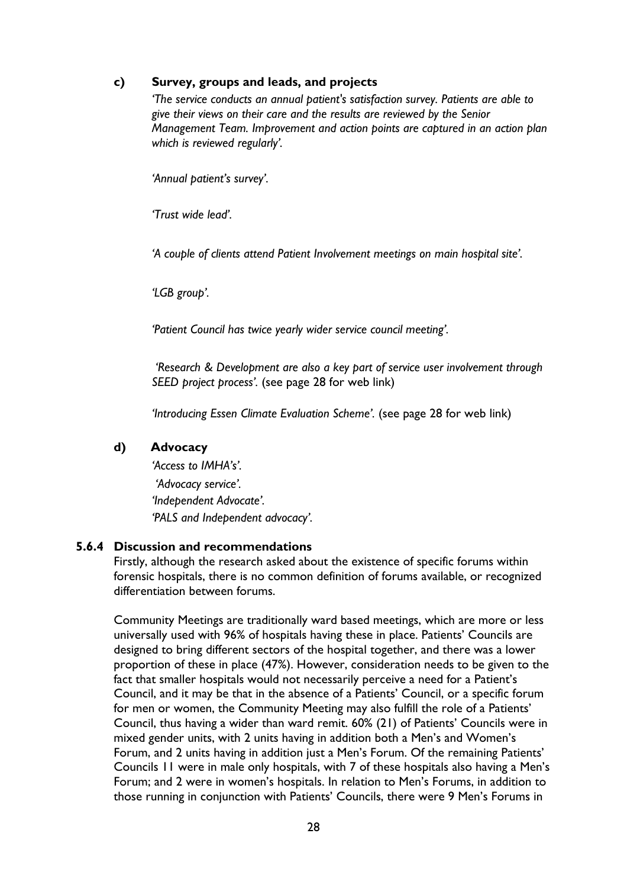**c) Survey, groups and leads, and projects**

*'The service conducts an annual patient's satisfaction survey. Patients are able to give their views on their care and the results are reviewed by the Senior Management Team. Improvement and action points are captured in an action plan which is reviewed regularly'.*

*'Annual patient's survey'.*

*'Trust wide lead'.*

*'A couple of clients attend Patient Involvement meetings on main hospital site'.*

*'LGB group'.*

*'Patient Council has twice yearly wider service council meeting'.*

*'Research & Development are also a key part of service user involvement through SEED project process'.* (see page 28 for web link)

*'Introducing Essen Climate Evaluation Scheme'.* (see page 28 for web link)

**d) Advocacy**

*'Access to IMHA's'.*
*'Advocacy service'.*
*'Independent Advocate'.*
*'PALS and Independent advocacy'.*

### 5.6.4 Discussion and recommendations

Firstly, although the research asked about the existence of specific forums within forensic hospitals, there is no common definition of forums available, or recognized differentiation between forums.

Community Meetings are traditionally ward based meetings, which are more or less universally used with 96% of hospitals having these in place. Patients' Councils are designed to bring different sectors of the hospital together, and there was a lower proportion of these in place (47%). However, consideration needs to be given to the fact that smaller hospitals would not necessarily perceive a need for a Patient's Council, and it may be that in the absence of a Patients' Council, or a specific forum for men or women, the Community Meeting may also fulfill the role of a Patients' Council, thus having a wider than ward remit. 60% (21) of Patients' Councils were in mixed gender units, with 2 units having in addition both a Men's and Women's Forum, and 2 units having in addition just a Men's Forum. Of the remaining Patients' Councils 11 were in male only hospitals, with 7 of these hospitals also having a Men's Forum; and 2 were in women's hospitals. In relation to Men's Forums, in addition to those running in conjunction with Patients' Councils, there were 9 Men's Forums in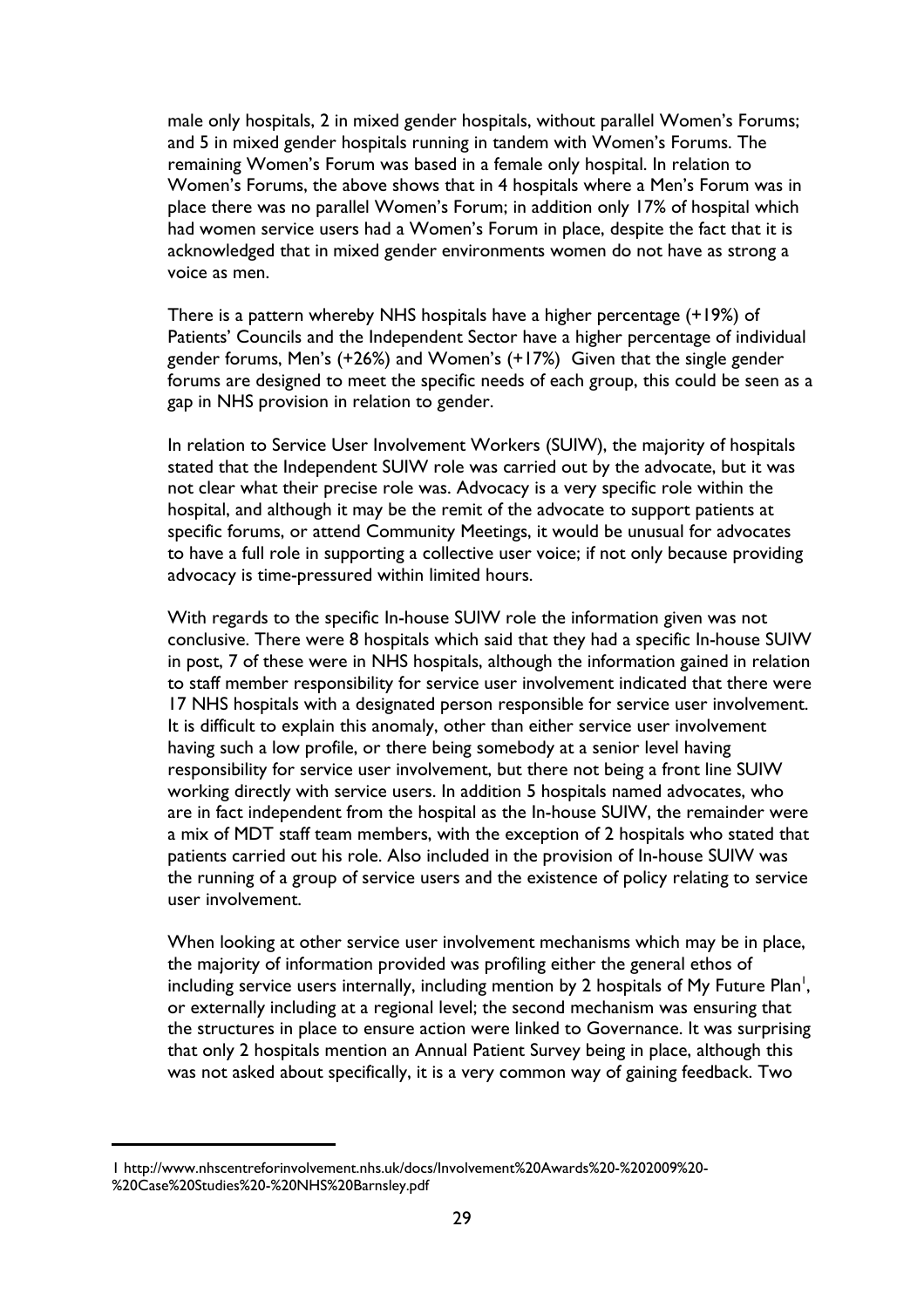male only hospitals, 2 in mixed gender hospitals, without parallel Women's Forums; and 5 in mixed gender hospitals running in tandem with Women's Forums. The remaining Women's Forum was based in a female only hospital. In relation to Women's Forums, the above shows that in 4 hospitals where a Men's Forum was in place there was no parallel Women's Forum; in addition only 17% of hospital which had women service users had a Women's Forum in place, despite the fact that it is acknowledged that in mixed gender environments women do not have as strong a voice as men.

There is a pattern whereby NHS hospitals have a higher percentage (+19%) of Patients' Councils and the Independent Sector have a higher percentage of individual gender forums, Men's (+26%) and Women's (+17%) Given that the single gender forums are designed to meet the specific needs of each group, this could be seen as a gap in NHS provision in relation to gender.

In relation to Service User Involvement Workers (SUIW), the majority of hospitals stated that the Independent SUIW role was carried out by the advocate, but it was not clear what their precise role was. Advocacy is a very specific role within the hospital, and although it may be the remit of the advocate to support patients at specific forums, or attend Community Meetings, it would be unusual for advocates to have a full role in supporting a collective user voice; if not only because providing advocacy is time-pressured within limited hours.

With regards to the specific In-house SUIW role the information given was not conclusive. There were 8 hospitals which said that they had a specific In-house SUIW in post, 7 of these were in NHS hospitals, although the information gained in relation to staff member responsibility for service user involvement indicated that there were 17 NHS hospitals with a designated person responsible for service user involvement. It is difficult to explain this anomaly, other than either service user involvement having such a low profile, or there being somebody at a senior level having responsibility for service user involvement, but there not being a front line SUIW working directly with service users. In addition 5 hospitals named advocates, who are in fact independent from the hospital as the In-house SUIW, the remainder were a mix of MDT staff team members, with the exception of 2 hospitals who stated that patients carried out his role. Also included in the provision of In-house SUIW was the running of a group of service users and the existence of policy relating to service user involvement.

When looking at other service user involvement mechanisms which may be in place, the majority of information provided was profiling either the general ethos of including service users internally, including mention by 2 hospitals of My Future Plan[1], or externally including at a regional level; the second mechanism was ensuring that the structures in place to ensure action were linked to Governance. It was surprising that only 2 hospitals mention an Annual Patient Survey being in place, although this was not asked about specifically, it is a very common way of gaining feedback. Two

---

1 http://www.nhscentreforinvolvement.nhs.uk/docs/Involvement%20Awards%20-%202009%20-%20Case%20Studies%20-%20NHS%20Barnsley.pdf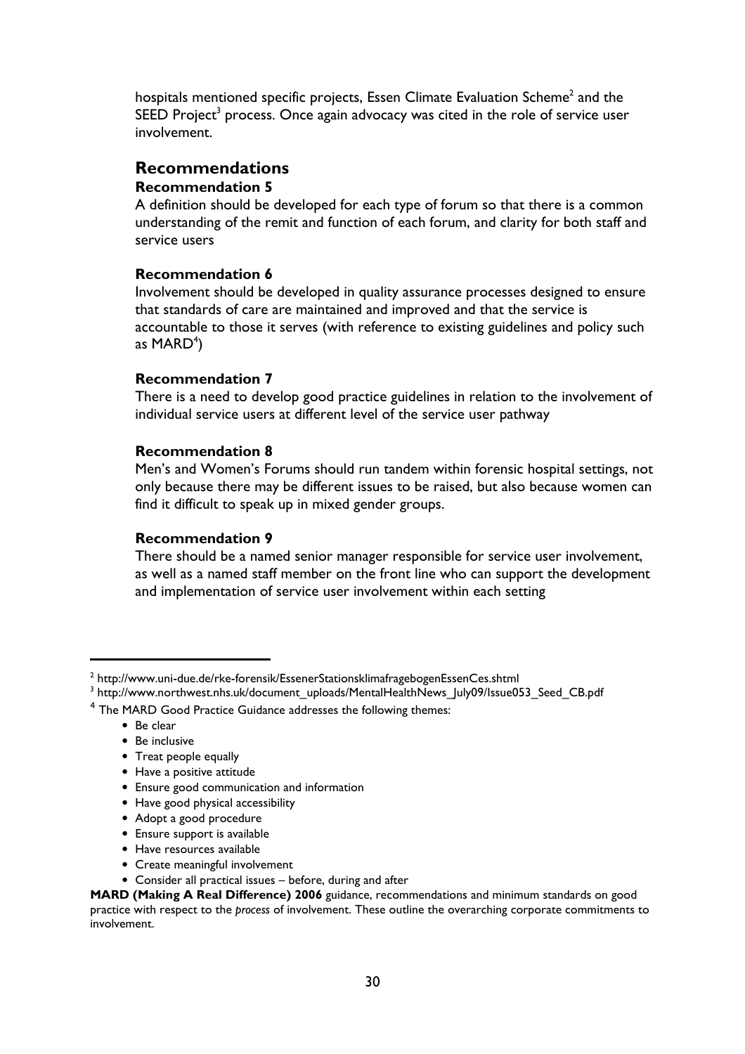hospitals mentioned specific projects, Essen Climate Evaluation Scheme[2] and the SEED Project[3] process. Once again advocacy was cited in the role of service user involvement.

## Recommendations

### Recommendation 5

A definition should be developed for each type of forum so that there is a common understanding of the remit and function of each forum, and clarity for both staff and service users

### Recommendation 6

Involvement should be developed in quality assurance processes designed to ensure that standards of care are maintained and improved and that the service is accountable to those it serves (with reference to existing guidelines and policy such as MARD[4])

### Recommendation 7

There is a need to develop good practice guidelines in relation to the involvement of individual service users at different level of the service user pathway

### Recommendation 8

Men's and Women's Forums should run tandem within forensic hospital settings, not only because there may be different issues to be raised, but also because women can find it difficult to speak up in mixed gender groups.

### Recommendation 9

There should be a named senior manager responsible for service user involvement, as well as a named staff member on the front line who can support the development and implementation of service user involvement within each setting

---

[2] http://www.uni-due.de/rke-forensik/EssenerStationsklimafragebogenEssenCes.shtml

[3] http://www.northwest.nhs.uk/document_uploads/MentalHealthNews_July09/Issue053_Seed_CB.pdf

[4] The MARD Good Practice Guidance addresses the following themes:

- Be clear
- Be inclusive
- Treat people equally
- Have a positive attitude
- Ensure good communication and information
- Have good physical accessibility
- Adopt a good procedure
- Ensure support is available
- Have resources available
- Create meaningful involvement
- Consider all practical issues – before, during and after

**MARD (Making A Real Difference) 2006** guidance, recommendations and minimum standards on good practice with respect to the *process* of involvement. These outline the overarching corporate commitments to involvement.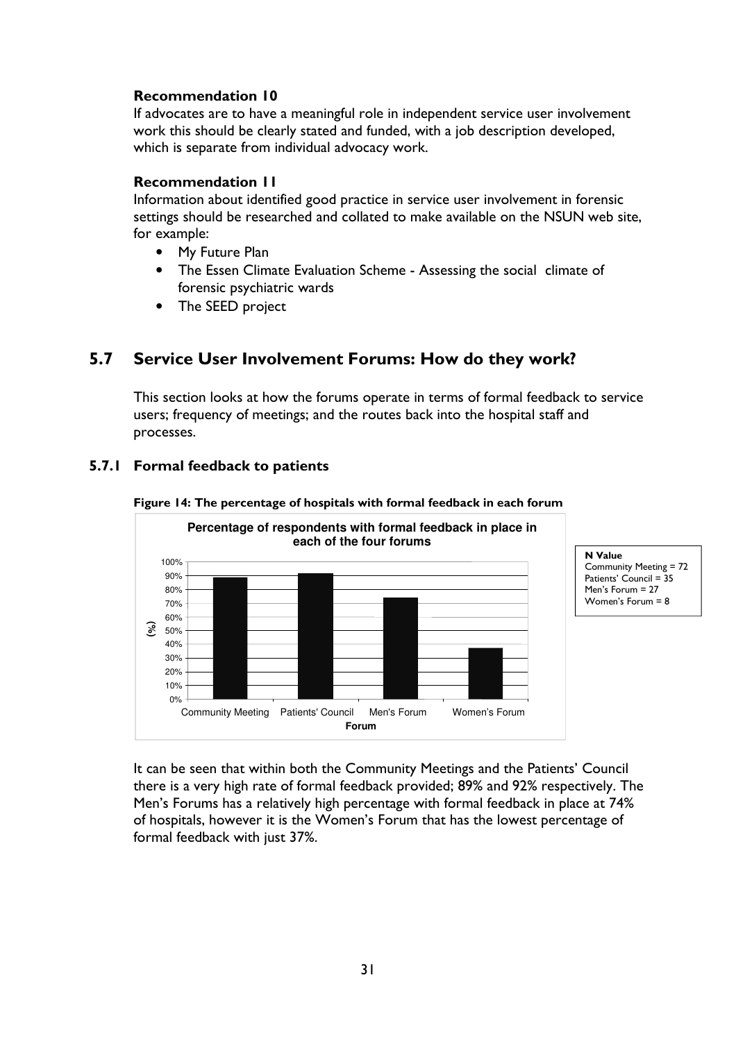**Recommendation 10**

If advocates are to have a meaningful role in independent service user involvement work this should be clearly stated and funded, with a job description developed, which is separate from individual advocacy work.

**Recommendation 11**

Information about identified good practice in service user involvement in forensic settings should be researched and collated to make available on the NSUN web site, for example:

- My Future Plan
- The Essen Climate Evaluation Scheme - Assessing the social climate of forensic psychiatric wards
- The SEED project

## 5.7 Service User Involvement Forums: How do they work?

This section looks at how the forums operate in terms of formal feedback to service users; frequency of meetings; and the routes back into the hospital staff and processes.

### 5.7.1 Formal feedback to patients

**Figure 14: The percentage of hospitals with formal feedback in each forum**

**Percentage of respondents with formal feedback in place in each of the four forums**

| Forum | (%) |
|---|---|
| Community Meeting | 89% |
| Patients' Council | 92% |
| Men's Forum | 74% |
| Women's Forum | 37% |

**N Value**
Community Meeting = 72
Patients' Council = 35
Men's Forum = 27
Women's Forum = 8

It can be seen that within both the Community Meetings and the Patients' Council there is a very high rate of formal feedback provided; 89% and 92% respectively. The Men's Forums has a relatively high percentage with formal feedback in place at 74% of hospitals, however it is the Women's Forum that has the lowest percentage of formal feedback with just 37%.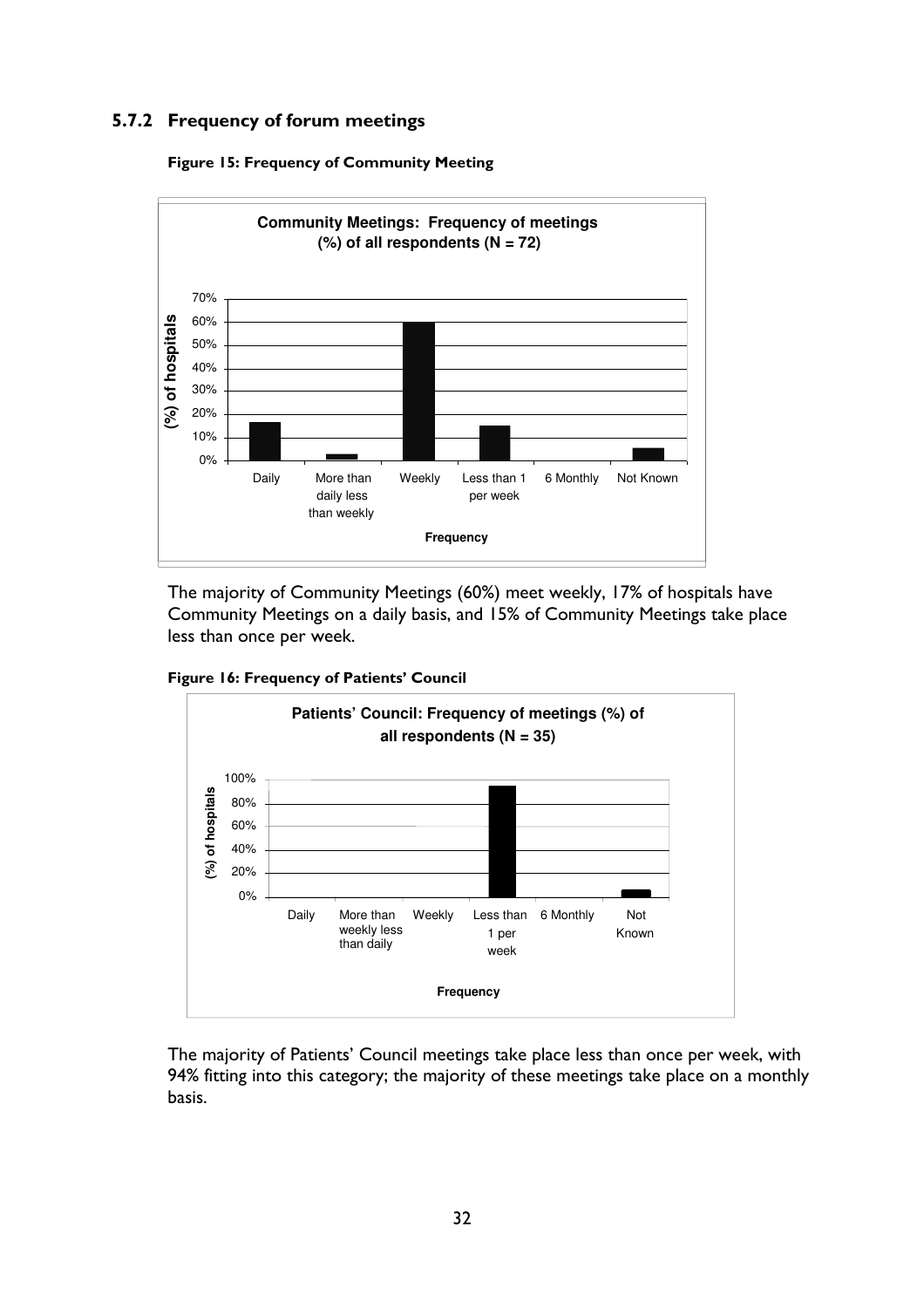### 5.7.2 Frequency of forum meetings

**Figure 15: Frequency of Community Meeting**

The majority of Community Meetings (60%) meet weekly, 17% of hospitals have Community Meetings on a daily basis, and 15% of Community Meetings take place less than once per week.

**Figure 16: Frequency of Patients' Council**

The majority of Patients' Council meetings take place less than once per week, with 94% fitting into this category; the majority of these meetings take place on a monthly basis.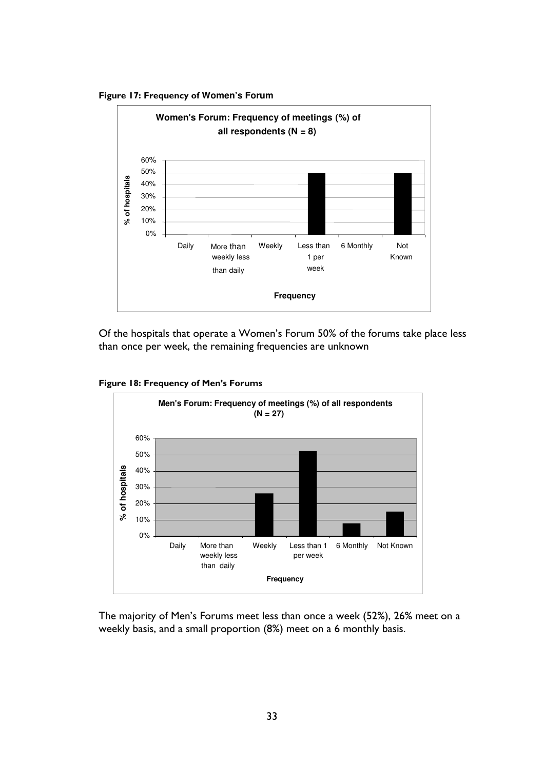**Figure 17: Frequency of Women's Forum**

Of the hospitals that operate a Women's Forum 50% of the forums take place less than once per week, the remaining frequencies are unknown

**Figure 18: Frequency of Men's Forums**

The majority of Men's Forums meet less than once a week (52%), 26% meet on a weekly basis, and a small proportion (8%) meet on a 6 monthly basis.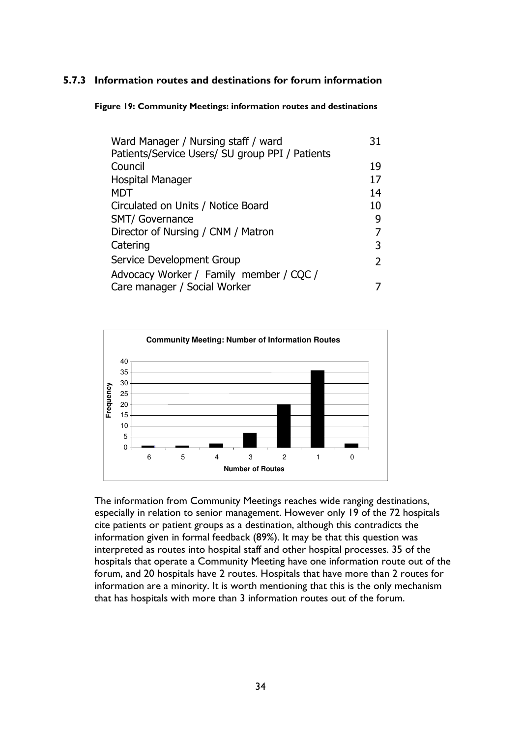### 5.7.3 Information routes and destinations for forum information

**Figure 19: Community Meetings: information routes and destinations**

| Destination | Count |
|---|---|
| Ward Manager / Nursing staff / ward | 31 |
| Patients/Service Users/ SU group PPI / Patients Council | 19 |
| Hospital Manager | 17 |
| MDT | 14 |
| Circulated on Units / Notice Board | 10 |
| SMT/ Governance | 9 |
| Director of Nursing / CNM / Matron | 7 |
| Catering | 3 |
| Service Development Group | 2 |
| Advocacy Worker / Family member / CQC / Care manager / Social Worker | 7 |

**Community Meeting: Number of Information Routes**

| Number of Routes | Frequency |
|---|---|
| 6 | 1 |
| 5 | 1 |
| 4 | 2 |
| 3 | 7 |
| 2 | 20 |
| 1 | 36 |
| 0 | 2 |

The information from Community Meetings reaches wide ranging destinations, especially in relation to senior management. However only 19 of the 72 hospitals cite patients or patient groups as a destination, although this contradicts the information given in formal feedback (89%). It may be that this question was interpreted as routes into hospital staff and other hospital processes. 35 of the hospitals that operate a Community Meeting have one information route out of the forum, and 20 hospitals have 2 routes. Hospitals that have more than 2 routes for information are a minority. It is worth mentioning that this is the only mechanism that has hospitals with more than 3 information routes out of the forum.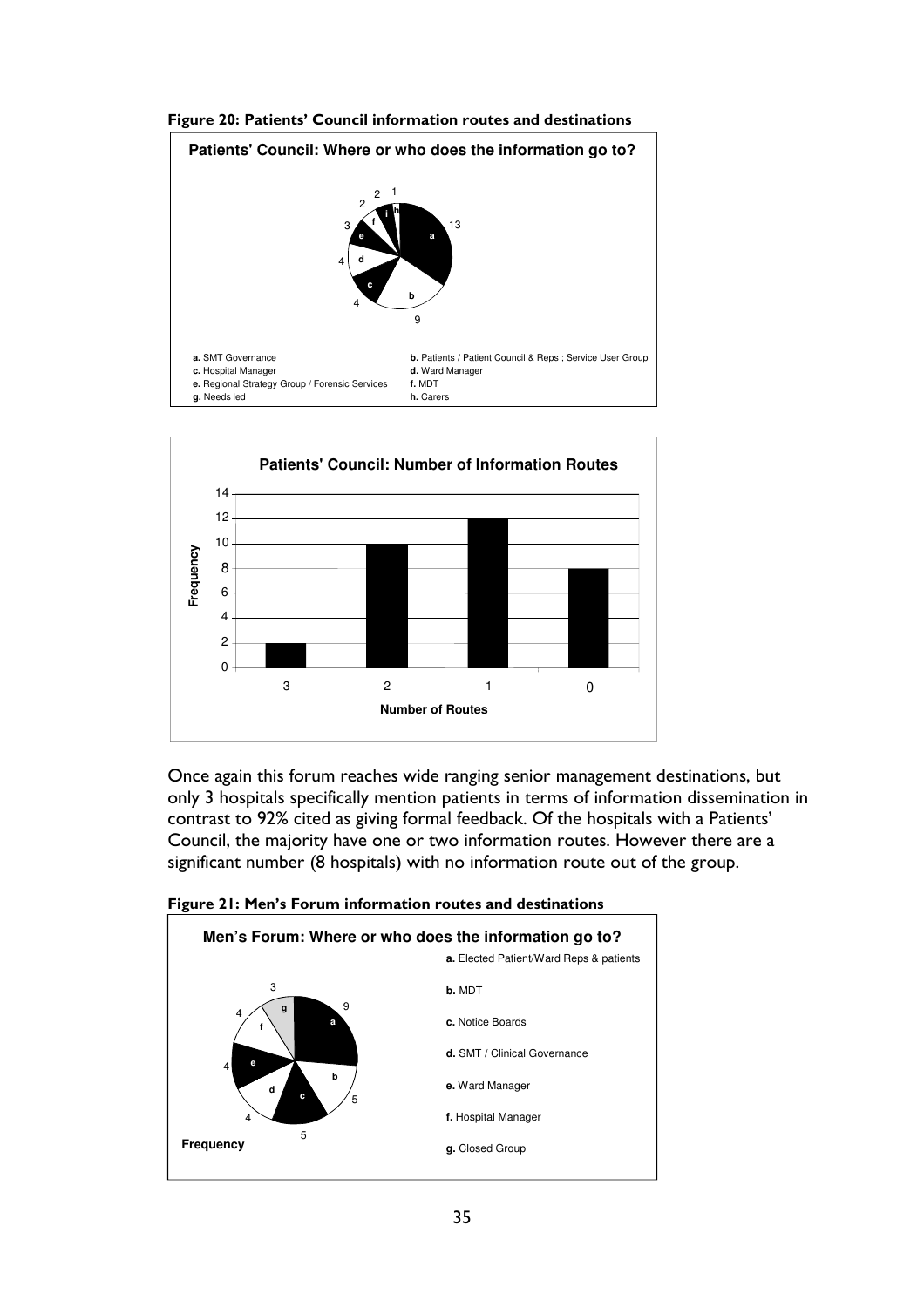**Figure 20: Patients' Council information routes and destinations**

**Patients' Council: Where or who does the information go to?**

| Destination | Frequency |
|---|---|
| a. SMT Governance | 13 |
| b. Patients / Patient Council & Reps ; Service User Group | 9 |
| c. Hospital Manager | 4 |
| d. Ward Manager | 4 |
| e. Regional Strategy Group / Forensic Services | 3 |
| f. MDT | 2 |
| g. Needs led | |
| h. Carers | 1 |
| i | 2 |

**Patients' Council: Number of Information Routes**

| Number of Routes | Frequency |
|---|---|
| 3 | 2 |
| 2 | 10 |
| 1 | 12 |
| 0 | 8 |

Once again this forum reaches wide ranging senior management destinations, but only 3 hospitals specifically mention patients in terms of information dissemination in contrast to 92% cited as giving formal feedback. Of the hospitals with a Patients' Council, the majority have one or two information routes. However there are a significant number (8 hospitals) with no information route out of the group.

**Figure 21: Men's Forum information routes and destinations**

**Men's Forum: Where or who does the information go to?**

| Destination | Frequency |
|---|---|
| a. Elected Patient/Ward Reps & patients | 9 |
| b. MDT | 5 |
| c. Notice Boards | 5 |
| d. SMT / Clinical Governance | 4 |
| e. Ward Manager | 4 |
| f. Hospital Manager | 4 |
| g. Closed Group | 3 |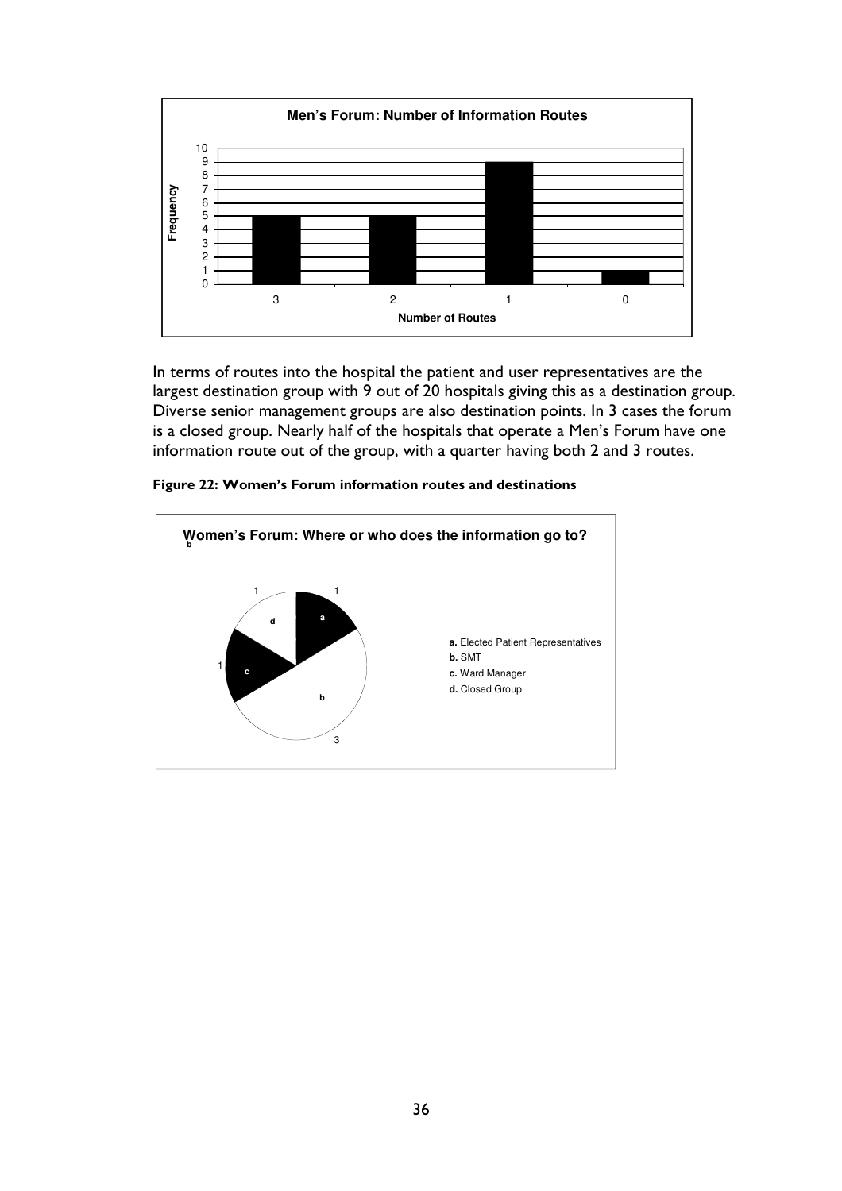**Men's Forum: Number of Information Routes**

| Number of Routes | Frequency |
|---|---|
| 3 | 5 |
| 2 | 5 |
| 1 | 9 |
| 0 | 1 |

In terms of routes into the hospital the patient and user representatives are the largest destination group with 9 out of 20 hospitals giving this as a destination group. Diverse senior management groups are also destination points. In 3 cases the forum is a closed group. Nearly half of the hospitals that operate a Men's Forum have one information route out of the group, with a quarter having both 2 and 3 routes.

**Figure 22: Women's Forum information routes and destinations**

**Women's Forum: Where or who does the information go to?**

| Destination | Count |
|---|---|
| a. Elected Patient Representatives | 1 |
| b. SMT | 3 |
| c. Ward Manager | 1 |
| d. Closed Group | 1 |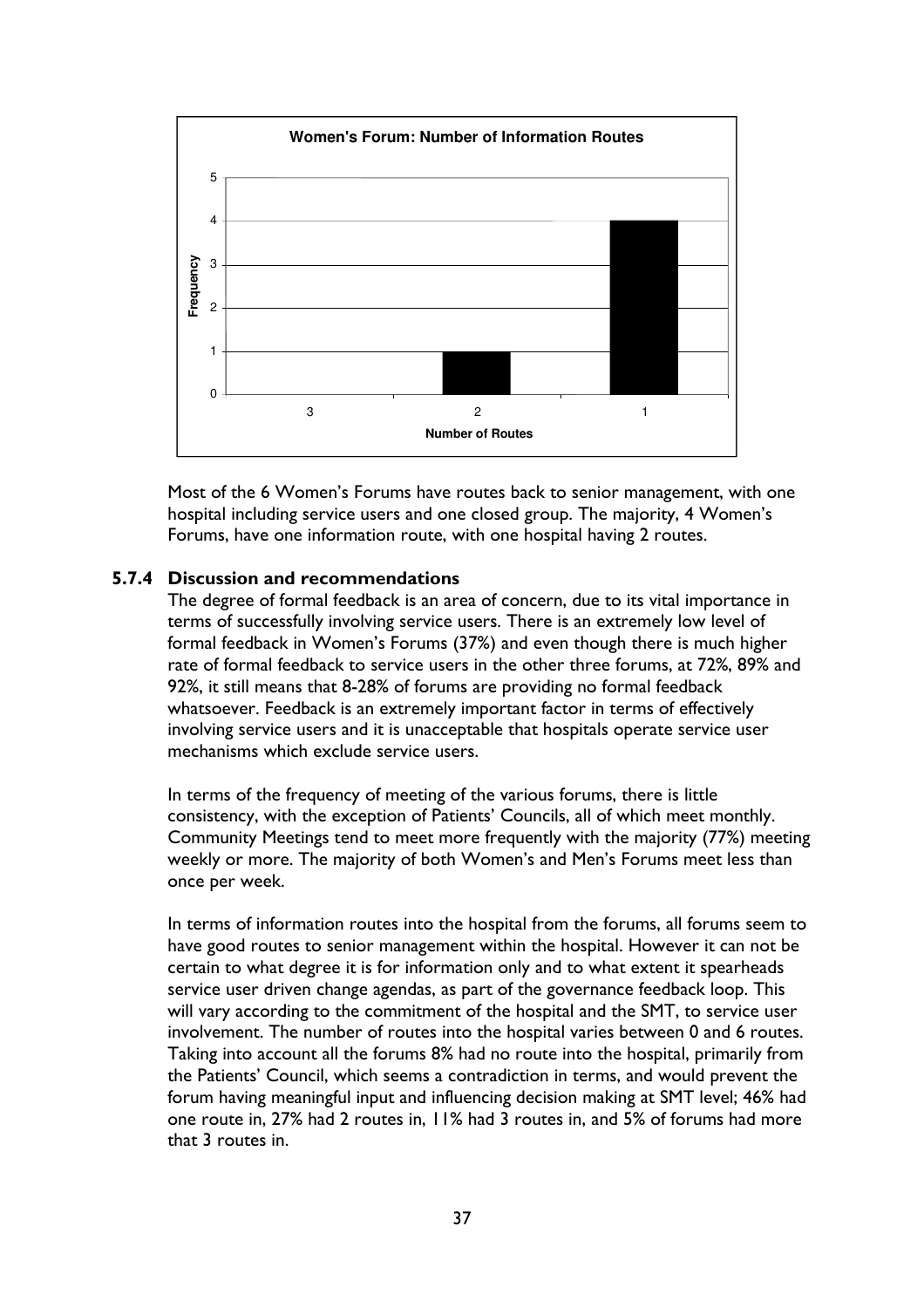**Women's Forum: Number of Information Routes**

| Number of Routes | Frequency |
|---|---|
| 3 | 0 |
| 2 | 1 |
| 1 | 4 |

Most of the 6 Women's Forums have routes back to senior management, with one hospital including service users and one closed group. The majority, 4 Women's Forums, have one information route, with one hospital having 2 routes.

### 5.7.4 Discussion and recommendations

The degree of formal feedback is an area of concern, due to its vital importance in terms of successfully involving service users. There is an extremely low level of formal feedback in Women's Forums (37%) and even though there is much higher rate of formal feedback to service users in the other three forums, at 72%, 89% and 92%, it still means that 8-28% of forums are providing no formal feedback whatsoever. Feedback is an extremely important factor in terms of effectively involving service users and it is unacceptable that hospitals operate service user mechanisms which exclude service users.

In terms of the frequency of meeting of the various forums, there is little consistency, with the exception of Patients' Councils, all of which meet monthly. Community Meetings tend to meet more frequently with the majority (77%) meeting weekly or more. The majority of both Women's and Men's Forums meet less than once per week.

In terms of information routes into the hospital from the forums, all forums seem to have good routes to senior management within the hospital. However it can not be certain to what degree it is for information only and to what extent it spearheads service user driven change agendas, as part of the governance feedback loop. This will vary according to the commitment of the hospital and the SMT, to service user involvement. The number of routes into the hospital varies between 0 and 6 routes. Taking into account all the forums 8% had no route into the hospital, primarily from the Patients' Council, which seems a contradiction in terms, and would prevent the forum having meaningful input and influencing decision making at SMT level; 46% had one route in, 27% had 2 routes in, 11% had 3 routes in, and 5% of forums had more that 3 routes in.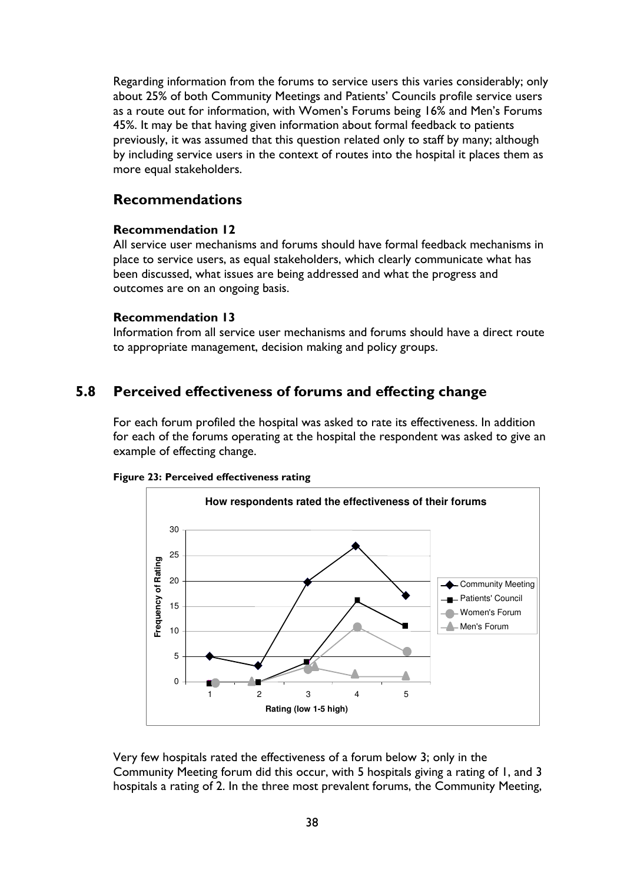Regarding information from the forums to service users this varies considerably; only about 25% of both Community Meetings and Patients' Councils profile service users as a route out for information, with Women's Forums being 16% and Men's Forums 45%. It may be that having given information about formal feedback to patients previously, it was assumed that this question related only to staff by many; although by including service users in the context of routes into the hospital it places them as more equal stakeholders.

## Recommendations

**Recommendation 12**
All service user mechanisms and forums should have formal feedback mechanisms in place to service users, as equal stakeholders, which clearly communicate what has been discussed, what issues are being addressed and what the progress and outcomes are on an ongoing basis.

**Recommendation 13**
Information from all service user mechanisms and forums should have a direct route to appropriate management, decision making and policy groups.

## 5.8 Perceived effectiveness of forums and effecting change

For each forum profiled the hospital was asked to rate its effectiveness. In addition for each of the forums operating at the hospital the respondent was asked to give an example of effecting change.

**Figure 23: Perceived effectiveness rating**

How respondents rated the effectiveness of their forums

| Rating (low 1-5 high) | Community Meeting | Patients' Council | Women's Forum | Men's Forum |
|---|---|---|---|---|
| 1 | 5 | 0 | 0 | 0 |
| 2 | 3 | 0 | 0 | 0 |
| 3 | 20 | 4 | 2 | 3 |
| 4 | 27 | 16 | 11 | 1 |
| 5 | 17 | 11 | 6 | 1 |

Very few hospitals rated the effectiveness of a forum below 3; only in the Community Meeting forum did this occur, with 5 hospitals giving a rating of 1, and 3 hospitals a rating of 2. In the three most prevalent forums, the Community Meeting,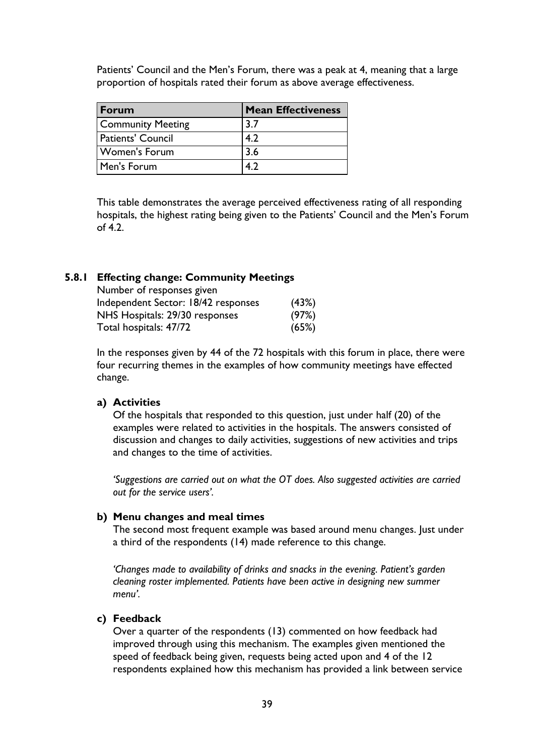Patients' Council and the Men's Forum, there was a peak at 4, meaning that a large proportion of hospitals rated their forum as above average effectiveness.

| Forum | Mean Effectiveness |
|---|---|
| Community Meeting | 3.7 |
| Patients' Council | 4.2 |
| Women's Forum | 3.6 |
| Men's Forum | 4.2 |

This table demonstrates the average perceived effectiveness rating of all responding hospitals, the highest rating being given to the Patients' Council and the Men's Forum of 4.2.

### 5.8.1 Effecting change: Community Meetings

Number of responses given

| | |
|---|---|
| Independent Sector: 18/42 responses | (43%) |
| NHS Hospitals: 29/30 responses | (97%) |
| Total hospitals: 47/72 | (65%) |

In the responses given by 44 of the 72 hospitals with this forum in place, there were four recurring themes in the examples of how community meetings have effected change.

#### a) Activities

Of the hospitals that responded to this question, just under half (20) of the examples were related to activities in the hospitals. The answers consisted of discussion and changes to daily activities, suggestions of new activities and trips and changes to the time of activities.

*'Suggestions are carried out on what the OT does. Also suggested activities are carried out for the service users'.*

#### b) Menu changes and meal times

The second most frequent example was based around menu changes. Just under a third of the respondents (14) made reference to this change.

*'Changes made to availability of drinks and snacks in the evening. Patient's garden cleaning roster implemented. Patients have been active in designing new summer menu'.*

#### c) Feedback

Over a quarter of the respondents (13) commented on how feedback had improved through using this mechanism. The examples given mentioned the speed of feedback being given, requests being acted upon and 4 of the 12 respondents explained how this mechanism has provided a link between service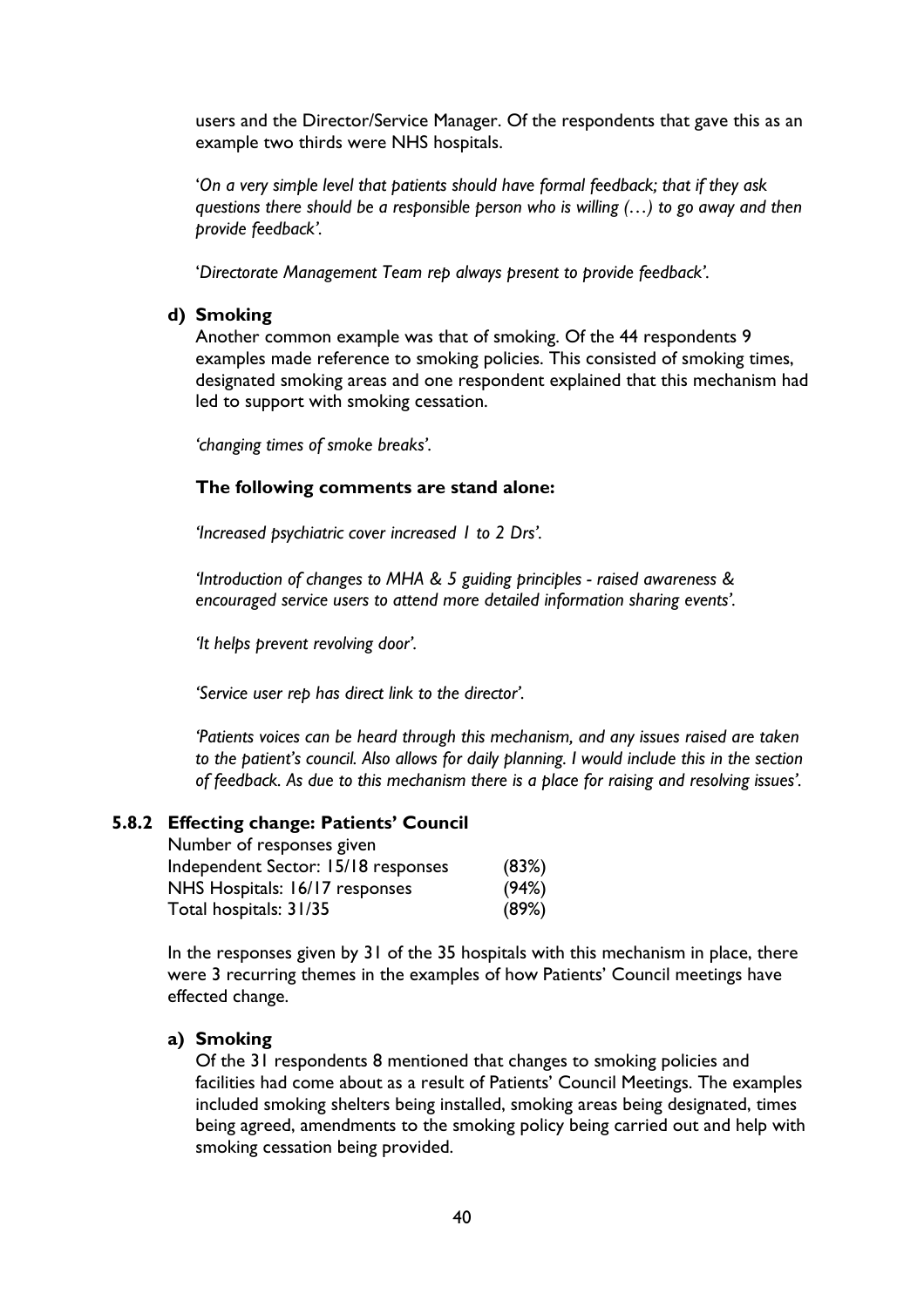users and the Director/Service Manager. Of the respondents that gave this as an example two thirds were NHS hospitals.

'*On a very simple level that patients should have formal feedback; that if they ask questions there should be a responsible person who is willing (…) to go away and then provide feedback'.*

'*Directorate Management Team rep always present to provide feedback'.*

**d) Smoking**

Another common example was that of smoking. Of the 44 respondents 9 examples made reference to smoking policies. This consisted of smoking times, designated smoking areas and one respondent explained that this mechanism had led to support with smoking cessation.

*'changing times of smoke breaks'.*

**The following comments are stand alone:**

*'Increased psychiatric cover increased 1 to 2 Drs'.*

*'Introduction of changes to MHA & 5 guiding principles - raised awareness & encouraged service users to attend more detailed information sharing events'.*

*'It helps prevent revolving door'.*

*'Service user rep has direct link to the director'.*

*'Patients voices can be heard through this mechanism, and any issues raised are taken to the patient's council. Also allows for daily planning. I would include this in the section of feedback. As due to this mechanism there is a place for raising and resolving issues'.*

### 5.8.2 Effecting change: Patients' Council

| Number of responses given | |
|---|---|
| Independent Sector: 15/18 responses | (83%) |
| NHS Hospitals: 16/17 responses | (94%) |
| Total hospitals: 31/35 | (89%) |

In the responses given by 31 of the 35 hospitals with this mechanism in place, there were 3 recurring themes in the examples of how Patients' Council meetings have effected change.

**a) Smoking**

Of the 31 respondents 8 mentioned that changes to smoking policies and facilities had come about as a result of Patients' Council Meetings. The examples included smoking shelters being installed, smoking areas being designated, times being agreed, amendments to the smoking policy being carried out and help with smoking cessation being provided.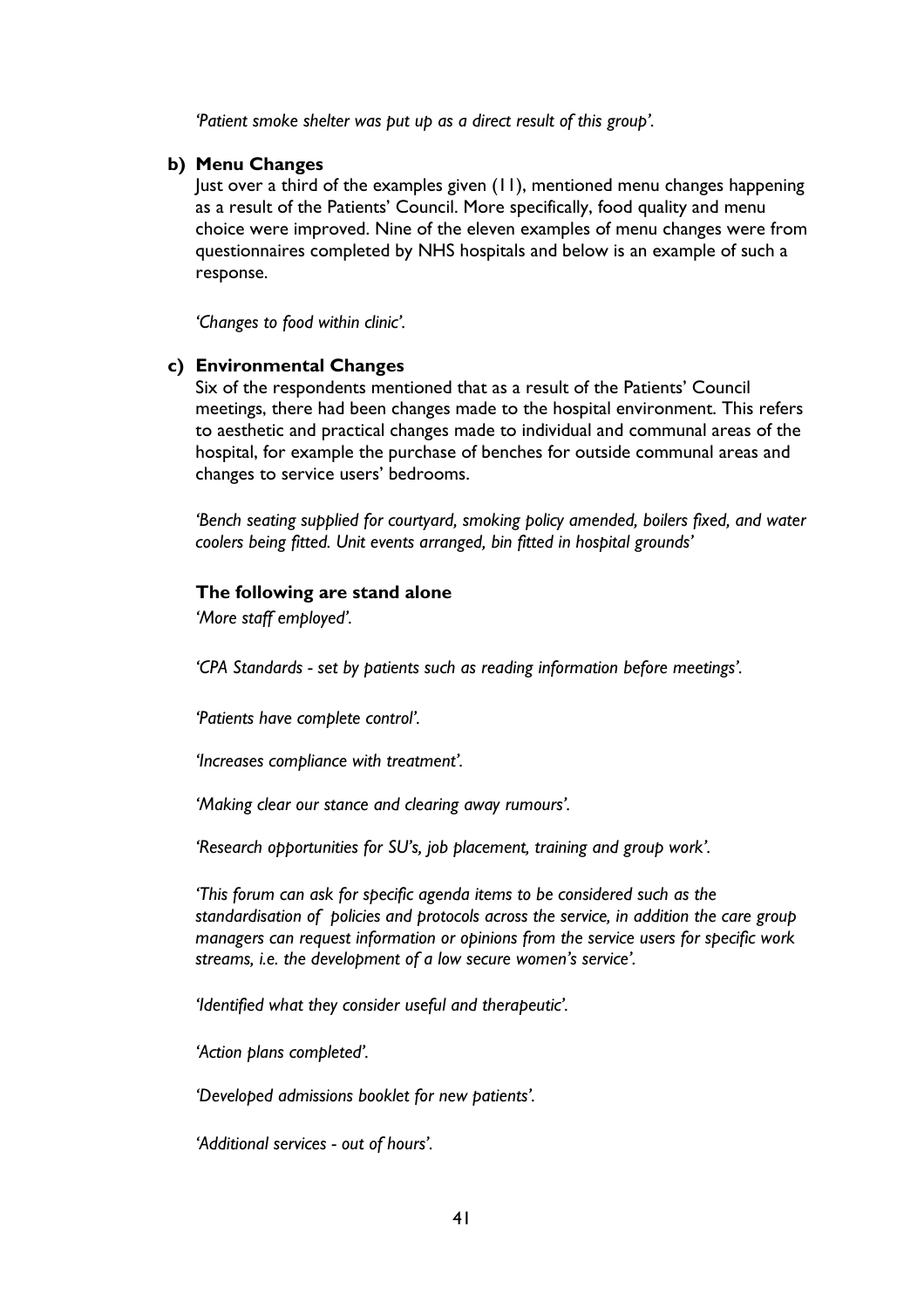*'Patient smoke shelter was put up as a direct result of this group'.*

**b) Menu Changes**

Just over a third of the examples given (11), mentioned menu changes happening as a result of the Patients' Council. More specifically, food quality and menu choice were improved. Nine of the eleven examples of menu changes were from questionnaires completed by NHS hospitals and below is an example of such a response.

*'Changes to food within clinic'.*

**c) Environmental Changes**

Six of the respondents mentioned that as a result of the Patients' Council meetings, there had been changes made to the hospital environment. This refers to aesthetic and practical changes made to individual and communal areas of the hospital, for example the purchase of benches for outside communal areas and changes to service users' bedrooms.

*'Bench seating supplied for courtyard, smoking policy amended, boilers fixed, and water coolers being fitted. Unit events arranged, bin fitted in hospital grounds'*

**The following are stand alone**

*'More staff employed'.*

*'CPA Standards - set by patients such as reading information before meetings'.*

*'Patients have complete control'.*

*'Increases compliance with treatment'.*

*'Making clear our stance and clearing away rumours'.*

*'Research opportunities for SU's, job placement, training and group work'.*

*'This forum can ask for specific agenda items to be considered such as the standardisation of policies and protocols across the service, in addition the care group managers can request information or opinions from the service users for specific work streams, i.e. the development of a low secure women's service'.*

*'Identified what they consider useful and therapeutic'.*

*'Action plans completed'.*

*'Developed admissions booklet for new patients'.*

*'Additional services - out of hours'.*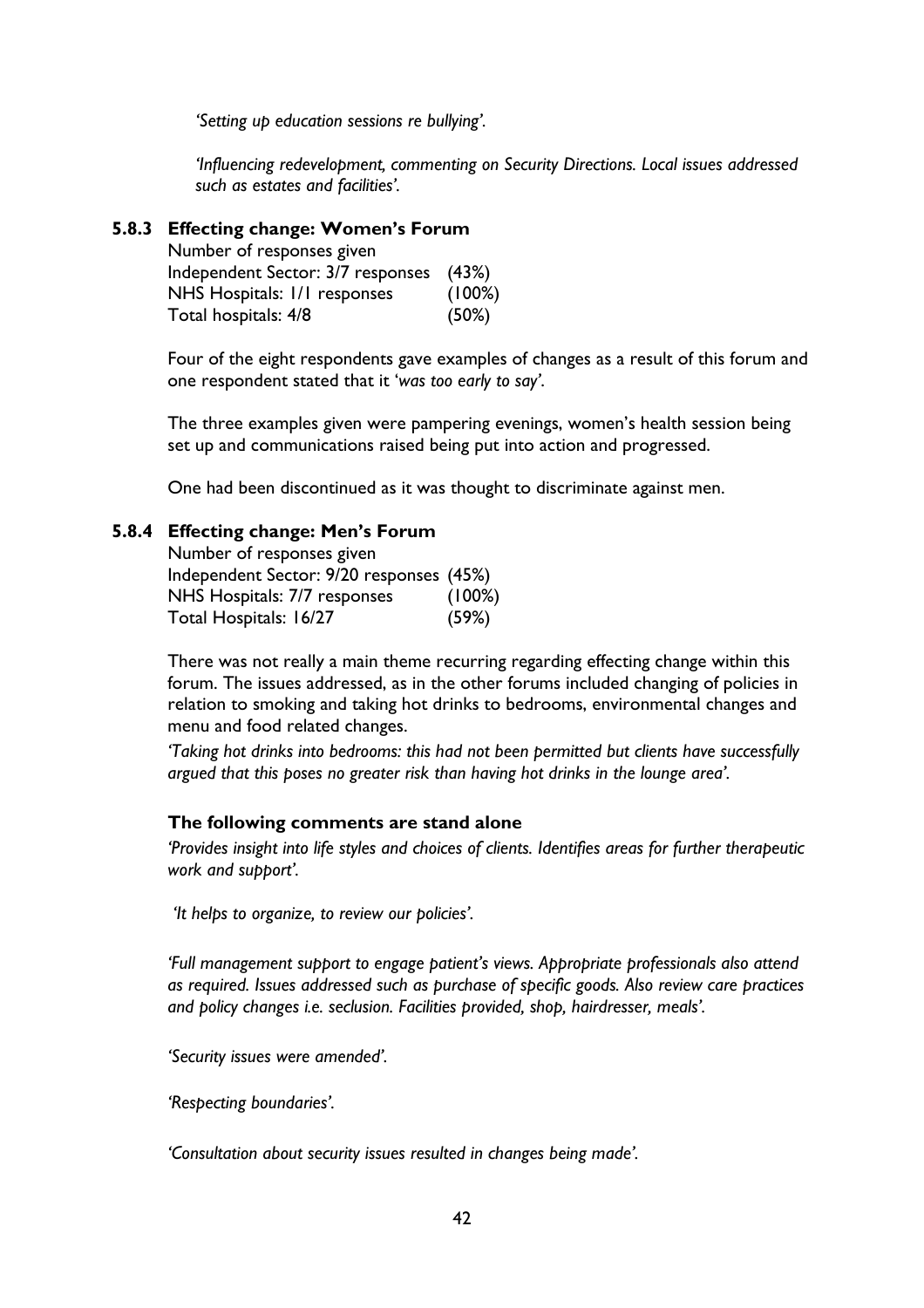*'Setting up education sessions re bullying'.*

*'Influencing redevelopment, commenting on Security Directions. Local issues addressed such as estates and facilities'.*

### 5.8.3 Effecting change: Women's Forum

Number of responses given
Independent Sector: 3/7 responses (43%)
NHS Hospitals: 1/1 responses (100%)
Total hospitals: 4/8 (50%)

Four of the eight respondents gave examples of changes as a result of this forum and one respondent stated that it '*was too early to say'*.

The three examples given were pampering evenings, women's health session being set up and communications raised being put into action and progressed.

One had been discontinued as it was thought to discriminate against men.

### 5.8.4 Effecting change: Men's Forum

Number of responses given
Independent Sector: 9/20 responses (45%)
NHS Hospitals: 7/7 responses (100%)
Total Hospitals: 16/27 (59%)

There was not really a main theme recurring regarding effecting change within this forum. The issues addressed, as in the other forums included changing of policies in relation to smoking and taking hot drinks to bedrooms, environmental changes and menu and food related changes.

*'Taking hot drinks into bedrooms: this had not been permitted but clients have successfully argued that this poses no greater risk than having hot drinks in the lounge area'.*

**The following comments are stand alone**

*'Provides insight into life styles and choices of clients. Identifies areas for further therapeutic work and support'.*

*'It helps to organize, to review our policies'.*

*'Full management support to engage patient's views. Appropriate professionals also attend as required. Issues addressed such as purchase of specific goods. Also review care practices and policy changes i.e. seclusion. Facilities provided, shop, hairdresser, meals'.*

*'Security issues were amended'.*

*'Respecting boundaries'.*

*'Consultation about security issues resulted in changes being made'.*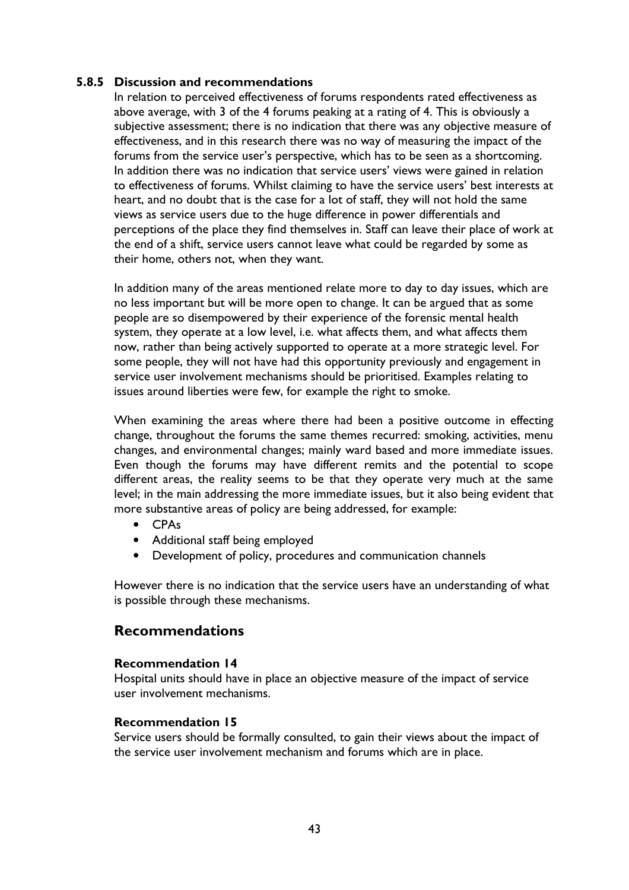### 5.8.5 Discussion and recommendations

In relation to perceived effectiveness of forums respondents rated effectiveness as above average, with 3 of the 4 forums peaking at a rating of 4. This is obviously a subjective assessment; there is no indication that there was any objective measure of effectiveness, and in this research there was no way of measuring the impact of the forums from the service user's perspective, which has to be seen as a shortcoming. In addition there was no indication that service users' views were gained in relation to effectiveness of forums. Whilst claiming to have the service users' best interests at heart, and no doubt that is the case for a lot of staff, they will not hold the same views as service users due to the huge difference in power differentials and perceptions of the place they find themselves in. Staff can leave their place of work at the end of a shift, service users cannot leave what could be regarded by some as their home, others not, when they want.

In addition many of the areas mentioned relate more to day to day issues, which are no less important but will be more open to change. It can be argued that as some people are so disempowered by their experience of the forensic mental health system, they operate at a low level, i.e. what affects them, and what affects them now, rather than being actively supported to operate at a more strategic level. For some people, they will not have had this opportunity previously and engagement in service user involvement mechanisms should be prioritised. Examples relating to issues around liberties were few, for example the right to smoke.

When examining the areas where there had been a positive outcome in effecting change, throughout the forums the same themes recurred: smoking, activities, menu changes, and environmental changes; mainly ward based and more immediate issues. Even though the forums may have different remits and the potential to scope different areas, the reality seems to be that they operate very much at the same level; in the main addressing the more immediate issues, but it also being evident that more substantive areas of policy are being addressed, for example:

- CPAs
- Additional staff being employed
- Development of policy, procedures and communication channels

However there is no indication that the service users have an understanding of what is possible through these mechanisms.

## Recommendations

**Recommendation 14**

Hospital units should have in place an objective measure of the impact of service user involvement mechanisms.

**Recommendation 15**

Service users should be formally consulted, to gain their views about the impact of the service user involvement mechanism and forums which are in place.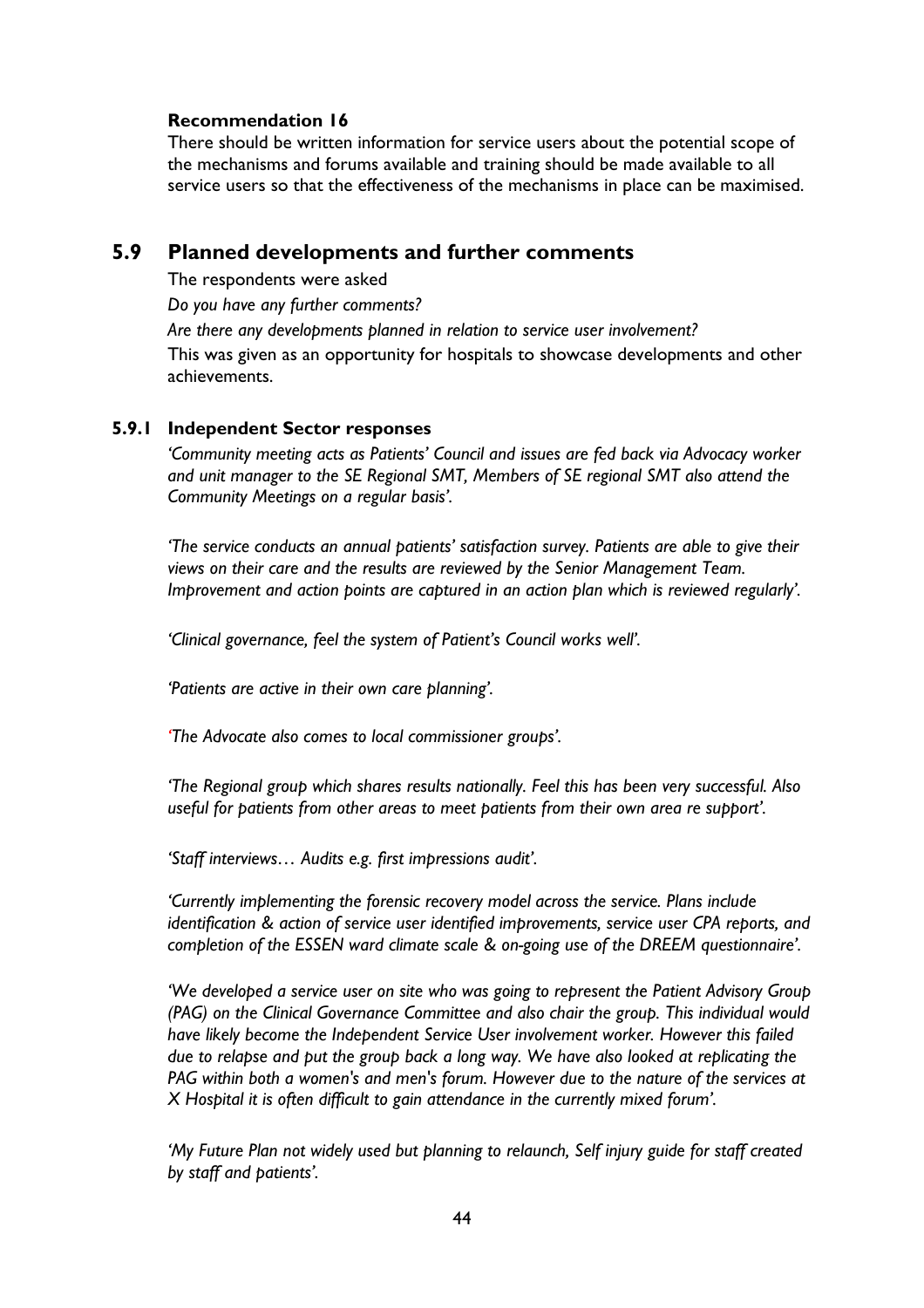**Recommendation 16**

There should be written information for service users about the potential scope of the mechanisms and forums available and training should be made available to all service users so that the effectiveness of the mechanisms in place can be maximised.

## 5.9 Planned developments and further comments

The respondents were asked

*Do you have any further comments?*

*Are there any developments planned in relation to service user involvement?*

This was given as an opportunity for hospitals to showcase developments and other achievements.

### 5.9.1 Independent Sector responses

*'Community meeting acts as Patients' Council and issues are fed back via Advocacy worker and unit manager to the SE Regional SMT, Members of SE regional SMT also attend the Community Meetings on a regular basis'.*

*'The service conducts an annual patients' satisfaction survey. Patients are able to give their views on their care and the results are reviewed by the Senior Management Team. Improvement and action points are captured in an action plan which is reviewed regularly'.*

*'Clinical governance, feel the system of Patient's Council works well'.*

*'Patients are active in their own care planning'.*

*'The Advocate also comes to local commissioner groups'.*

*'The Regional group which shares results nationally. Feel this has been very successful. Also useful for patients from other areas to meet patients from their own area re support'.*

*'Staff interviews… Audits e.g. first impressions audit'.*

*'Currently implementing the forensic recovery model across the service. Plans include identification & action of service user identified improvements, service user CPA reports, and completion of the ESSEN ward climate scale & on-going use of the DREEM questionnaire'.*

*'We developed a service user on site who was going to represent the Patient Advisory Group (PAG) on the Clinical Governance Committee and also chair the group. This individual would have likely become the Independent Service User involvement worker. However this failed due to relapse and put the group back a long way. We have also looked at replicating the PAG within both a women's and men's forum. However due to the nature of the services at X Hospital it is often difficult to gain attendance in the currently mixed forum'.*

*'My Future Plan not widely used but planning to relaunch, Self injury guide for staff created by staff and patients'.*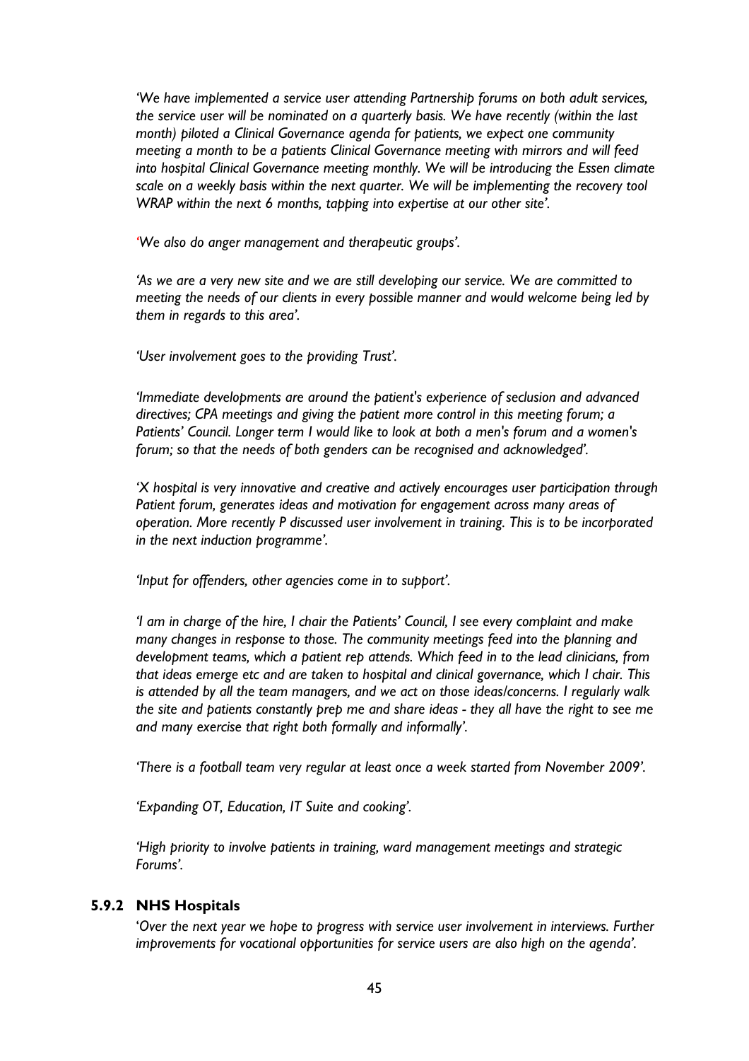*'We have implemented a service user attending Partnership forums on both adult services, the service user will be nominated on a quarterly basis. We have recently (within the last month) piloted a Clinical Governance agenda for patients, we expect one community meeting a month to be a patients Clinical Governance meeting with mirrors and will feed into hospital Clinical Governance meeting monthly. We will be introducing the Essen climate scale on a weekly basis within the next quarter. We will be implementing the recovery tool WRAP within the next 6 months, tapping into expertise at our other site'.*

*'We also do anger management and therapeutic groups'.*

*'As we are a very new site and we are still developing our service. We are committed to meeting the needs of our clients in every possible manner and would welcome being led by them in regards to this area'.*

*'User involvement goes to the providing Trust'.*

*'Immediate developments are around the patient's experience of seclusion and advanced directives; CPA meetings and giving the patient more control in this meeting forum; a Patients' Council. Longer term I would like to look at both a men's forum and a women's forum; so that the needs of both genders can be recognised and acknowledged'.*

*'X hospital is very innovative and creative and actively encourages user participation through Patient forum, generates ideas and motivation for engagement across many areas of operation. More recently P discussed user involvement in training. This is to be incorporated in the next induction programme'.*

*'Input for offenders, other agencies come in to support'.*

*'I am in charge of the hire, I chair the Patients' Council, I see every complaint and make many changes in response to those. The community meetings feed into the planning and development teams, which a patient rep attends. Which feed in to the lead clinicians, from that ideas emerge etc and are taken to hospital and clinical governance, which I chair. This is attended by all the team managers, and we act on those ideas/concerns. I regularly walk the site and patients constantly prep me and share ideas - they all have the right to see me and many exercise that right both formally and informally'.*

*'There is a football team very regular at least once a week started from November 2009'.*

*'Expanding OT, Education, IT Suite and cooking'.*

*'High priority to involve patients in training, ward management meetings and strategic Forums'.*

### 5.9.2 NHS Hospitals

*'Over the next year we hope to progress with service user involvement in interviews. Further improvements for vocational opportunities for service users are also high on the agenda'.*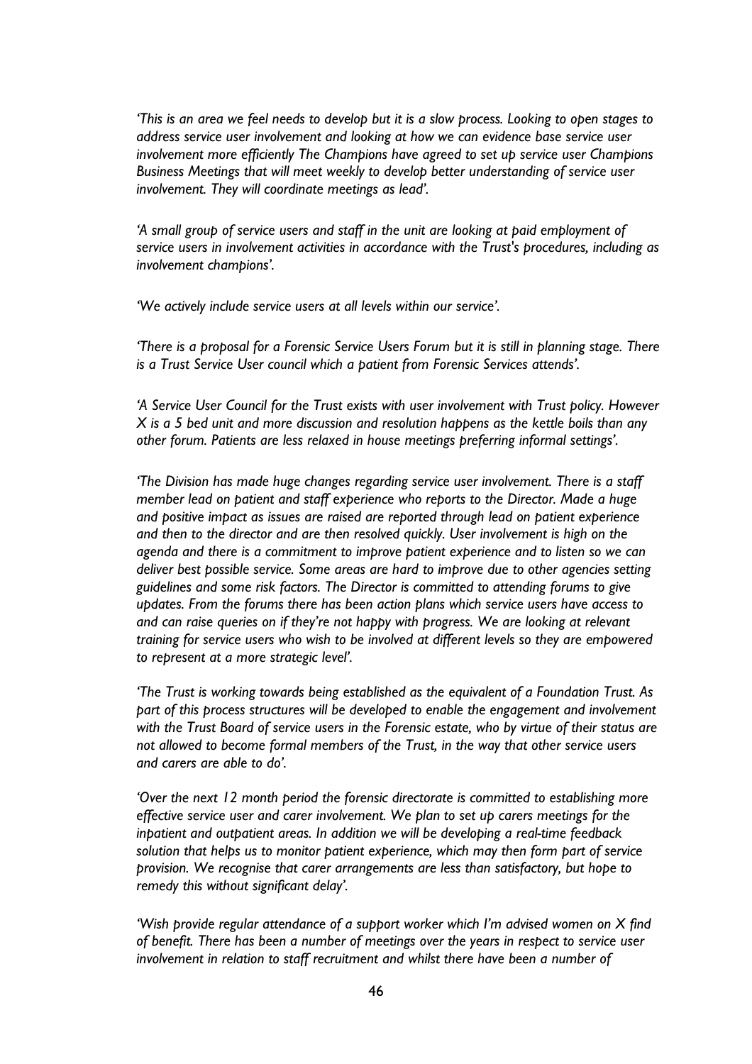*'This is an area we feel needs to develop but it is a slow process. Looking to open stages to address service user involvement and looking at how we can evidence base service user involvement more efficiently The Champions have agreed to set up service user Champions Business Meetings that will meet weekly to develop better understanding of service user involvement. They will coordinate meetings as lead'.*

*'A small group of service users and staff in the unit are looking at paid employment of service users in involvement activities in accordance with the Trust's procedures, including as involvement champions'.*

*'We actively include service users at all levels within our service'.*

*'There is a proposal for a Forensic Service Users Forum but it is still in planning stage. There is a Trust Service User council which a patient from Forensic Services attends'.*

*'A Service User Council for the Trust exists with user involvement with Trust policy. However X is a 5 bed unit and more discussion and resolution happens as the kettle boils than any other forum. Patients are less relaxed in house meetings preferring informal settings'.*

*'The Division has made huge changes regarding service user involvement. There is a staff member lead on patient and staff experience who reports to the Director. Made a huge and positive impact as issues are raised are reported through lead on patient experience and then to the director and are then resolved quickly. User involvement is high on the agenda and there is a commitment to improve patient experience and to listen so we can deliver best possible service. Some areas are hard to improve due to other agencies setting guidelines and some risk factors. The Director is committed to attending forums to give updates. From the forums there has been action plans which service users have access to and can raise queries on if they're not happy with progress. We are looking at relevant training for service users who wish to be involved at different levels so they are empowered to represent at a more strategic level'.*

*'The Trust is working towards being established as the equivalent of a Foundation Trust. As part of this process structures will be developed to enable the engagement and involvement with the Trust Board of service users in the Forensic estate, who by virtue of their status are not allowed to become formal members of the Trust, in the way that other service users and carers are able to do'.*

*'Over the next 12 month period the forensic directorate is committed to establishing more effective service user and carer involvement. We plan to set up carers meetings for the inpatient and outpatient areas. In addition we will be developing a real-time feedback solution that helps us to monitor patient experience, which may then form part of service provision. We recognise that carer arrangements are less than satisfactory, but hope to remedy this without significant delay'.*

*'Wish provide regular attendance of a support worker which I'm advised women on X find of benefit. There has been a number of meetings over the years in respect to service user involvement in relation to staff recruitment and whilst there have been a number of*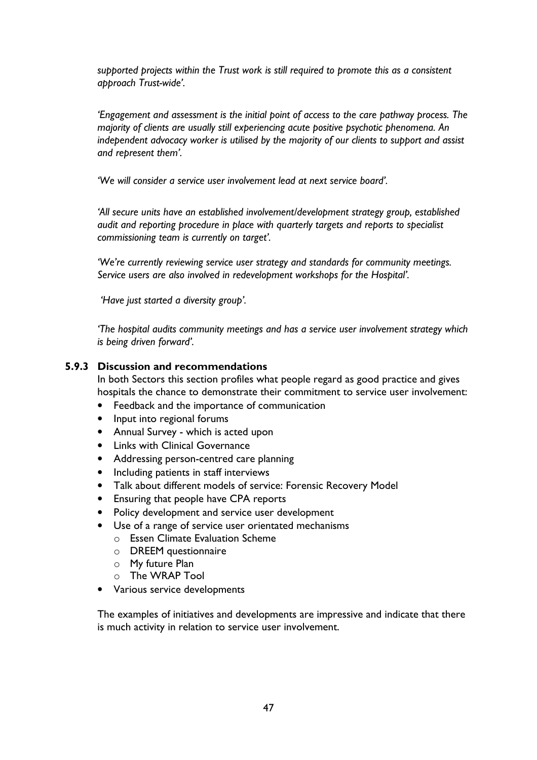*supported projects within the Trust work is still required to promote this as a consistent approach Trust-wide'.*

*'Engagement and assessment is the initial point of access to the care pathway process. The majority of clients are usually still experiencing acute positive psychotic phenomena. An independent advocacy worker is utilised by the majority of our clients to support and assist and represent them'.*

*'We will consider a service user involvement lead at next service board'.*

*'All secure units have an established involvement/development strategy group, established audit and reporting procedure in place with quarterly targets and reports to specialist commissioning team is currently on target'.*

*'We're currently reviewing service user strategy and standards for community meetings. Service users are also involved in redevelopment workshops for the Hospital'.*

*'Have just started a diversity group'.*

*'The hospital audits community meetings and has a service user involvement strategy which is being driven forward'.*

### 5.9.3 Discussion and recommendations

In both Sectors this section profiles what people regard as good practice and gives hospitals the chance to demonstrate their commitment to service user involvement:

- Feedback and the importance of communication
- Input into regional forums
- Annual Survey - which is acted upon
- Links with Clinical Governance
- Addressing person-centred care planning
- Including patients in staff interviews
- Talk about different models of service: Forensic Recovery Model
- Ensuring that people have CPA reports
- Policy development and service user development
- Use of a range of service user orientated mechanisms
  - Essen Climate Evaluation Scheme
  - DREEM questionnaire
  - My future Plan
  - The WRAP Tool
- Various service developments

The examples of initiatives and developments are impressive and indicate that there is much activity in relation to service user involvement.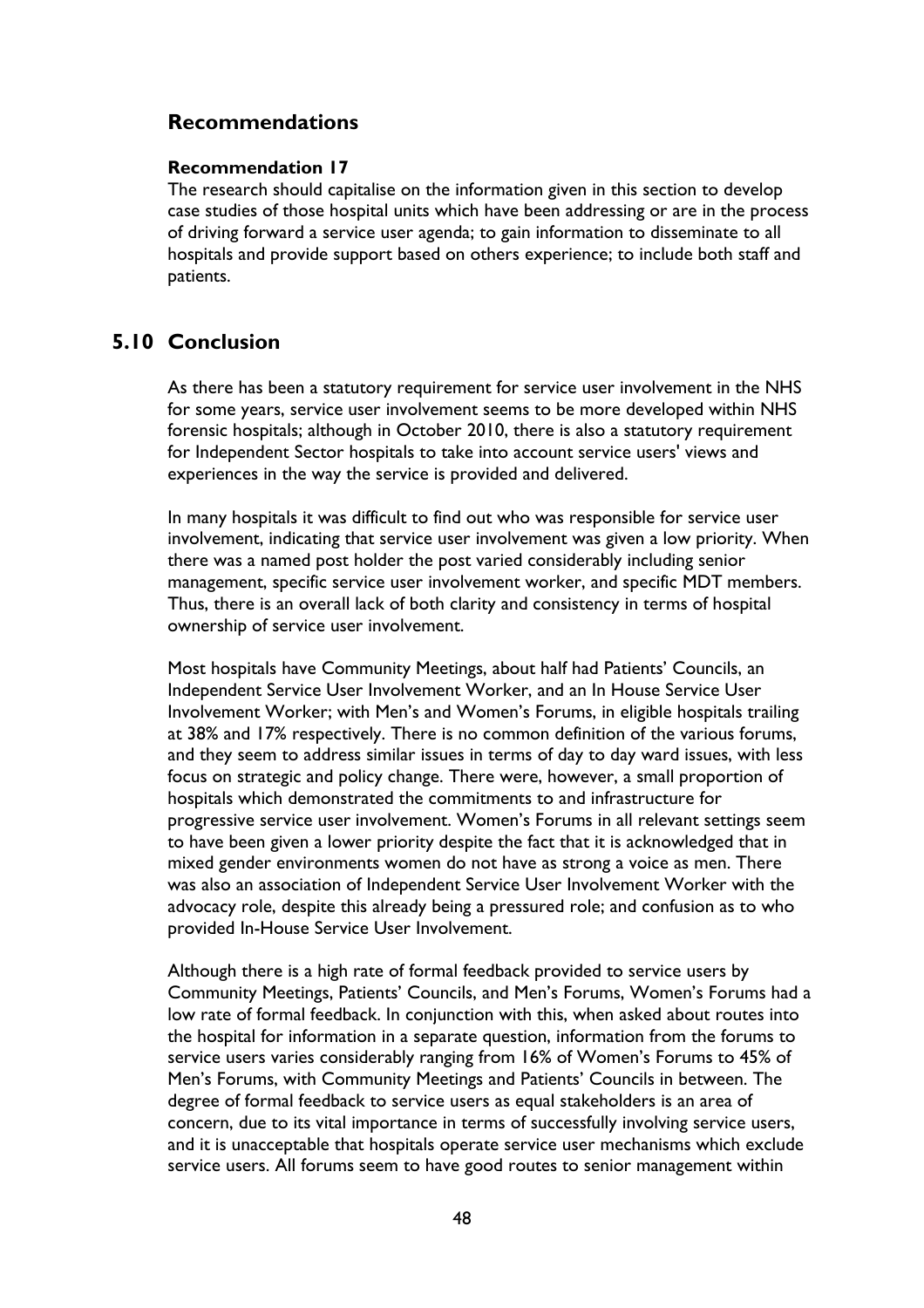## Recommendations

**Recommendation 17**

The research should capitalise on the information given in this section to develop case studies of those hospital units which have been addressing or are in the process of driving forward a service user agenda; to gain information to disseminate to all hospitals and provide support based on others experience; to include both staff and patients.

## 5.10 Conclusion

As there has been a statutory requirement for service user involvement in the NHS for some years, service user involvement seems to be more developed within NHS forensic hospitals; although in October 2010, there is also a statutory requirement for Independent Sector hospitals to take into account service users' views and experiences in the way the service is provided and delivered.

In many hospitals it was difficult to find out who was responsible for service user involvement, indicating that service user involvement was given a low priority. When there was a named post holder the post varied considerably including senior management, specific service user involvement worker, and specific MDT members. Thus, there is an overall lack of both clarity and consistency in terms of hospital ownership of service user involvement.

Most hospitals have Community Meetings, about half had Patients' Councils, an Independent Service User Involvement Worker, and an In House Service User Involvement Worker; with Men's and Women's Forums, in eligible hospitals trailing at 38% and 17% respectively. There is no common definition of the various forums, and they seem to address similar issues in terms of day to day ward issues, with less focus on strategic and policy change. There were, however, a small proportion of hospitals which demonstrated the commitments to and infrastructure for progressive service user involvement. Women's Forums in all relevant settings seem to have been given a lower priority despite the fact that it is acknowledged that in mixed gender environments women do not have as strong a voice as men. There was also an association of Independent Service User Involvement Worker with the advocacy role, despite this already being a pressured role; and confusion as to who provided In-House Service User Involvement.

Although there is a high rate of formal feedback provided to service users by Community Meetings, Patients' Councils, and Men's Forums, Women's Forums had a low rate of formal feedback. In conjunction with this, when asked about routes into the hospital for information in a separate question, information from the forums to service users varies considerably ranging from 16% of Women's Forums to 45% of Men's Forums, with Community Meetings and Patients' Councils in between. The degree of formal feedback to service users as equal stakeholders is an area of concern, due to its vital importance in terms of successfully involving service users, and it is unacceptable that hospitals operate service user mechanisms which exclude service users. All forums seem to have good routes to senior management within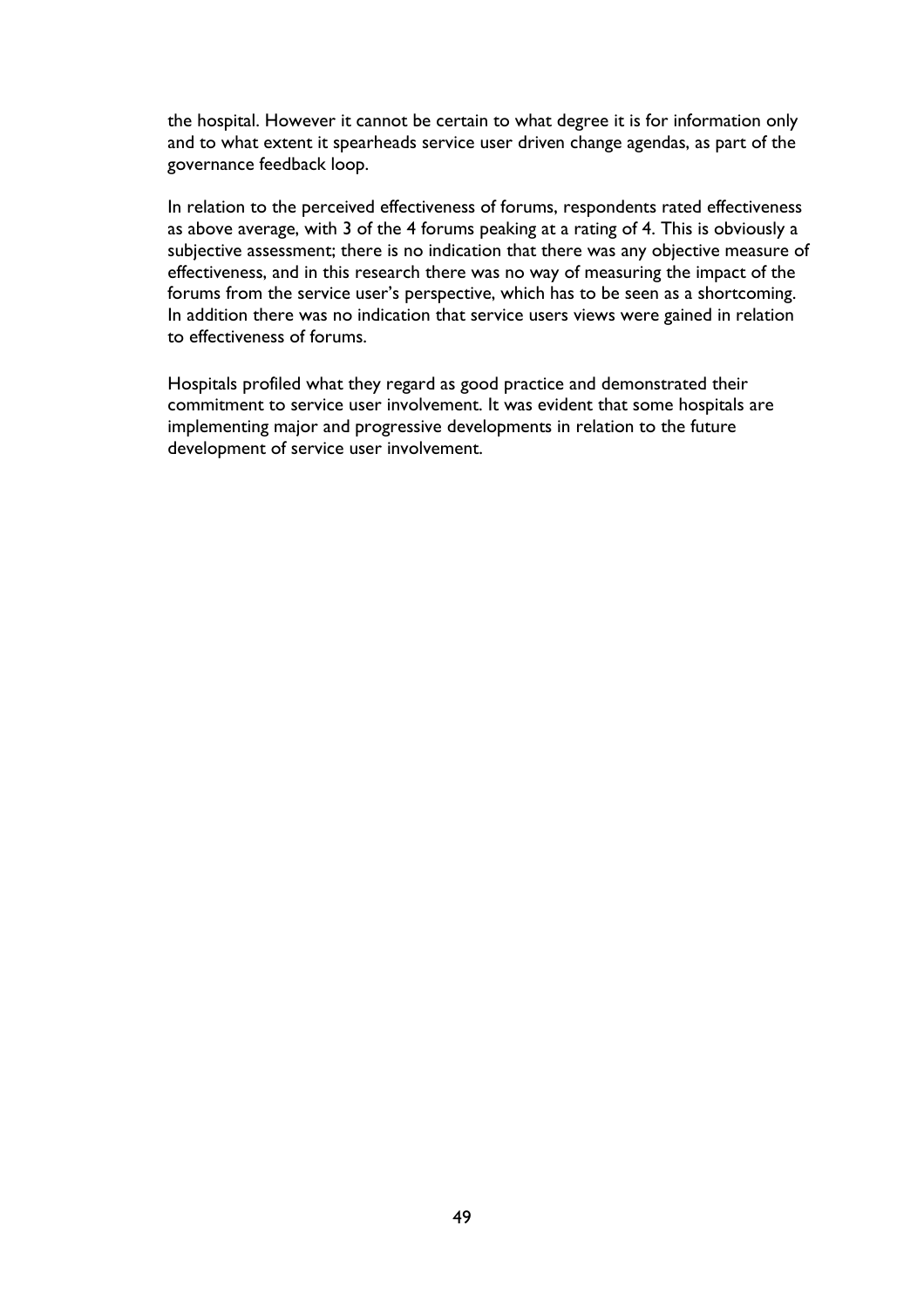the hospital. However it cannot be certain to what degree it is for information only and to what extent it spearheads service user driven change agendas, as part of the governance feedback loop.

In relation to the perceived effectiveness of forums, respondents rated effectiveness as above average, with 3 of the 4 forums peaking at a rating of 4. This is obviously a subjective assessment; there is no indication that there was any objective measure of effectiveness, and in this research there was no way of measuring the impact of the forums from the service user's perspective, which has to be seen as a shortcoming. In addition there was no indication that service users views were gained in relation to effectiveness of forums.

Hospitals profiled what they regard as good practice and demonstrated their commitment to service user involvement. It was evident that some hospitals are implementing major and progressive developments in relation to the future development of service user involvement.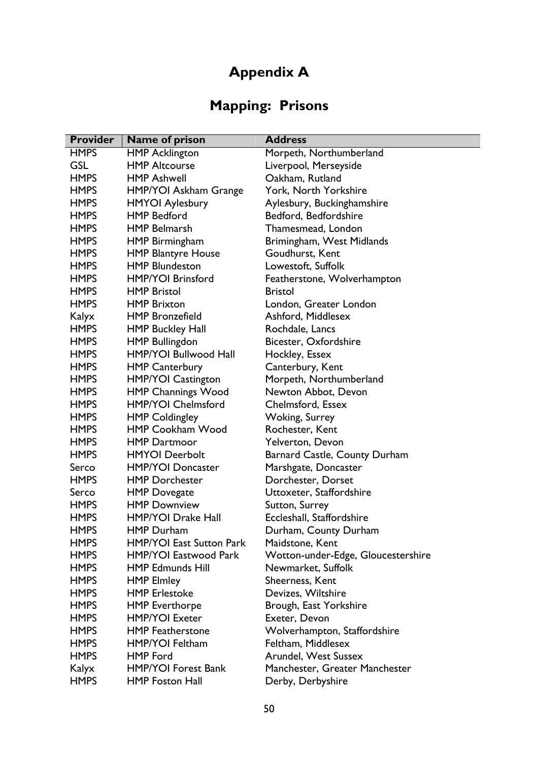# Appendix A

## Mapping: Prisons

| Provider | Name of prison | Address |
|---|---|---|
| HMPS | HMP Acklington | Morpeth, Northumberland |
| GSL | HMP Altcourse | Liverpool, Merseyside |
| HMPS | HMP Ashwell | Oakham, Rutland |
| HMPS | HMP/YOI Askham Grange | York, North Yorkshire |
| HMPS | HMYOI Aylesbury | Aylesbury, Buckinghamshire |
| HMPS | HMP Bedford | Bedford, Bedfordshire |
| HMPS | HMP Belmarsh | Thamesmead, London |
| HMPS | HMP Birmingham | Brimingham, West Midlands |
| HMPS | HMP Blantyre House | Goudhurst, Kent |
| HMPS | HMP Blundeston | Lowestoft, Suffolk |
| HMPS | HMP/YOI Brinsford | Featherstone, Wolverhampton |
| HMPS | HMP Bristol | Bristol |
| HMPS | HMP Brixton | London, Greater London |
| Kalyx | HMP Bronzefield | Ashford, Middlesex |
| HMPS | HMP Buckley Hall | Rochdale, Lancs |
| HMPS | HMP Bullingdon | Bicester, Oxfordshire |
| HMPS | HMP/YOI Bullwood Hall | Hockley, Essex |
| HMPS | HMP Canterbury | Canterbury, Kent |
| HMPS | HMP/YOI Castington | Morpeth, Northumberland |
| HMPS | HMP Channings Wood | Newton Abbot, Devon |
| HMPS | HMP/YOI Chelmsford | Chelmsford, Essex |
| HMPS | HMP Coldingley | Woking, Surrey |
| HMPS | HMP Cookham Wood | Rochester, Kent |
| HMPS | HMP Dartmoor | Yelverton, Devon |
| HMPS | HMYOI Deerbolt | Barnard Castle, County Durham |
| Serco | HMP/YOI Doncaster | Marshgate, Doncaster |
| HMPS | HMP Dorchester | Dorchester, Dorset |
| Serco | HMP Dovegate | Uttoxeter, Staffordshire |
| HMPS | HMP Downview | Sutton, Surrey |
| HMPS | HMP/YOI Drake Hall | Eccleshall, Staffordshire |
| HMPS | HMP Durham | Durham, County Durham |
| HMPS | HMP/YOI East Sutton Park | Maidstone, Kent |
| HMPS | HMP/YOI Eastwood Park | Wotton-under-Edge, Gloucestershire |
| HMPS | HMP Edmunds Hill | Newmarket, Suffolk |
| HMPS | HMP Elmley | Sheerness, Kent |
| HMPS | HMP Erlestoke | Devizes, Wiltshire |
| HMPS | HMP Everthorpe | Brough, East Yorkshire |
| HMPS | HMP/YOI Exeter | Exeter, Devon |
| HMPS | HMP Featherstone | Wolverhampton, Staffordshire |
| HMPS | HMP/YOI Feltham | Feltham, Middlesex |
| HMPS | HMP Ford | Arundel, West Sussex |
| Kalyx | HMP/YOI Forest Bank | Manchester, Greater Manchester |
| HMPS | HMP Foston Hall | Derby, Derbyshire |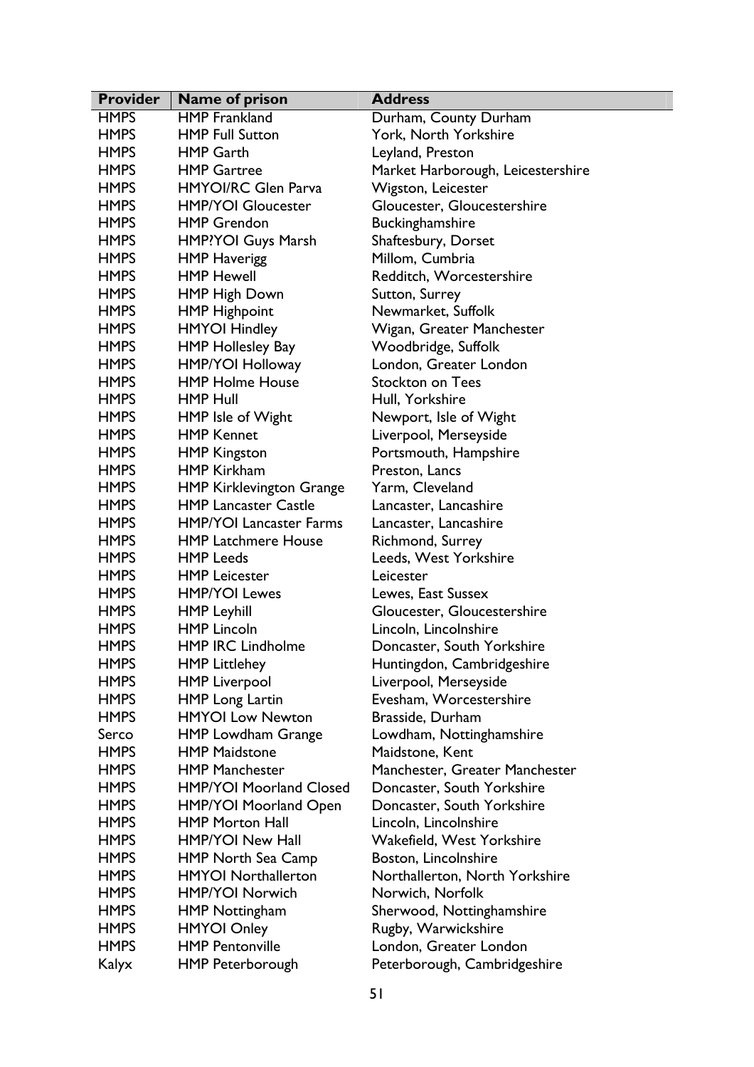| Provider | Name of prison | Address |
|---|---|---|
| HMPS | HMP Frankland | Durham, County Durham |
| HMPS | HMP Full Sutton | York, North Yorkshire |
| HMPS | HMP Garth | Leyland, Preston |
| HMPS | HMP Gartree | Market Harborough, Leicestershire |
| HMPS | HMYOI/RC Glen Parva | Wigston, Leicester |
| HMPS | HMP/YOI Gloucester | Gloucester, Gloucestershire |
| HMPS | HMP Grendon | Buckinghamshire |
| HMPS | HMP?YOI Guys Marsh | Shaftesbury, Dorset |
| HMPS | HMP Haverigg | Millom, Cumbria |
| HMPS | HMP Hewell | Redditch, Worcestershire |
| HMPS | HMP High Down | Sutton, Surrey |
| HMPS | HMP Highpoint | Newmarket, Suffolk |
| HMPS | HMYOI Hindley | Wigan, Greater Manchester |
| HMPS | HMP Hollesley Bay | Woodbridge, Suffolk |
| HMPS | HMP/YOI Holloway | London, Greater London |
| HMPS | HMP Holme House | Stockton on Tees |
| HMPS | HMP Hull | Hull, Yorkshire |
| HMPS | HMP Isle of Wight | Newport, Isle of Wight |
| HMPS | HMP Kennet | Liverpool, Merseyside |
| HMPS | HMP Kingston | Portsmouth, Hampshire |
| HMPS | HMP Kirkham | Preston, Lancs |
| HMPS | HMP Kirklevington Grange | Yarm, Cleveland |
| HMPS | HMP Lancaster Castle | Lancaster, Lancashire |
| HMPS | HMP/YOI Lancaster Farms | Lancaster, Lancashire |
| HMPS | HMP Latchmere House | Richmond, Surrey |
| HMPS | HMP Leeds | Leeds, West Yorkshire |
| HMPS | HMP Leicester | Leicester |
| HMPS | HMP/YOI Lewes | Lewes, East Sussex |
| HMPS | HMP Leyhill | Gloucester, Gloucestershire |
| HMPS | HMP Lincoln | Lincoln, Lincolnshire |
| HMPS | HMP IRC Lindholme | Doncaster, South Yorkshire |
| HMPS | HMP Littlehey | Huntingdon, Cambridgeshire |
| HMPS | HMP Liverpool | Liverpool, Merseyside |
| HMPS | HMP Long Lartin | Evesham, Worcestershire |
| HMPS | HMYOI Low Newton | Brasside, Durham |
| Serco | HMP Lowdham Grange | Lowdham, Nottinghamshire |
| HMPS | HMP Maidstone | Maidstone, Kent |
| HMPS | HMP Manchester | Manchester, Greater Manchester |
| HMPS | HMP/YOI Moorland Closed | Doncaster, South Yorkshire |
| HMPS | HMP/YOI Moorland Open | Doncaster, South Yorkshire |
| HMPS | HMP Morton Hall | Lincoln, Lincolnshire |
| HMPS | HMP/YOI New Hall | Wakefield, West Yorkshire |
| HMPS | HMP North Sea Camp | Boston, Lincolnshire |
| HMPS | HMYOI Northallerton | Northallerton, North Yorkshire |
| HMPS | HMP/YOI Norwich | Norwich, Norfolk |
| HMPS | HMP Nottingham | Sherwood, Nottinghamshire |
| HMPS | HMYOI Onley | Rugby, Warwickshire |
| HMPS | HMP Pentonville | London, Greater London |
| Kalyx | HMP Peterborough | Peterborough, Cambridgeshire |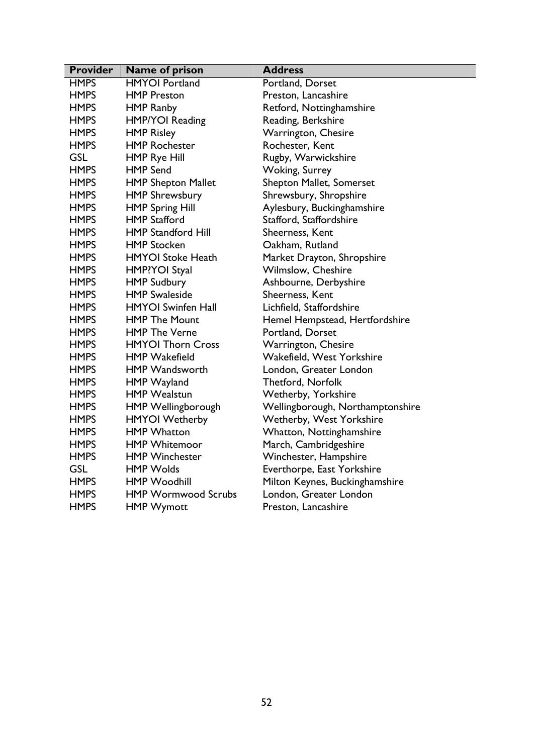| Provider | Name of prison | Address |
|---|---|---|
| HMPS | HMYOI Portland | Portland, Dorset |
| HMPS | HMP Preston | Preston, Lancashire |
| HMPS | HMP Ranby | Retford, Nottinghamshire |
| HMPS | HMP/YOI Reading | Reading, Berkshire |
| HMPS | HMP Risley | Warrington, Chesire |
| HMPS | HMP Rochester | Rochester, Kent |
| GSL | HMP Rye Hill | Rugby, Warwickshire |
| HMPS | HMP Send | Woking, Surrey |
| HMPS | HMP Shepton Mallet | Shepton Mallet, Somerset |
| HMPS | HMP Shrewsbury | Shrewsbury, Shropshire |
| HMPS | HMP Spring Hill | Aylesbury, Buckinghamshire |
| HMPS | HMP Stafford | Stafford, Staffordshire |
| HMPS | HMP Standford Hill | Sheerness, Kent |
| HMPS | HMP Stocken | Oakham, Rutland |
| HMPS | HMYOI Stoke Heath | Market Drayton, Shropshire |
| HMPS | HMP?YOI Styal | Wilmslow, Cheshire |
| HMPS | HMP Sudbury | Ashbourne, Derbyshire |
| HMPS | HMP Swaleside | Sheerness, Kent |
| HMPS | HMYOI Swinfen Hall | Lichfield, Staffordshire |
| HMPS | HMP The Mount | Hemel Hempstead, Hertfordshire |
| HMPS | HMP The Verne | Portland, Dorset |
| HMPS | HMYOI Thorn Cross | Warrington, Chesire |
| HMPS | HMP Wakefield | Wakefield, West Yorkshire |
| HMPS | HMP Wandsworth | London, Greater London |
| HMPS | HMP Wayland | Thetford, Norfolk |
| HMPS | HMP Wealstun | Wetherby, Yorkshire |
| HMPS | HMP Wellingborough | Wellingborough, Northamptonshire |
| HMPS | HMYOI Wetherby | Wetherby, West Yorkshire |
| HMPS | HMP Whatton | Whatton, Nottinghamshire |
| HMPS | HMP Whitemoor | March, Cambridgeshire |
| HMPS | HMP Winchester | Winchester, Hampshire |
| GSL | HMP Wolds | Everthorpe, East Yorkshire |
| HMPS | HMP Woodhill | Milton Keynes, Buckinghamshire |
| HMPS | HMP Wormwood Scrubs | London, Greater London |
| HMPS | HMP Wymott | Preston, Lancashire |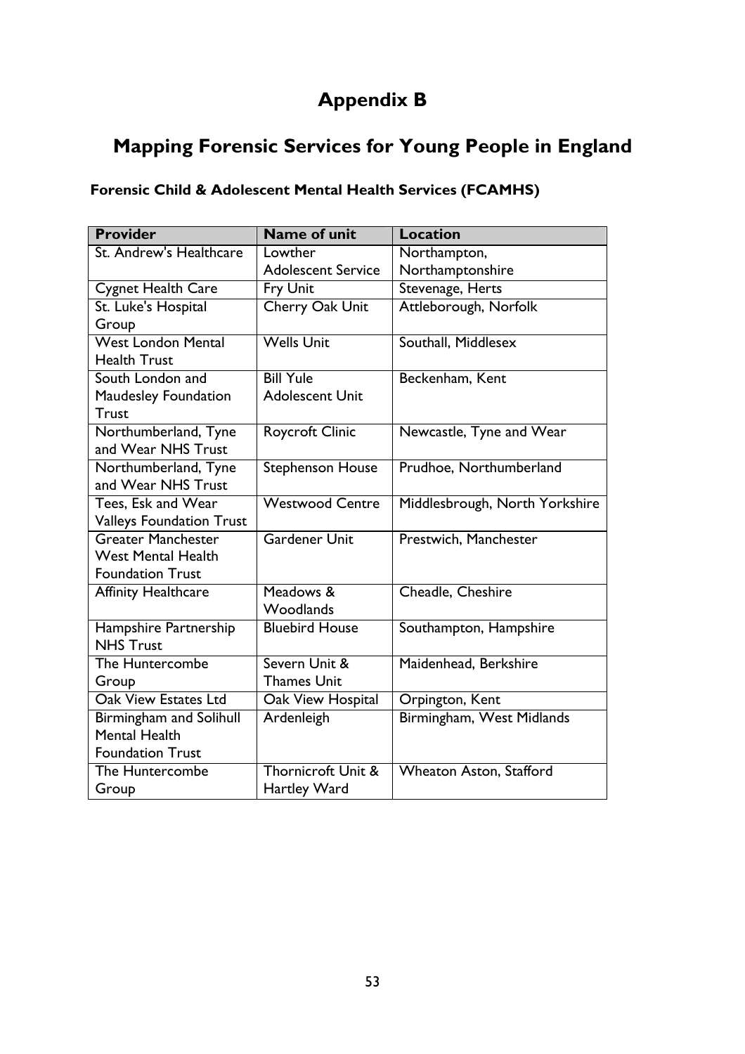# Appendix B

# Mapping Forensic Services for Young People in England

### Forensic Child & Adolescent Mental Health Services (FCAMHS)

| Provider | Name of unit | Location |
|---|---|---|
| St. Andrew's Healthcare | Lowther Adolescent Service | Northampton, Northamptonshire |
| Cygnet Health Care | Fry Unit | Stevenage, Herts |
| St. Luke's Hospital Group | Cherry Oak Unit | Attleborough, Norfolk |
| West London Mental Health Trust | Wells Unit | Southall, Middlesex |
| South London and Maudesley Foundation Trust | Bill Yule Adolescent Unit | Beckenham, Kent |
| Northumberland, Tyne and Wear NHS Trust | Roycroft Clinic | Newcastle, Tyne and Wear |
| Northumberland, Tyne and Wear NHS Trust | Stephenson House | Prudhoe, Northumberland |
| Tees, Esk and Wear Valleys Foundation Trust | Westwood Centre | Middlesbrough, North Yorkshire |
| Greater Manchester West Mental Health Foundation Trust | Gardener Unit | Prestwich, Manchester |
| Affinity Healthcare | Meadows & Woodlands | Cheadle, Cheshire |
| Hampshire Partnership NHS Trust | Bluebird House | Southampton, Hampshire |
| The Huntercombe Group | Severn Unit & Thames Unit | Maidenhead, Berkshire |
| Oak View Estates Ltd | Oak View Hospital | Orpington, Kent |
| Birmingham and Solihull Mental Health Foundation Trust | Ardenleigh | Birmingham, West Midlands |
| The Huntercombe Group | Thornicroft Unit & Hartley Ward | Wheaton Aston, Stafford |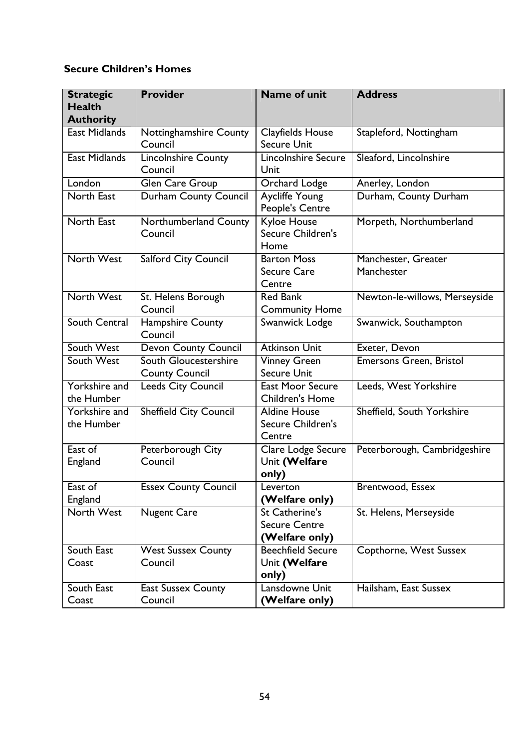### Secure Children's Homes

| Strategic Health Authority | Provider | Name of unit | Address |
|---|---|---|---|
| East Midlands | Nottinghamshire County Council | Clayfields House Secure Unit | Stapleford, Nottingham |
| East Midlands | Lincolnshire County Council | Lincolnshire Secure Unit | Sleaford, Lincolnshire |
| London | Glen Care Group | Orchard Lodge | Anerley, London |
| North East | Durham County Council | Aycliffe Young People's Centre | Durham, County Durham |
| North East | Northumberland County Council | Kyloe House Secure Children's Home | Morpeth, Northumberland |
| North West | Salford City Council | Barton Moss Secure Care Centre | Manchester, Greater Manchester |
| North West | St. Helens Borough Council | Red Bank Community Home | Newton-le-willows, Merseyside |
| South Central | Hampshire County Council | Swanwick Lodge | Swanwick, Southampton |
| South West | Devon County Council | Atkinson Unit | Exeter, Devon |
| South West | South Gloucestershire County Council | Vinney Green Secure Unit | Emersons Green, Bristol |
| Yorkshire and the Humber | Leeds City Council | East Moor Secure Children's Home | Leeds, West Yorkshire |
| Yorkshire and the Humber | Sheffield City Council | Aldine House Secure Children's Centre | Sheffield, South Yorkshire |
| East of England | Peterborough City Council | Clare Lodge Secure Unit **(Welfare only)** | Peterborough, Cambridgeshire |
| East of England | Essex County Council | Leverton **(Welfare only)** | Brentwood, Essex |
| North West | Nugent Care | St Catherine's Secure Centre **(Welfare only)** | St. Helens, Merseyside |
| South East Coast | West Sussex County Council | Beechfield Secure Unit **(Welfare only)** | Copthorne, West Sussex |
| South East Coast | East Sussex County Council | Lansdowne Unit **(Welfare only)** | Hailsham, East Sussex |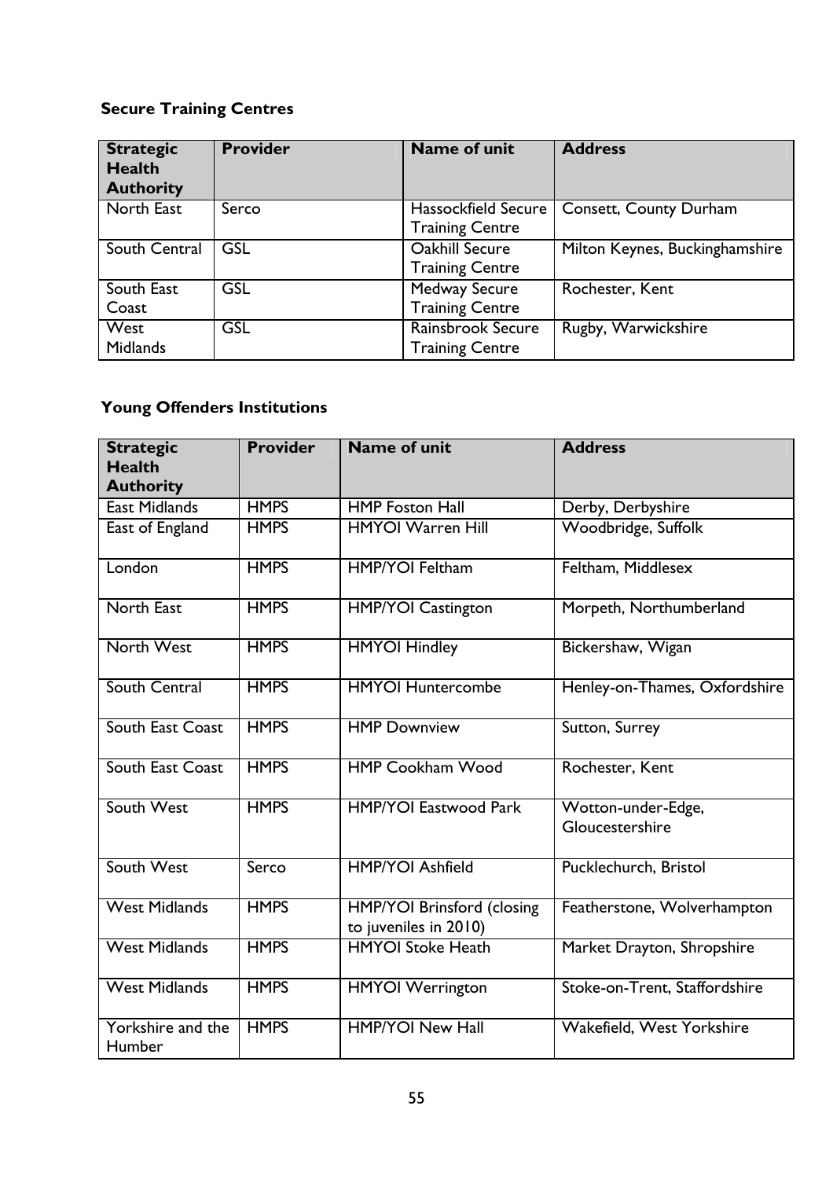### Secure Training Centres

| Strategic Health Authority | Provider | Name of unit | Address |
|---|---|---|---|
| North East | Serco | Hassockfield Secure Training Centre | Consett, County Durham |
| South Central | GSL | Oakhill Secure Training Centre | Milton Keynes, Buckinghamshire |
| South East Coast | GSL | Medway Secure Training Centre | Rochester, Kent |
| West Midlands | GSL | Rainsbrook Secure Training Centre | Rugby, Warwickshire |

### Young Offenders Institutions

| Strategic Health Authority | Provider | Name of unit | Address |
|---|---|---|---|
| East Midlands | HMPS | HMP Foston Hall | Derby, Derbyshire |
| East of England | HMPS | HMYOI Warren Hill | Woodbridge, Suffolk |
| London | HMPS | HMP/YOI Feltham | Feltham, Middlesex |
| North East | HMPS | HMP/YOI Castington | Morpeth, Northumberland |
| North West | HMPS | HMYOI Hindley | Bickershaw, Wigan |
| South Central | HMPS | HMYOI Huntercombe | Henley-on-Thames, Oxfordshire |
| South East Coast | HMPS | HMP Downview | Sutton, Surrey |
| South East Coast | HMPS | HMP Cookham Wood | Rochester, Kent |
| South West | HMPS | HMP/YOI Eastwood Park | Wotton-under-Edge, Gloucestershire |
| South West | Serco | HMP/YOI Ashfield | Pucklechurch, Bristol |
| West Midlands | HMPS | HMP/YOI Brinsford (closing to juveniles in 2010) | Featherstone, Wolverhampton |
| West Midlands | HMPS | HMYOI Stoke Heath | Market Drayton, Shropshire |
| West Midlands | HMPS | HMYOI Werrington | Stoke-on-Trent, Staffordshire |
| Yorkshire and the Humber | HMPS | HMP/YOI New Hall | Wakefield, West Yorkshire |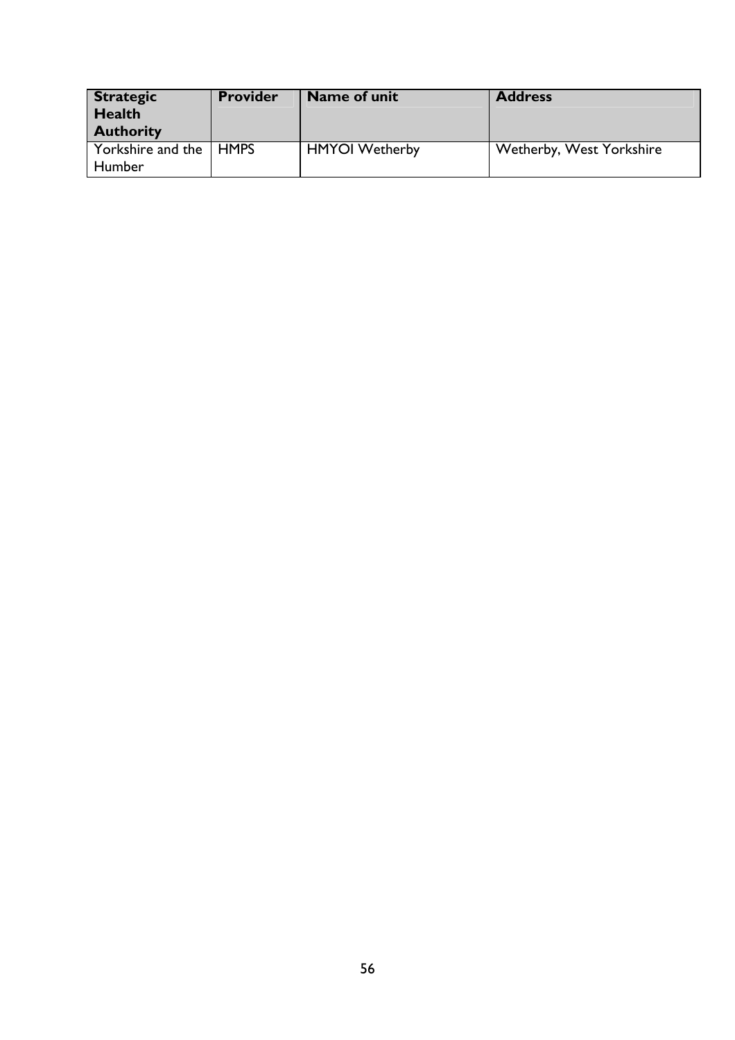| Strategic Health Authority | Provider | Name of unit | Address |
|---|---|---|---|
| Yorkshire and the Humber | HMPS | HMYOI Wetherby | Wetherby, West Yorkshire |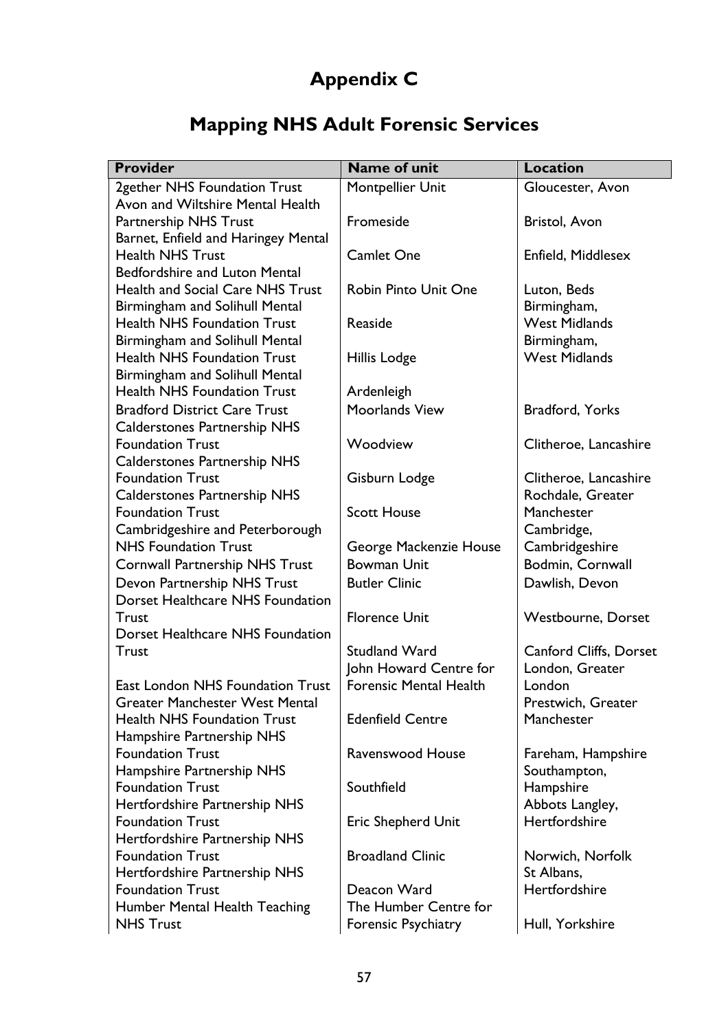# Appendix C

## Mapping NHS Adult Forensic Services

| Provider | Name of unit | Location |
|---|---|---|
| 2gether NHS Foundation Trust | Montpellier Unit | Gloucester, Avon |
| Avon and Wiltshire Mental Health Partnership NHS Trust | Fromeside | Bristol, Avon |
| Barnet, Enfield and Haringey Mental Health NHS Trust | Camlet One | Enfield, Middlesex |
| Bedfordshire and Luton Mental Health and Social Care NHS Trust | Robin Pinto Unit One | Luton, Beds |
| Birmingham and Solihull Mental Health NHS Foundation Trust | Reaside | Birmingham, West Midlands |
| Birmingham and Solihull Mental Health NHS Foundation Trust | Hillis Lodge | Birmingham, West Midlands |
| Birmingham and Solihull Mental Health NHS Foundation Trust | Ardenleigh | |
| Bradford District Care Trust | Moorlands View | Bradford, Yorks |
| Calderstones Partnership NHS Foundation Trust | Woodview | Clitheroe, Lancashire |
| Calderstones Partnership NHS Foundation Trust | Gisburn Lodge | Clitheroe, Lancashire |
| Calderstones Partnership NHS Foundation Trust | Scott House | Rochdale, Greater Manchester |
| Cambridgeshire and Peterborough NHS Foundation Trust | George Mackenzie House | Cambridge, Cambridgeshire |
| Cornwall Partnership NHS Trust | Bowman Unit | Bodmin, Cornwall |
| Devon Partnership NHS Trust | Butler Clinic | Dawlish, Devon |
| Dorset Healthcare NHS Foundation Trust | Florence Unit | Westbourne, Dorset |
| Dorset Healthcare NHS Foundation Trust | Studland Ward | Canford Cliffs, Dorset |
| East London NHS Foundation Trust | John Howard Centre for Forensic Mental Health | London, Greater London |
| Greater Manchester West Mental Health NHS Foundation Trust | Edenfield Centre | Prestwich, Greater Manchester |
| Hampshire Partnership NHS Foundation Trust | Ravenswood House | Fareham, Hampshire |
| Hampshire Partnership NHS Foundation Trust | Southfield | Southampton, Hampshire |
| Hertfordshire Partnership NHS Foundation Trust | Eric Shepherd Unit | Abbots Langley, Hertfordshire |
| Hertfordshire Partnership NHS Foundation Trust | Broadland Clinic | Norwich, Norfolk |
| Hertfordshire Partnership NHS Foundation Trust | Deacon Ward | St Albans, Hertfordshire |
| Humber Mental Health Teaching NHS Trust | The Humber Centre for Forensic Psychiatry | Hull, Yorkshire |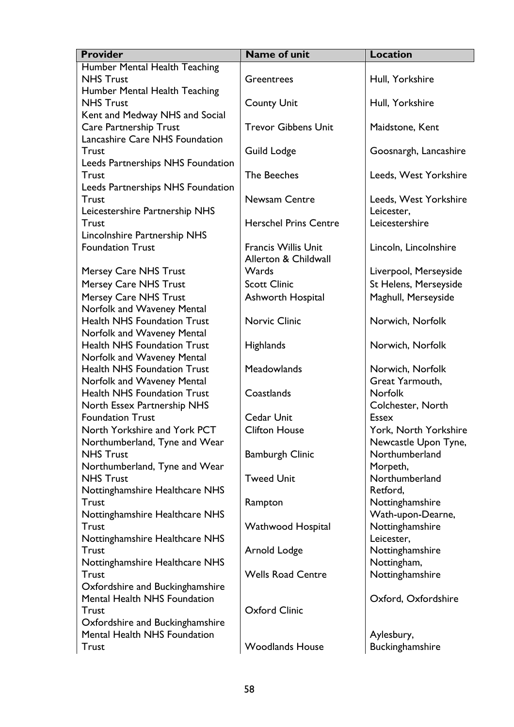| Provider | Name of unit | Location |
|---|---|---|
| Humber Mental Health Teaching NHS Trust | Greentrees | Hull, Yorkshire |
| Humber Mental Health Teaching NHS Trust | County Unit | Hull, Yorkshire |
| Kent and Medway NHS and Social Care Partnership Trust | Trevor Gibbens Unit | Maidstone, Kent |
| Lancashire Care NHS Foundation Trust | Guild Lodge | Goosnargh, Lancashire |
| Leeds Partnerships NHS Foundation Trust | The Beeches | Leeds, West Yorkshire |
| Leeds Partnerships NHS Foundation Trust | Newsam Centre | Leeds, West Yorkshire |
| Leicestershire Partnership NHS Trust | Herschel Prins Centre | Leicester, Leicestershire |
| Lincolnshire Partnership NHS Foundation Trust | Francis Willis Unit | Lincoln, Lincolnshire |
| Mersey Care NHS Trust | Allerton & Childwall Wards | Liverpool, Merseyside |
| Mersey Care NHS Trust | Scott Clinic | St Helens, Merseyside |
| Mersey Care NHS Trust | Ashworth Hospital | Maghull, Merseyside |
| Norfolk and Waveney Mental Health NHS Foundation Trust | Norvic Clinic | Norwich, Norfolk |
| Norfolk and Waveney Mental Health NHS Foundation Trust | Highlands | Norwich, Norfolk |
| Norfolk and Waveney Mental Health NHS Foundation Trust | Meadowlands | Norwich, Norfolk |
| Norfolk and Waveney Mental Health NHS Foundation Trust | Coastlands | Great Yarmouth, Norfolk |
| North Essex Partnership NHS Foundation Trust | Cedar Unit | Colchester, North Essex |
| North Yorkshire and York PCT | Clifton House | York, North Yorkshire |
| Northumberland, Tyne and Wear NHS Trust | Bamburgh Clinic | Newcastle Upon Tyne, Northumberland |
| Northumberland, Tyne and Wear NHS Trust | Tweed Unit | Morpeth, Northumberland |
| Nottinghamshire Healthcare NHS Trust | Rampton | Retford, Nottinghamshire |
| Nottinghamshire Healthcare NHS Trust | Wathwood Hospital | Wath-upon-Dearne, Nottinghamshire |
| Nottinghamshire Healthcare NHS Trust | Arnold Lodge | Leicester, Nottinghamshire |
| Nottinghamshire Healthcare NHS Trust | Wells Road Centre | Nottingham, Nottinghamshire |
| Oxfordshire and Buckinghamshire Mental Health NHS Foundation Trust | Oxford Clinic | Oxford, Oxfordshire |
| Oxfordshire and Buckinghamshire Mental Health NHS Foundation Trust | Woodlands House | Aylesbury, Buckinghamshire |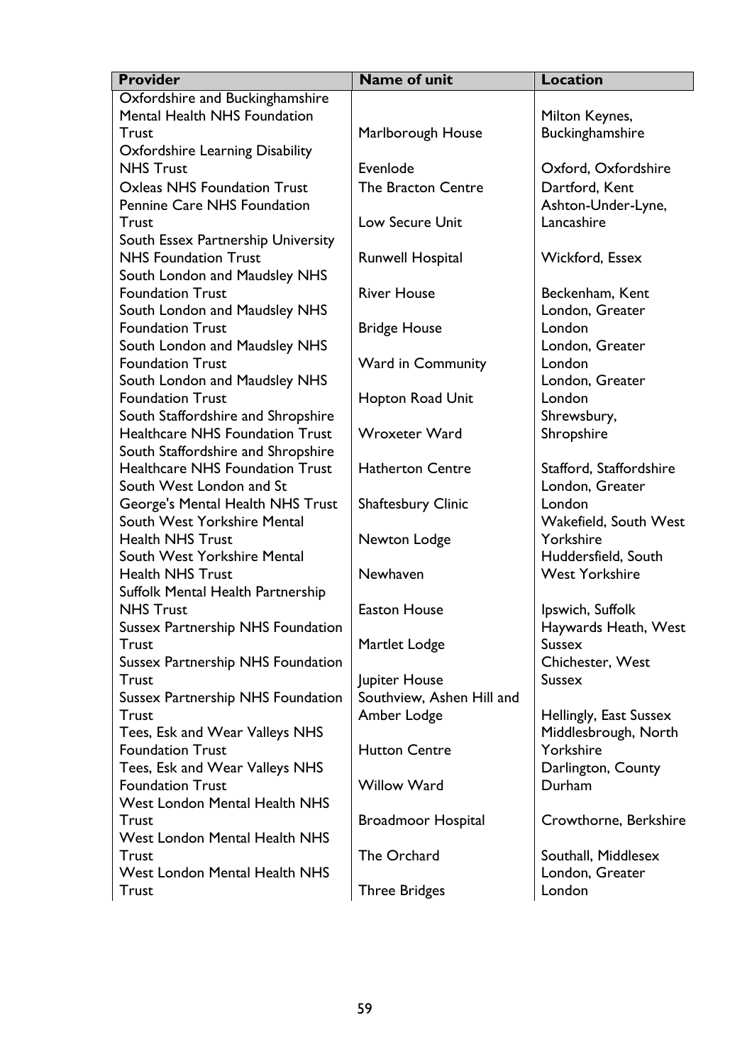| Provider | Name of unit | Location |
|---|---|---|
| Oxfordshire and Buckinghamshire Mental Health NHS Foundation Trust | Marlborough House | Milton Keynes, Buckinghamshire |
| Oxfordshire Learning Disability NHS Trust | Evenlode | Oxford, Oxfordshire |
| Oxleas NHS Foundation Trust | The Bracton Centre | Dartford, Kent |
| Pennine Care NHS Foundation Trust | Low Secure Unit | Ashton-Under-Lyne, Lancashire |
| South Essex Partnership University NHS Foundation Trust | Runwell Hospital | Wickford, Essex |
| South London and Maudsley NHS Foundation Trust | River House | Beckenham, Kent |
| South London and Maudsley NHS Foundation Trust | Bridge House | London, Greater London |
| South London and Maudsley NHS Foundation Trust | Ward in Community | London, Greater London |
| South London and Maudsley NHS Foundation Trust | Hopton Road Unit | London, Greater London |
| South Staffordshire and Shropshire Healthcare NHS Foundation Trust | Wroxeter Ward | Shrewsbury, Shropshire |
| South Staffordshire and Shropshire Healthcare NHS Foundation Trust | Hatherton Centre | Stafford, Staffordshire |
| South West London and St George's Mental Health NHS Trust | Shaftesbury Clinic | London, Greater London |
| South West Yorkshire Mental Health NHS Trust | Newton Lodge | Wakefield, South West Yorkshire |
| South West Yorkshire Mental Health NHS Trust | Newhaven | Huddersfield, South West Yorkshire |
| Suffolk Mental Health Partnership NHS Trust | Easton House | Ipswich, Suffolk |
| Sussex Partnership NHS Foundation Trust | Martlet Lodge | Haywards Heath, West Sussex |
| Sussex Partnership NHS Foundation Trust | Jupiter House | Chichester, West Sussex |
| Sussex Partnership NHS Foundation Trust | Southview, Ashen Hill and Amber Lodge | Hellingly, East Sussex |
| Tees, Esk and Wear Valleys NHS Foundation Trust | Hutton Centre | Middlesbrough, North Yorkshire |
| Tees, Esk and Wear Valleys NHS Foundation Trust | Willow Ward | Darlington, County Durham |
| West London Mental Health NHS Trust | Broadmoor Hospital | Crowthorne, Berkshire |
| West London Mental Health NHS Trust | The Orchard | Southall, Middlesex |
| West London Mental Health NHS Trust | Three Bridges | London, Greater London |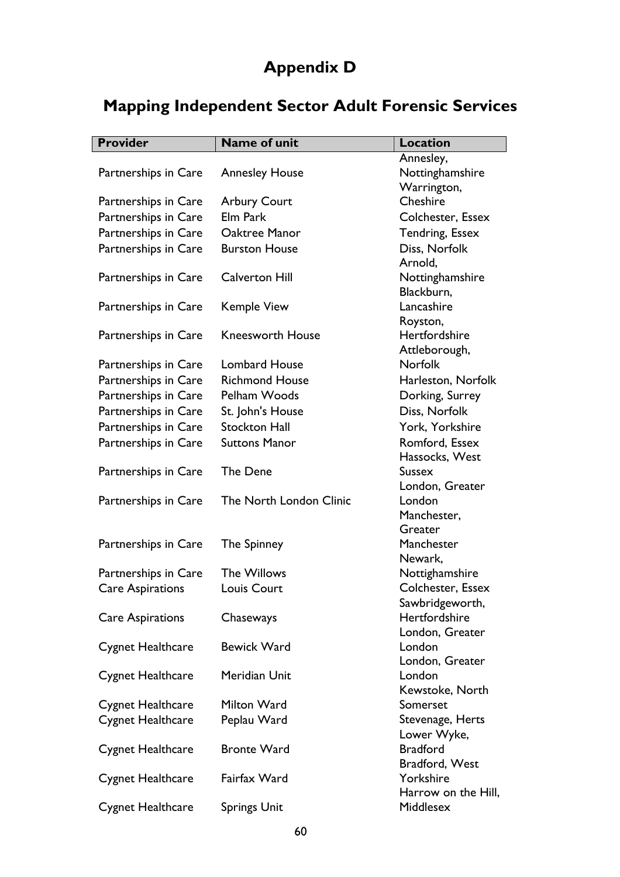# Appendix D

## Mapping Independent Sector Adult Forensic Services

| Provider | Name of unit | Location |
|---|---|---|
| Partnerships in Care | Annesley House | Annesley, Nottinghamshire |
| Partnerships in Care | Arbury Court | Warrington, Cheshire |
| Partnerships in Care | Elm Park | Colchester, Essex |
| Partnerships in Care | Oaktree Manor | Tendring, Essex |
| Partnerships in Care | Burston House | Diss, Norfolk |
| Partnerships in Care | Calverton Hill | Arnold, Nottinghamshire |
| Partnerships in Care | Kemple View | Blackburn, Lancashire |
| Partnerships in Care | Kneesworth House | Royston, Hertfordshire |
| Partnerships in Care | Lombard House | Attleborough, Norfolk |
| Partnerships in Care | Richmond House | Harleston, Norfolk |
| Partnerships in Care | Pelham Woods | Dorking, Surrey |
| Partnerships in Care | St. John's House | Diss, Norfolk |
| Partnerships in Care | Stockton Hall | York, Yorkshire |
| Partnerships in Care | Suttons Manor | Romford, Essex |
| Partnerships in Care | The Dene | Hassocks, West Sussex |
| Partnerships in Care | The North London Clinic | London, Greater London |
| Partnerships in Care | The Spinney | Manchester, Greater Manchester |
| Partnerships in Care | The Willows | Newark, Nottighamshire |
| Care Aspirations | Louis Court | Colchester, Essex |
| Care Aspirations | Chaseways | Sawbridgeworth, Hertfordshire |
| Cygnet Healthcare | Bewick Ward | London, Greater London |
| Cygnet Healthcare | Meridian Unit | London, Greater London |
| Cygnet Healthcare | Milton Ward | Kewstoke, North Somerset |
| Cygnet Healthcare | Peplau Ward | Stevenage, Herts |
| Cygnet Healthcare | Bronte Ward | Lower Wyke, Bradford |
| Cygnet Healthcare | Fairfax Ward | Bradford, West Yorkshire |
| Cygnet Healthcare | Springs Unit | Harrow on the Hill, Middlesex |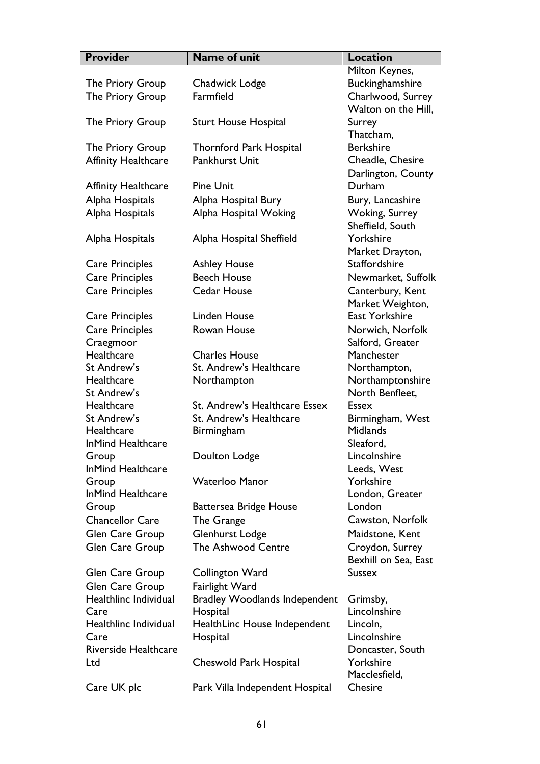| Provider | Name of unit | Location |
|---|---|---|
| The Priory Group | Chadwick Lodge | Milton Keynes, Buckinghamshire |
| The Priory Group | Farmfield | Charlwood, Surrey |
| The Priory Group | Sturt House Hospital | Walton on the Hill, Surrey |
| The Priory Group | Thornford Park Hospital | Thatcham, Berkshire |
| Affinity Healthcare | Pankhurst Unit | Cheadle, Chesire |
| Affinity Healthcare | Pine Unit | Darlington, County Durham |
| Alpha Hospitals | Alpha Hospital Bury | Bury, Lancashire |
| Alpha Hospitals | Alpha Hospital Woking | Woking, Surrey |
| Alpha Hospitals | Alpha Hospital Sheffield | Sheffield, South Yorkshire |
| Care Principles | Ashley House | Market Drayton, Staffordshire |
| Care Principles | Beech House | Newmarket, Suffolk |
| Care Principles | Cedar House | Canterbury, Kent |
| Care Principles | Linden House | Market Weighton, East Yorkshire |
| Care Principles | Rowan House | Norwich, Norfolk |
| Craegmoor Healthcare | Charles House | Salford, Greater Manchester |
| St Andrew's Healthcare | St. Andrew's Healthcare Northampton | Northampton, Northamptonshire |
| St Andrew's Healthcare | St. Andrew's Healthcare Essex | North Benfleet, Essex |
| St Andrew's Healthcare | St. Andrew's Healthcare Birmingham | Birmingham, West Midlands |
| InMind Healthcare Group | Doulton Lodge | Sleaford, Lincolnshire |
| InMind Healthcare Group | Waterloo Manor | Leeds, West Yorkshire |
| InMind Healthcare Group | Battersea Bridge House | London, Greater London |
| Chancellor Care | The Grange | Cawston, Norfolk |
| Glen Care Group | Glenhurst Lodge | Maidstone, Kent |
| Glen Care Group | The Ashwood Centre | Croydon, Surrey |
| Glen Care Group | Collington Ward | Bexhill on Sea, East Sussex |
| Glen Care Group | Fairlight Ward | |
| Healthlinc Individual Care | Bradley Woodlands Independent Hospital | Grimsby, Lincolnshire |
| Healthlinc Individual Care | HealthLinc House Independent Hospital | Lincoln, Lincolnshire |
| Riverside Healthcare Ltd | Cheswold Park Hospital | Doncaster, South Yorkshire |
| Care UK plc | Park Villa Independent Hospital | Macclesfield, Chesire |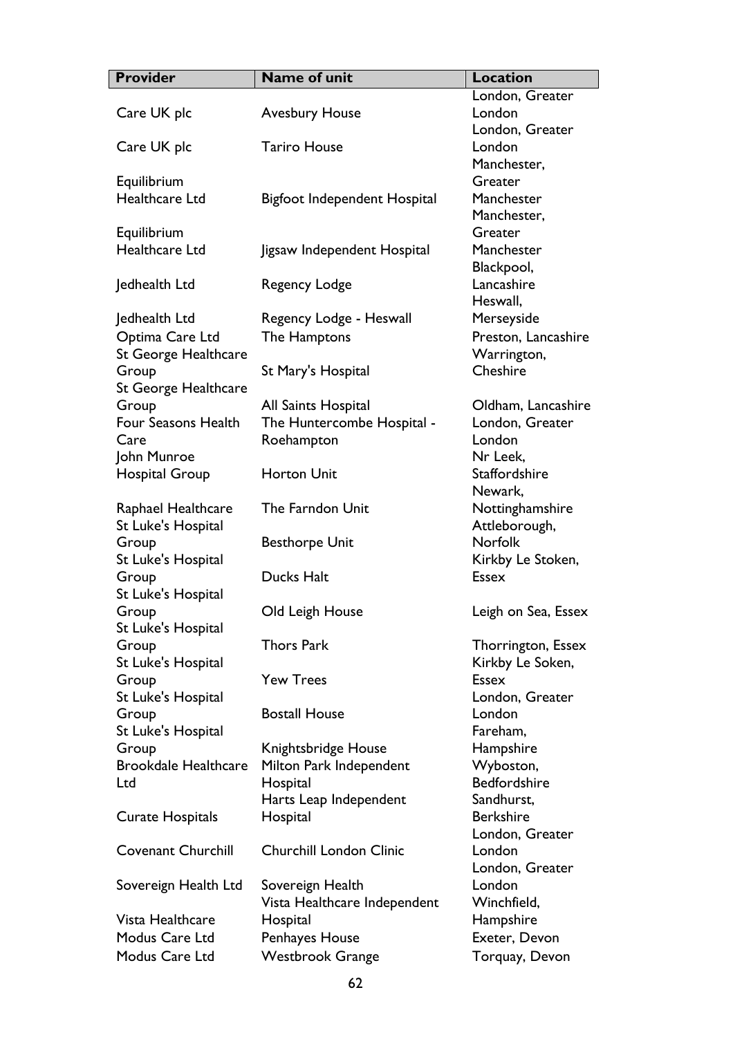| Provider | Name of unit | Location |
|---|---|---|
| Care UK plc | Avesbury House | London, Greater London |
| Care UK plc | Tariro House | London, Greater London |
| Equilibrium Healthcare Ltd | Bigfoot Independent Hospital | Manchester, Greater Manchester |
| Equilibrium Healthcare Ltd | Jigsaw Independent Hospital | Manchester, Greater Manchester |
| Jedhealth Ltd | Regency Lodge | Blackpool, Lancashire |
| Jedhealth Ltd | Regency Lodge - Heswall | Heswall, Merseyside |
| Optima Care Ltd | The Hamptons | Preston, Lancashire |
| St George Healthcare Group | St Mary's Hospital | Warrington, Cheshire |
| St George Healthcare Group | All Saints Hospital | Oldham, Lancashire |
| Four Seasons Health Care | The Huntercombe Hospital - Roehampton | London, Greater London |
| John Munroe Hospital Group | Horton Unit | Nr Leek, Staffordshire |
| Raphael Healthcare | The Farndon Unit | Newark, Nottinghamshire |
| St Luke's Hospital Group | Besthorpe Unit | Attleborough, Norfolk |
| St Luke's Hospital Group | Ducks Halt | Kirkby Le Stoken, Essex |
| St Luke's Hospital Group | Old Leigh House | Leigh on Sea, Essex |
| St Luke's Hospital Group | Thors Park | Thorrington, Essex |
| St Luke's Hospital Group | Yew Trees | Kirkby Le Soken, Essex |
| St Luke's Hospital Group | Bostall House | London, Greater London |
| St Luke's Hospital Group | Knightsbridge House | Fareham, Hampshire |
| Brookdale Healthcare Ltd | Milton Park Independent Hospital | Wyboston, Bedfordshire |
| Curate Hospitals | Harts Leap Independent Hospital | Sandhurst, Berkshire |
| Covenant Churchill | Churchill London Clinic | London, Greater London |
| Sovereign Health Ltd | Sovereign Health | London, Greater London |
| Vista Healthcare | Vista Healthcare Independent Hospital | Winchfield, Hampshire |
| Modus Care Ltd | Penhayes House | Exeter, Devon |
| Modus Care Ltd | Westbrook Grange | Torquay, Devon |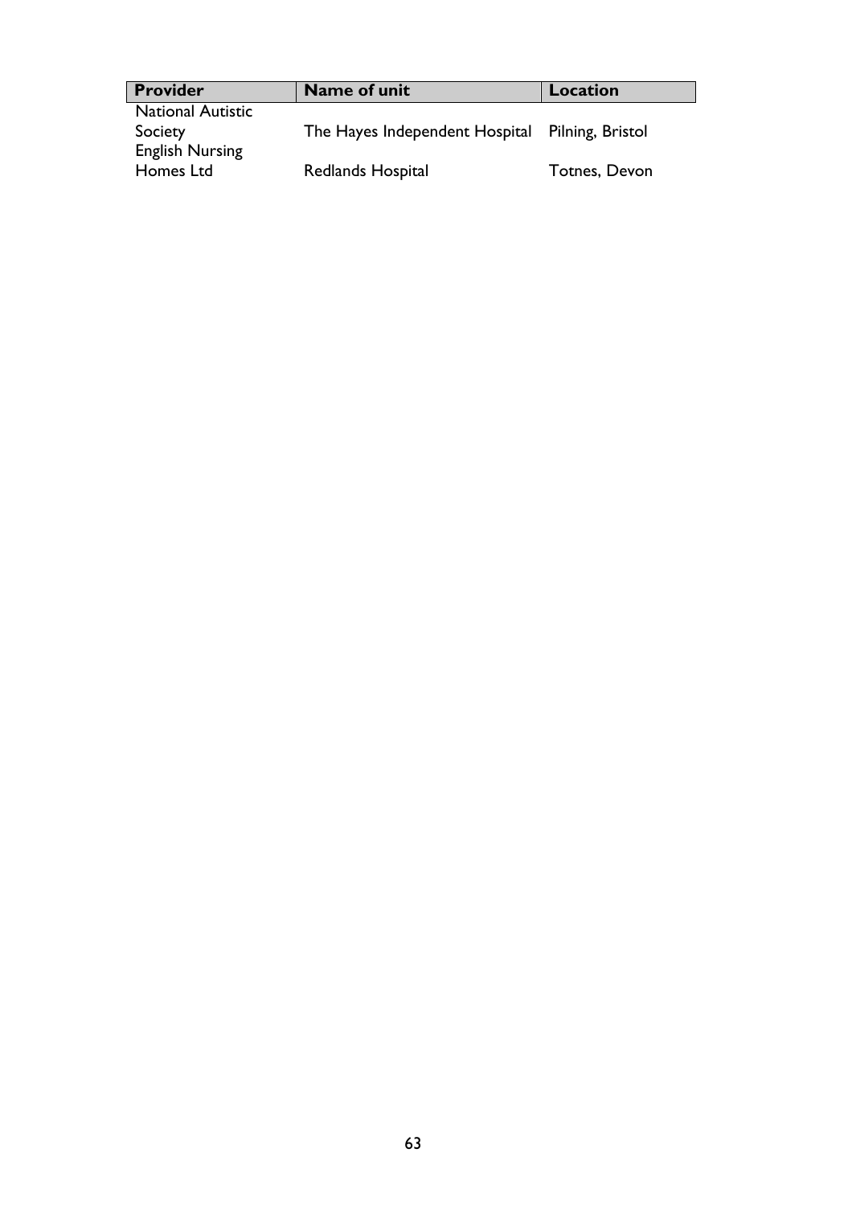| Provider | Name of unit | Location |
| --- | --- | --- |
| National Autistic Society | The Hayes Independent Hospital | Pilning, Bristol |
| English Nursing Homes Ltd | Redlands Hospital | Totnes, Devon |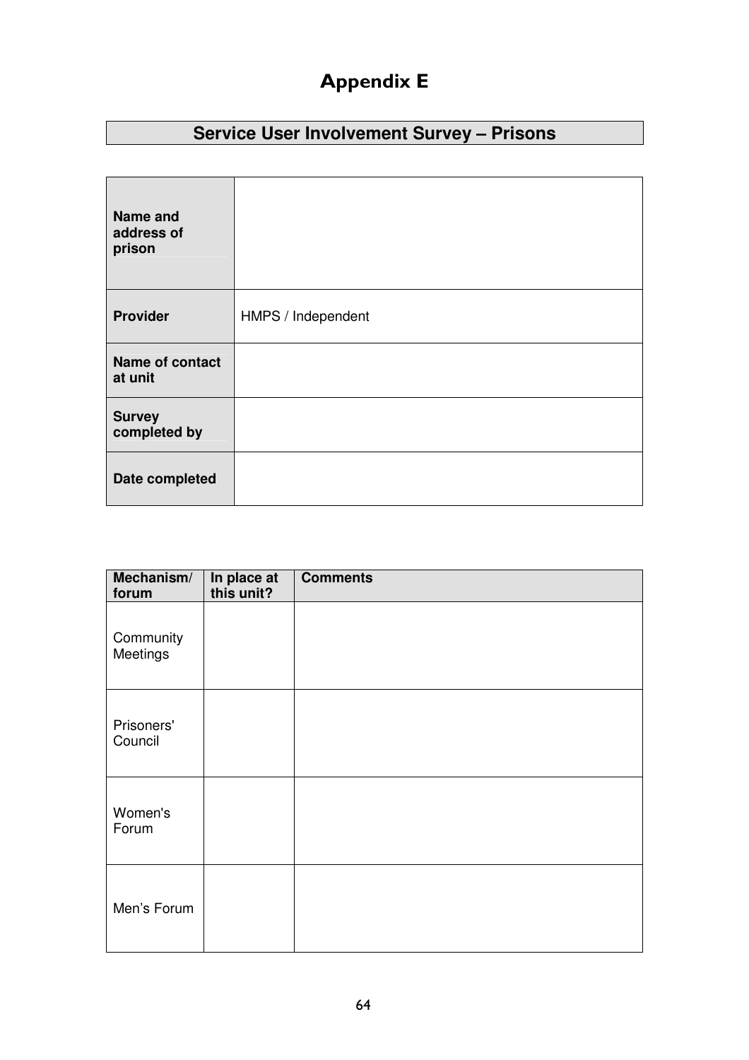# Appendix E

## Service User Involvement Survey – Prisons

| | |
|---|---|
| **Name and address of prison** | |
| **Provider** | HMPS / Independent |
| **Name of contact at unit** | |
| **Survey completed by** | |
| **Date completed** | |

| Mechanism/ forum | In place at this unit? | Comments |
|---|---|---|
| Community Meetings | | |
| Prisoners' Council | | |
| Women's Forum | | |
| Men's Forum | | |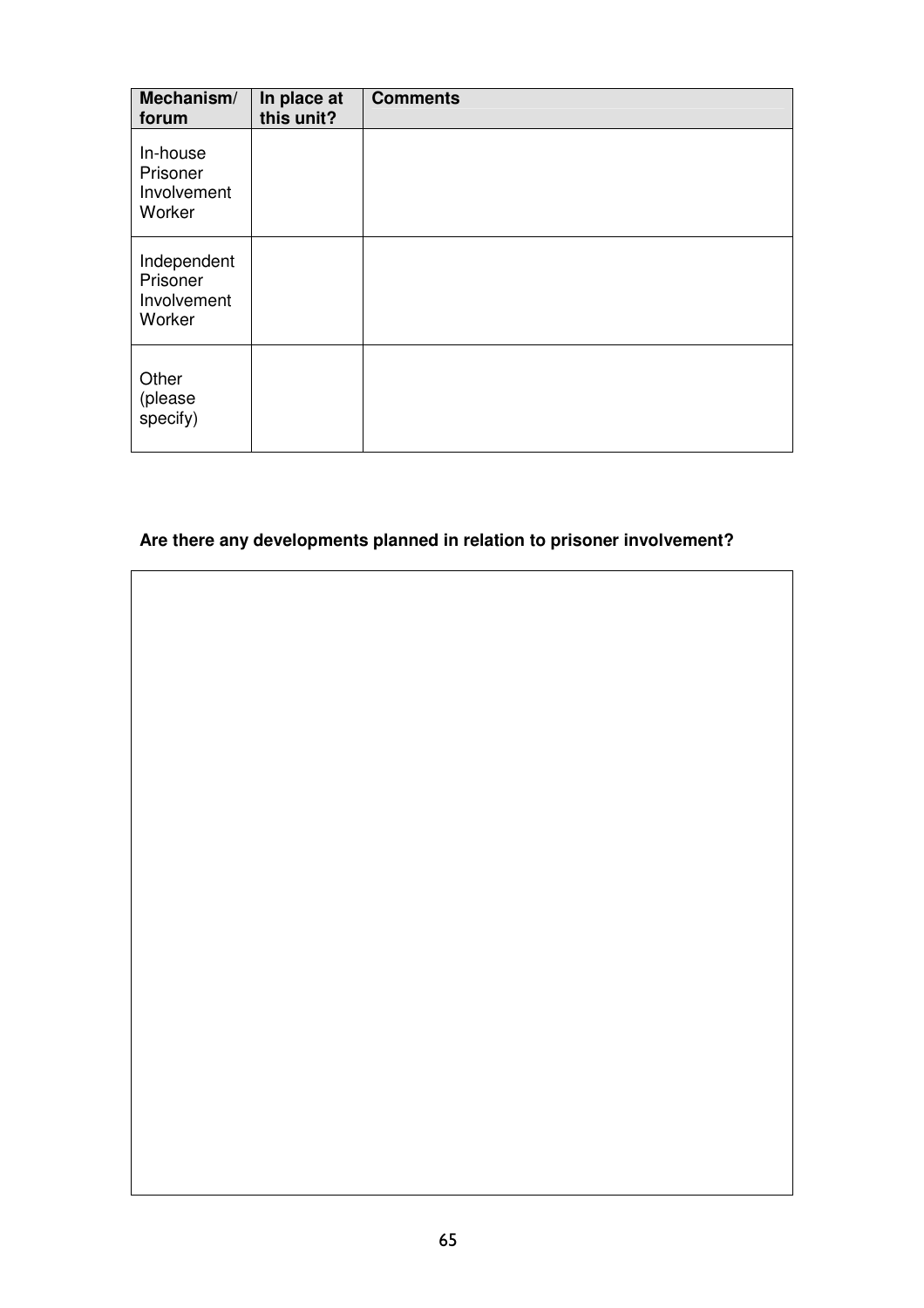| Mechanism/ forum | In place at this unit? | Comments |
|---|---|---|
| In-house Prisoner Involvement Worker | | |
| Independent Prisoner Involvement Worker | | |
| Other (please specify) | | |

**Are there any developments planned in relation to prisoner involvement?**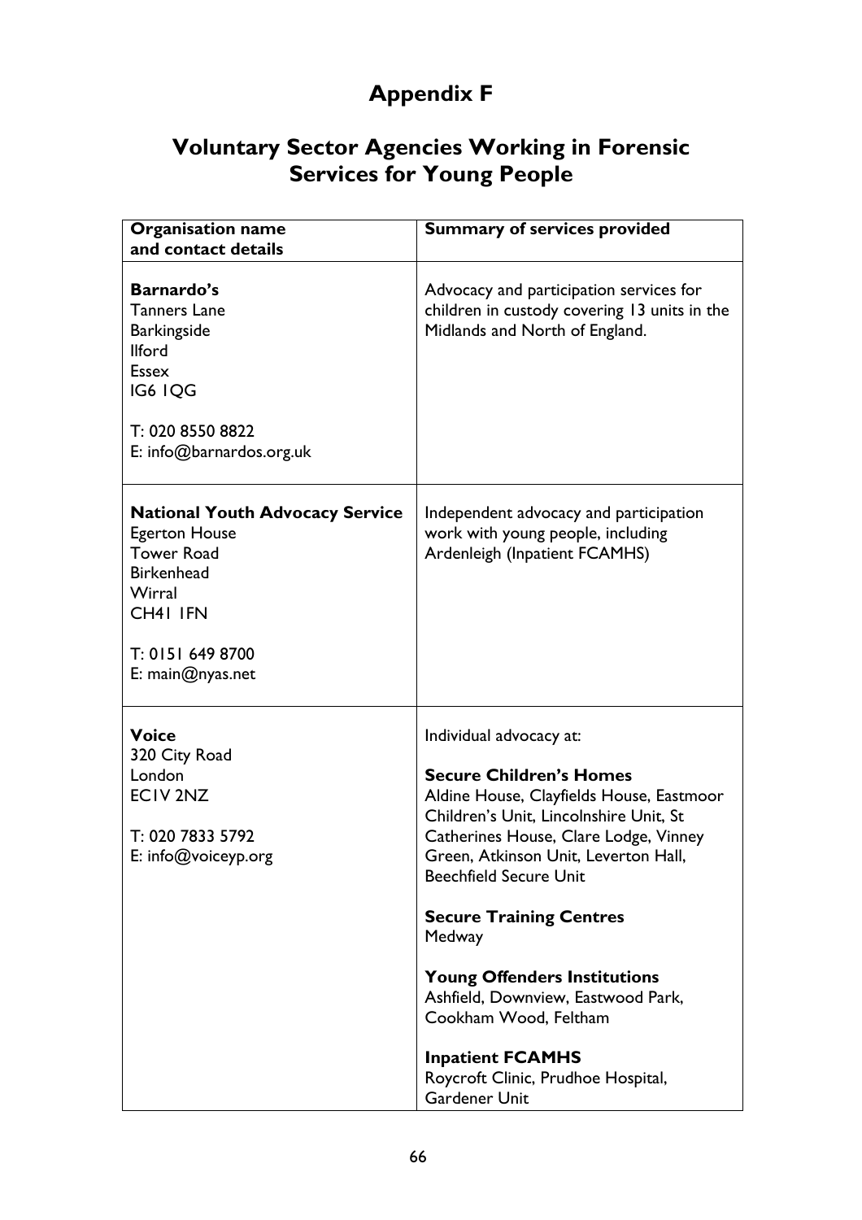# Appendix F

## Voluntary Sector Agencies Working in Forensic Services for Young People

| Organisation name and contact details | Summary of services provided |
|---|---|
| **Barnardo's**<br>Tanners Lane<br>Barkingside<br>Ilford<br>Essex<br>IG6 1QG<br><br>T: 020 8550 8822<br>E: info@barnardos.org.uk | Advocacy and participation services for children in custody covering 13 units in the Midlands and North of England. |
| **National Youth Advocacy Service**<br>Egerton House<br>Tower Road<br>Birkenhead<br>Wirral<br>CH41 1FN<br><br>T: 0151 649 8700<br>E: main@nyas.net | Independent advocacy and participation work with young people, including Ardenleigh (Inpatient FCAMHS) |
| **Voice**<br>320 City Road<br>London<br>EC1V 2NZ<br><br>T: 020 7833 5792<br>E: info@voiceyp.org | Individual advocacy at:<br><br>**Secure Children's Homes**<br>Aldine House, Clayfields House, Eastmoor Children's Unit, Lincolnshire Unit, St Catherines House, Clare Lodge, Vinney Green, Atkinson Unit, Leverton Hall, Beechfield Secure Unit<br><br>**Secure Training Centres**<br>Medway<br><br>**Young Offenders Institutions**<br>Ashfield, Downview, Eastwood Park, Cookham Wood, Feltham<br><br>**Inpatient FCAMHS**<br>Roycroft Clinic, Prudhoe Hospital, Gardener Unit |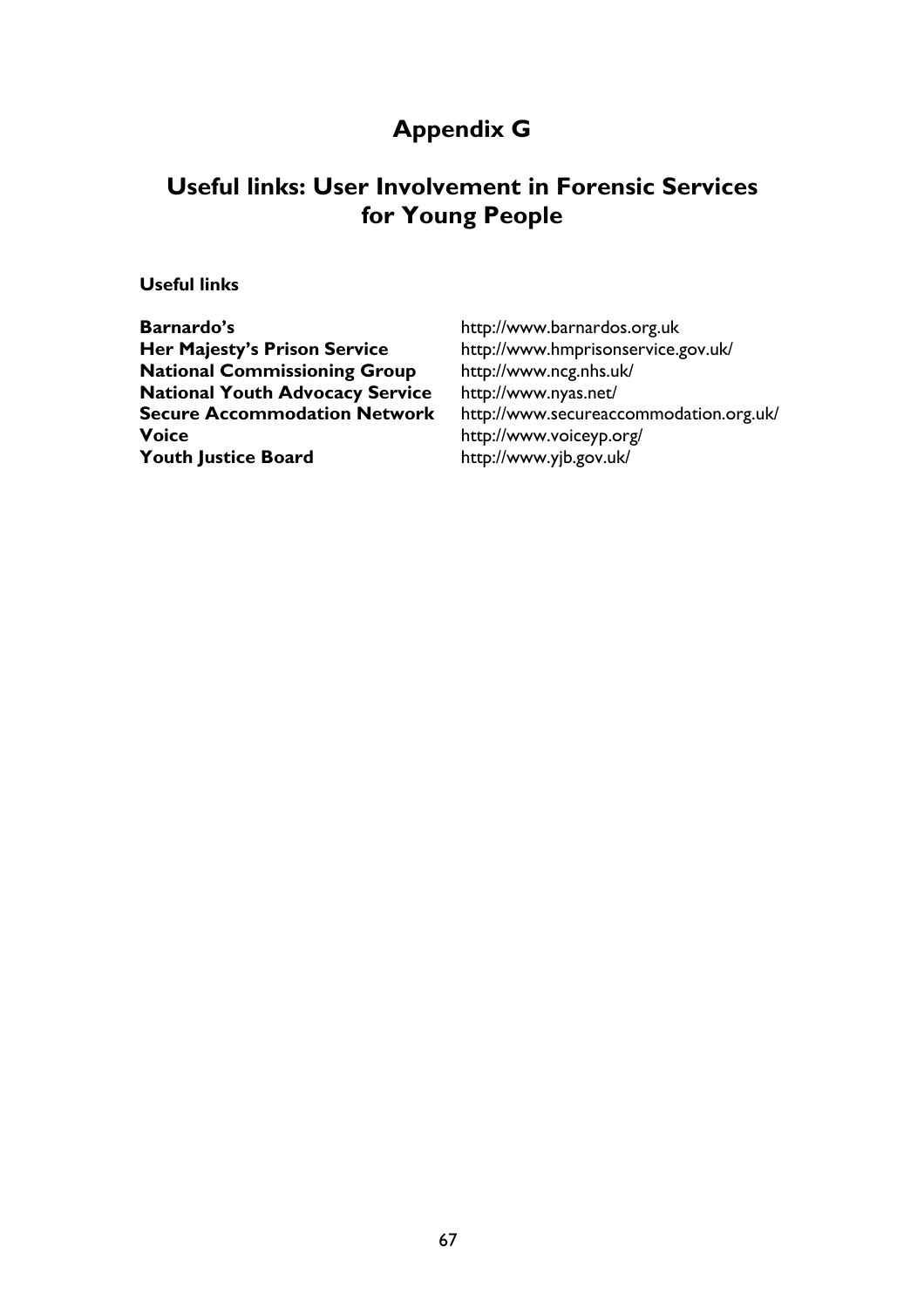# Appendix G

## Useful links: User Involvement in Forensic Services for Young People

**Useful links**

**Barnardo's** http://www.barnardos.org.uk
**Her Majesty's Prison Service** http://www.hmprisonservice.gov.uk/
**National Commissioning Group** http://www.ncg.nhs.uk/
**National Youth Advocacy Service** http://www.nyas.net/
**Secure Accommodation Network** http://www.secureaccommodation.org.uk/
**Voice** http://www.voiceyp.org/
**Youth Justice Board** http://www.yjb.gov.uk/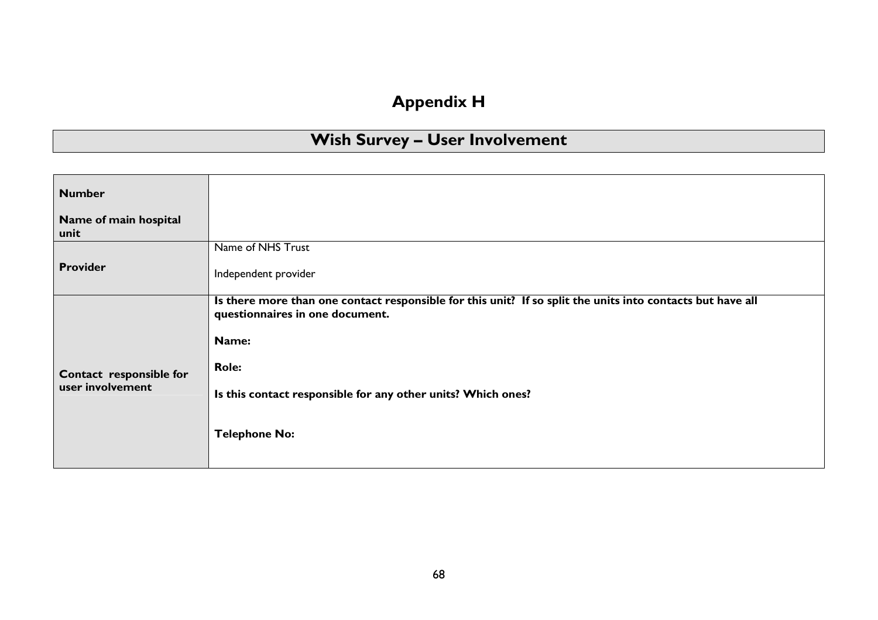# Appendix H

## Wish Survey – User Involvement

| | |
|---|---|
| **Number**<br><br>**Name of main hospital unit** | |
| **Provider** | Name of NHS Trust<br><br>Independent provider |
| **Contact responsible for user involvement** | **Is there more than one contact responsible for this unit? If so split the units into contacts but have all questionnaires in one document.**<br><br>**Name:**<br><br>**Role:**<br><br>**Is this contact responsible for any other units? Which ones?**<br><br>**Telephone No:** |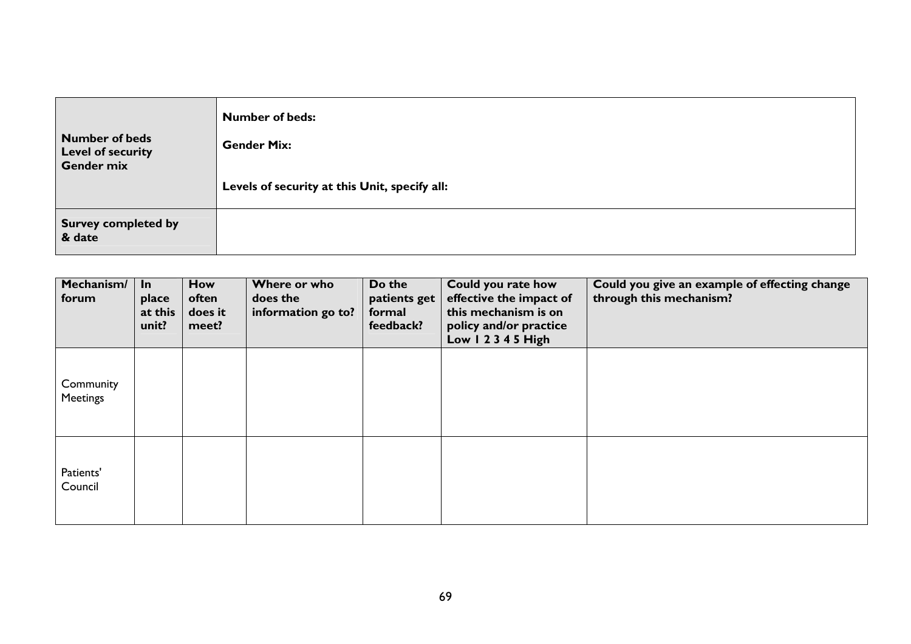| | |
|---|---|
| **Number of beds** **Level of security** **Gender mix** | **Number of beds:** **Gender Mix:** **Levels of security at this Unit, specify all:** |
| **Survey completed by & date** | |

| **Mechanism/ forum** | **In place at this unit?** | **How often does it meet?** | **Where or who does the information go to?** | **Do the patients get formal feedback?** | **Could you rate how effective the impact of this mechanism is on policy and/or practice Low 1 2 3 4 5 High** | **Could you give an example of effecting change through this mechanism?** |
|---|---|---|---|---|---|---|
| Community Meetings | | | | | | |
| Patients' Council | | | | | | |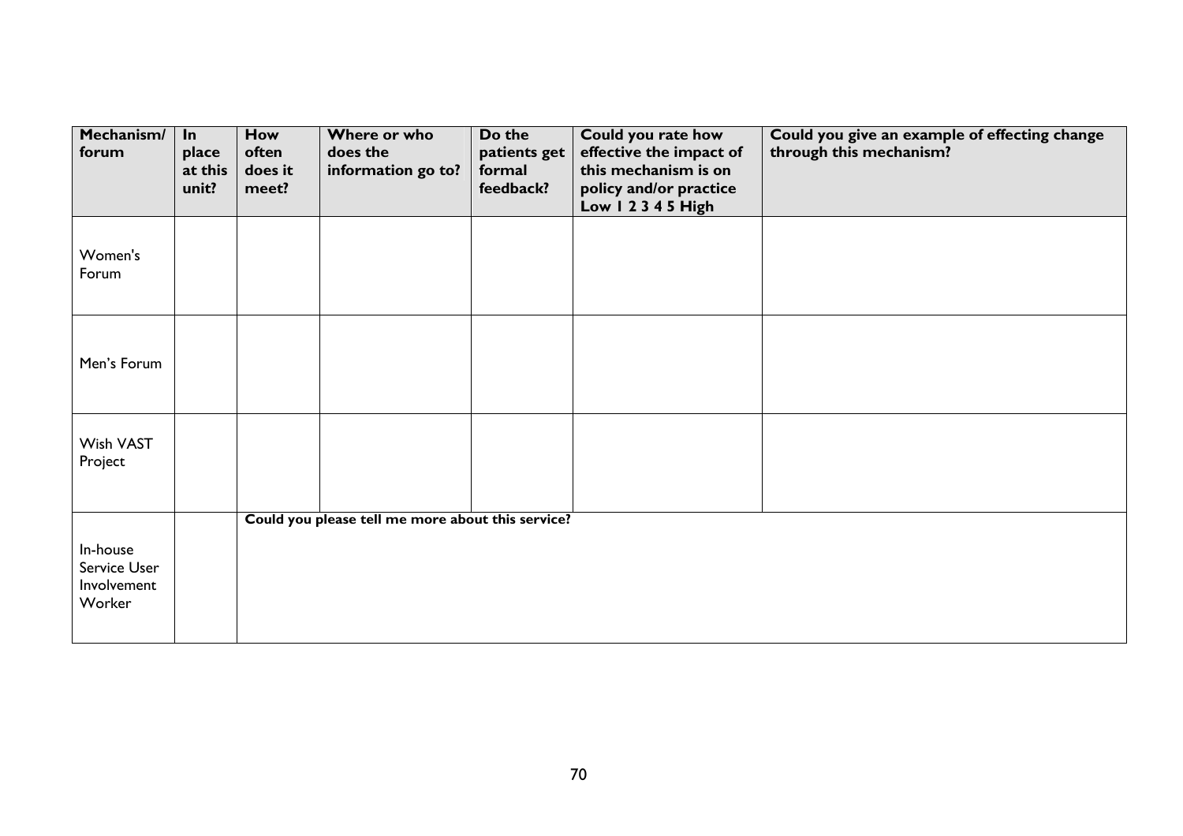| Mechanism/ forum | In place at this unit? | How often does it meet? | Where or who does the information go to? | Do the patients get formal feedback? | Could you rate how effective the impact of this mechanism is on policy and/or practice **Low 1 2 3 4 5 High** | Could you give an example of effecting change through this mechanism? |
|---|---|---|---|---|---|---|
| Women's Forum | | | | | | |
| Men's Forum | | | | | | |
| Wish VAST Project | | | | | | |
| In-house Service User Involvement Worker | | **Could you please tell me more about this service?** | | | | |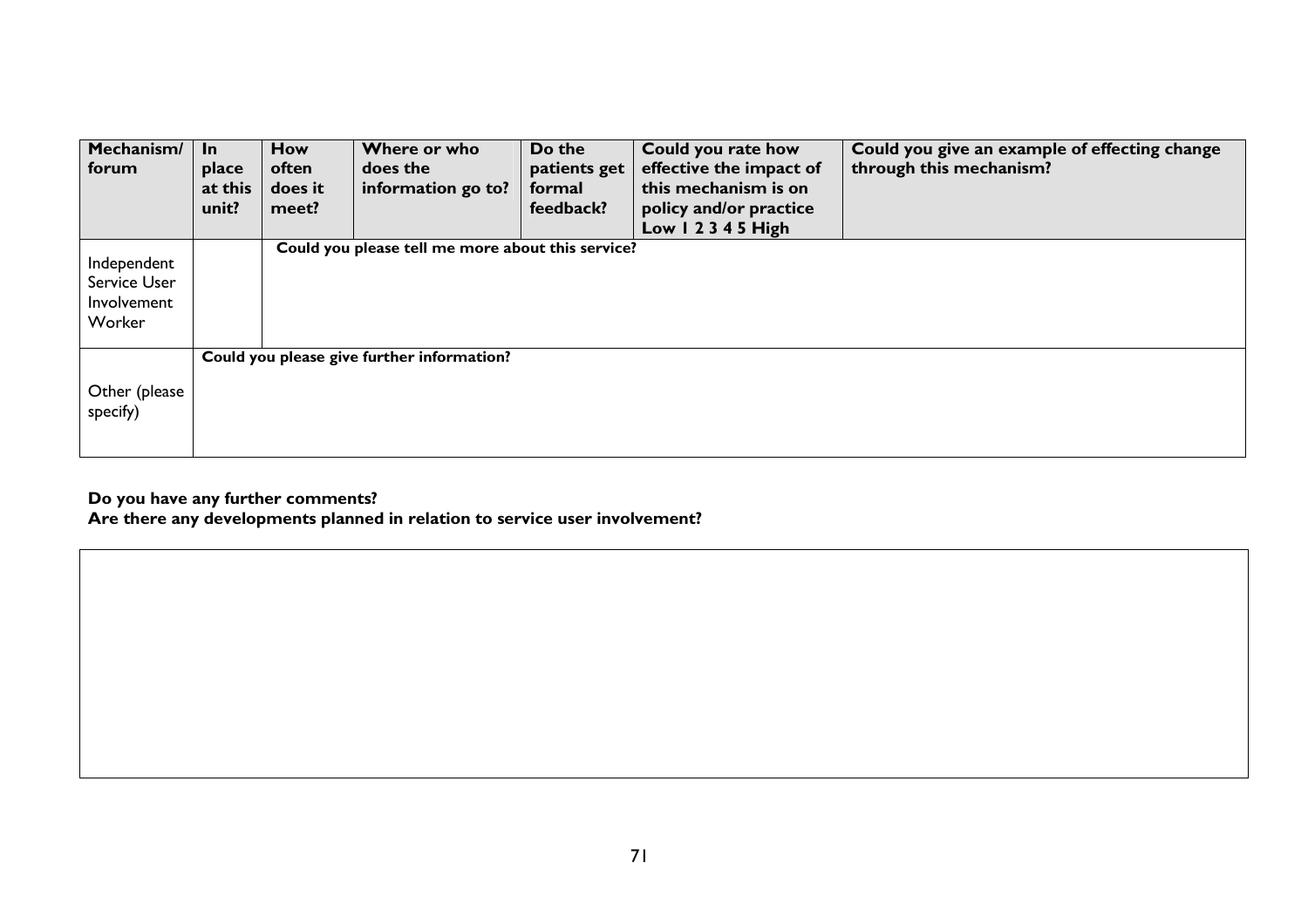| Mechanism/ forum | In place at this unit? | How often does it meet? | Where or who does the information go to? | Do the patients get formal feedback? | Could you rate how effective the impact of this mechanism is on policy and/or practice Low 1 2 3 4 5 High | Could you give an example of effecting change through this mechanism? |
|---|---|---|---|---|---|---|
| Independent Service User Involvement Worker | | **Could you please tell me more about this service?** | | | | |
| Other (please specify) | **Could you please give further information?** | | | | | |

**Do you have any further comments?**
**Are there any developments planned in relation to service user involvement?**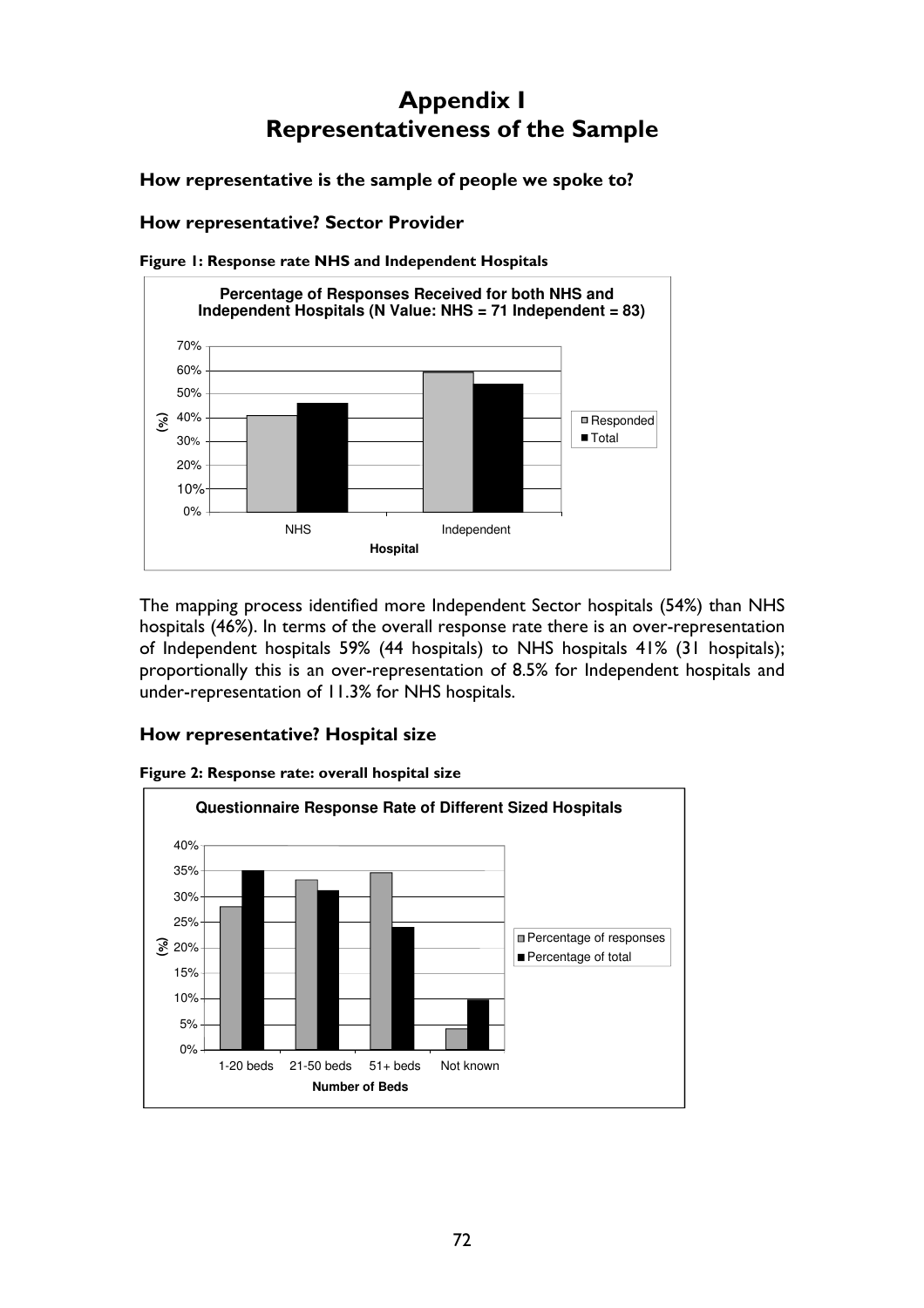# Appendix I
# Representativeness of the Sample

### How representative is the sample of people we spoke to?

### How representative? Sector Provider

**Figure 1: Response rate NHS and Independent Hospitals**

The mapping process identified more Independent Sector hospitals (54%) than NHS hospitals (46%). In terms of the overall response rate there is an over-representation of Independent hospitals 59% (44 hospitals) to NHS hospitals 41% (31 hospitals); proportionally this is an over-representation of 8.5% for Independent hospitals and under-representation of 11.3% for NHS hospitals.

### How representative? Hospital size

**Figure 2: Response rate: overall hospital size**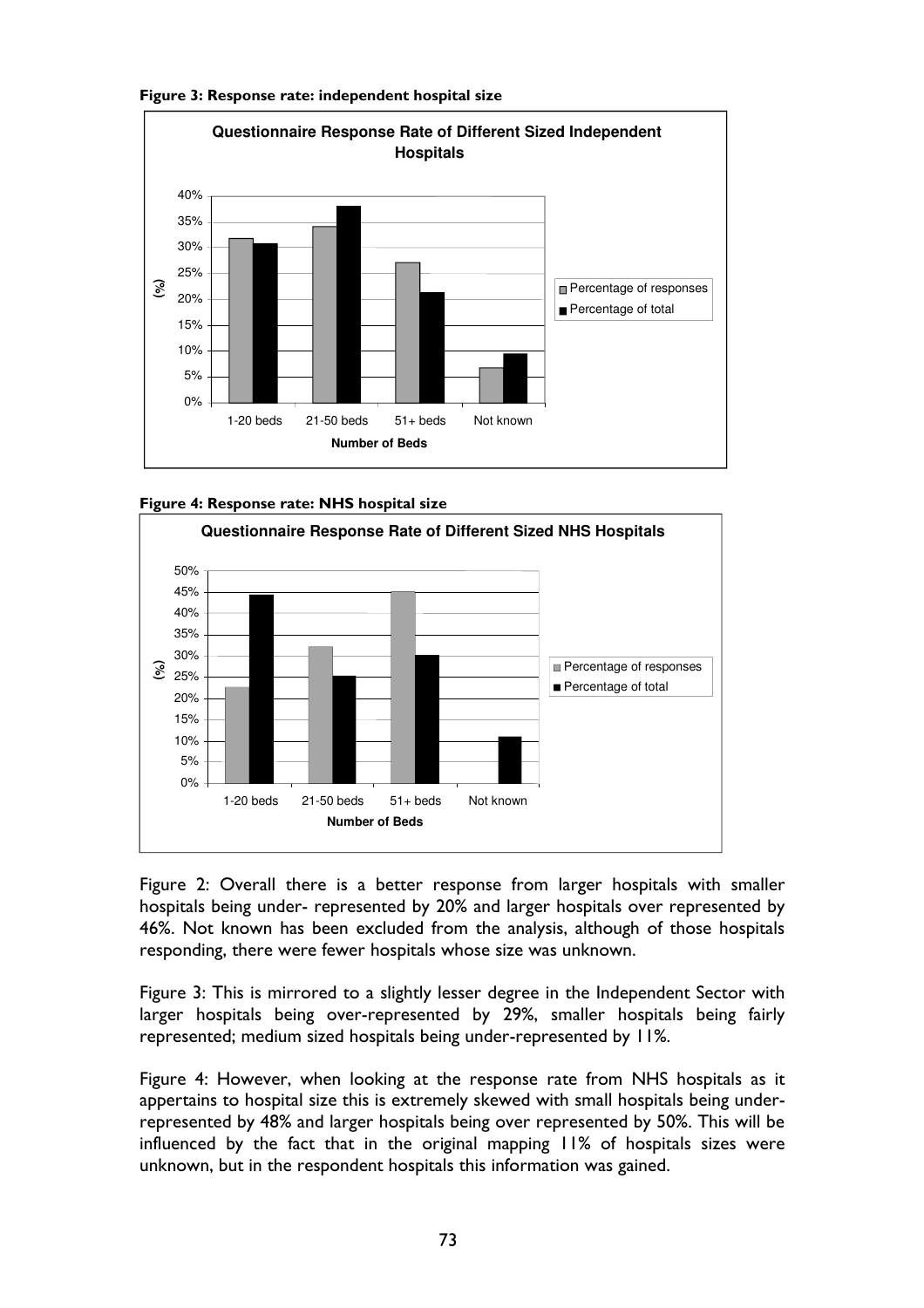**Figure 3: Response rate: independent hospital size**

**Figure 4: Response rate: NHS hospital size**

Figure 2: Overall there is a better response from larger hospitals with smaller hospitals being under- represented by 20% and larger hospitals over represented by 46%. Not known has been excluded from the analysis, although of those hospitals responding, there were fewer hospitals whose size was unknown.

Figure 3: This is mirrored to a slightly lesser degree in the Independent Sector with larger hospitals being over-represented by 29%, smaller hospitals being fairly represented; medium sized hospitals being under-represented by 11%.

Figure 4: However, when looking at the response rate from NHS hospitals as it appertains to hospital size this is extremely skewed with small hospitals being under-represented by 48% and larger hospitals being over represented by 50%. This will be influenced by the fact that in the original mapping 11% of hospitals sizes were unknown, but in the respondent hospitals this information was gained.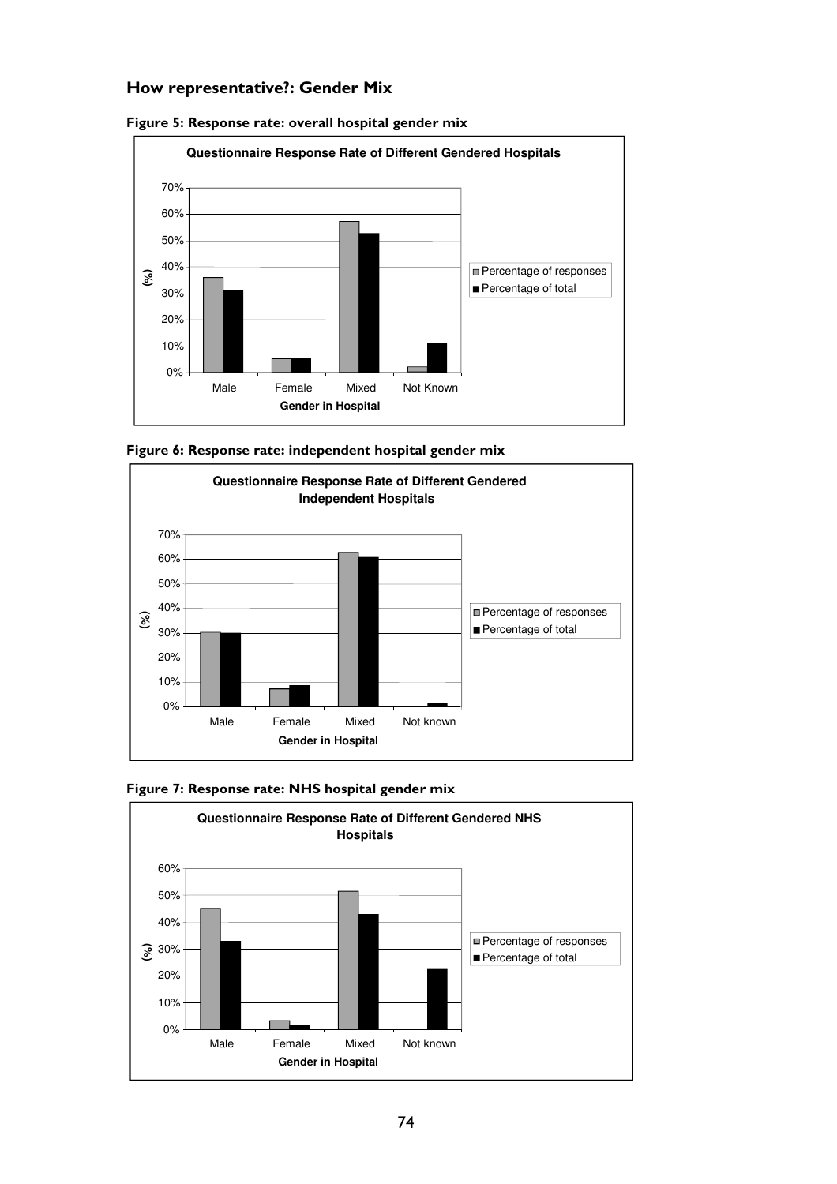## How representative?: Gender Mix

**Figure 5: Response rate: overall hospital gender mix**

**Figure 6: Response rate: independent hospital gender mix**

**Figure 7: Response rate: NHS hospital gender mix**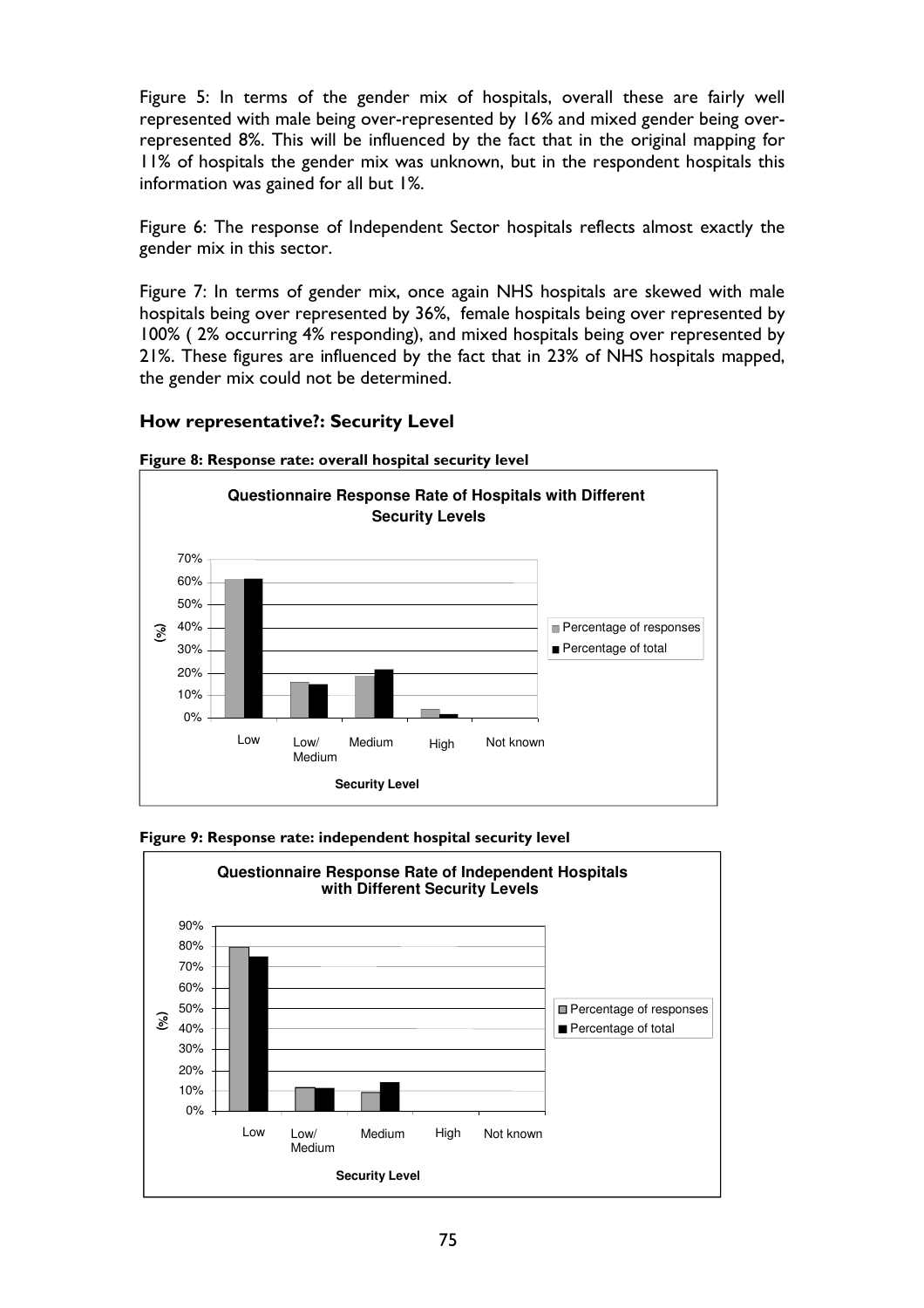Figure 5: In terms of the gender mix of hospitals, overall these are fairly well represented with male being over-represented by 16% and mixed gender being over-represented 8%. This will be influenced by the fact that in the original mapping for 11% of hospitals the gender mix was unknown, but in the respondent hospitals this information was gained for all but 1%.

Figure 6: The response of Independent Sector hospitals reflects almost exactly the gender mix in this sector.

Figure 7: In terms of gender mix, once again NHS hospitals are skewed with male hospitals being over represented by 36%, female hospitals being over represented by 100% ( 2% occurring 4% responding), and mixed hospitals being over represented by 21%. These figures are influenced by the fact that in 23% of NHS hospitals mapped, the gender mix could not be determined.

### How representative?: Security Level

**Figure 8: Response rate: overall hospital security level**

**Questionnaire Response Rate of Hospitals with Different Security Levels**

**Figure 9: Response rate: independent hospital security level**

**Questionnaire Response Rate of Independent Hospitals with Different Security Levels**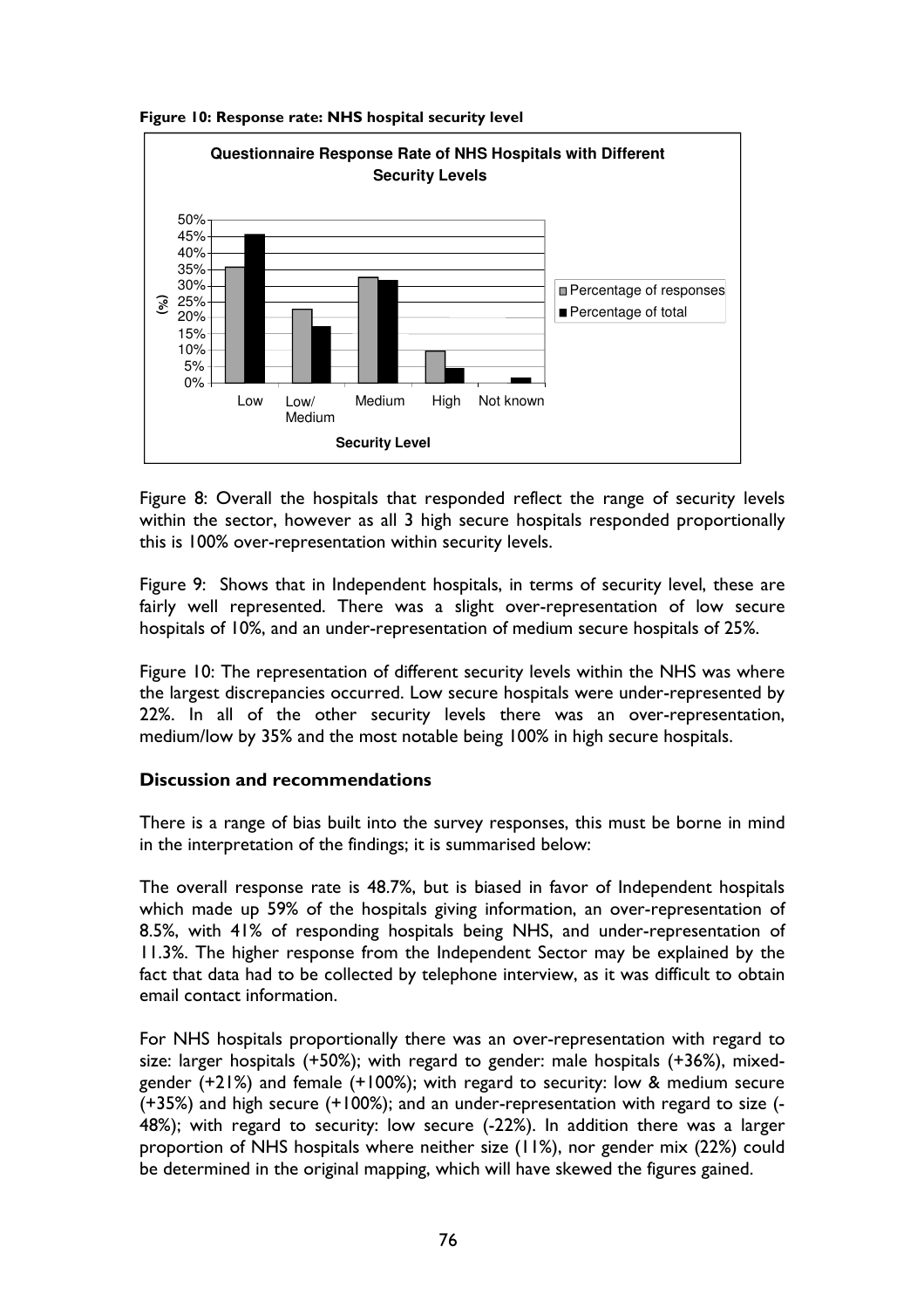**Figure 10: Response rate: NHS hospital security level**

Questionnaire Response Rate of NHS Hospitals with Different Security Levels

| Security Level | Percentage of responses | Percentage of total |
|---|---|---|
| Low | ~36% | ~46% |
| Low/ Medium | ~23% | ~17% |
| Medium | ~33% | ~32% |
| High | ~10% | ~5% |
| Not known | 0% | ~2% |

Figure 8: Overall the hospitals that responded reflect the range of security levels within the sector, however as all 3 high secure hospitals responded proportionally this is 100% over-representation within security levels.

Figure 9: Shows that in Independent hospitals, in terms of security level, these are fairly well represented. There was a slight over-representation of low secure hospitals of 10%, and an under-representation of medium secure hospitals of 25%.

Figure 10: The representation of different security levels within the NHS was where the largest discrepancies occurred. Low secure hospitals were under-represented by 22%. In all of the other security levels there was an over-representation, medium/low by 35% and the most notable being 100% in high secure hospitals.

### Discussion and recommendations

There is a range of bias built into the survey responses, this must be borne in mind in the interpretation of the findings; it is summarised below:

The overall response rate is 48.7%, but is biased in favor of Independent hospitals which made up 59% of the hospitals giving information, an over-representation of 8.5%, with 41% of responding hospitals being NHS, and under-representation of 11.3%. The higher response from the Independent Sector may be explained by the fact that data had to be collected by telephone interview, as it was difficult to obtain email contact information.

For NHS hospitals proportionally there was an over-representation with regard to size: larger hospitals (+50%); with regard to gender: male hospitals (+36%), mixed-gender (+21%) and female (+100%); with regard to security: low & medium secure (+35%) and high secure (+100%); and an under-representation with regard to size (-48%); with regard to security: low secure (-22%). In addition there was a larger proportion of NHS hospitals where neither size (11%), nor gender mix (22%) could be determined in the original mapping, which will have skewed the figures gained.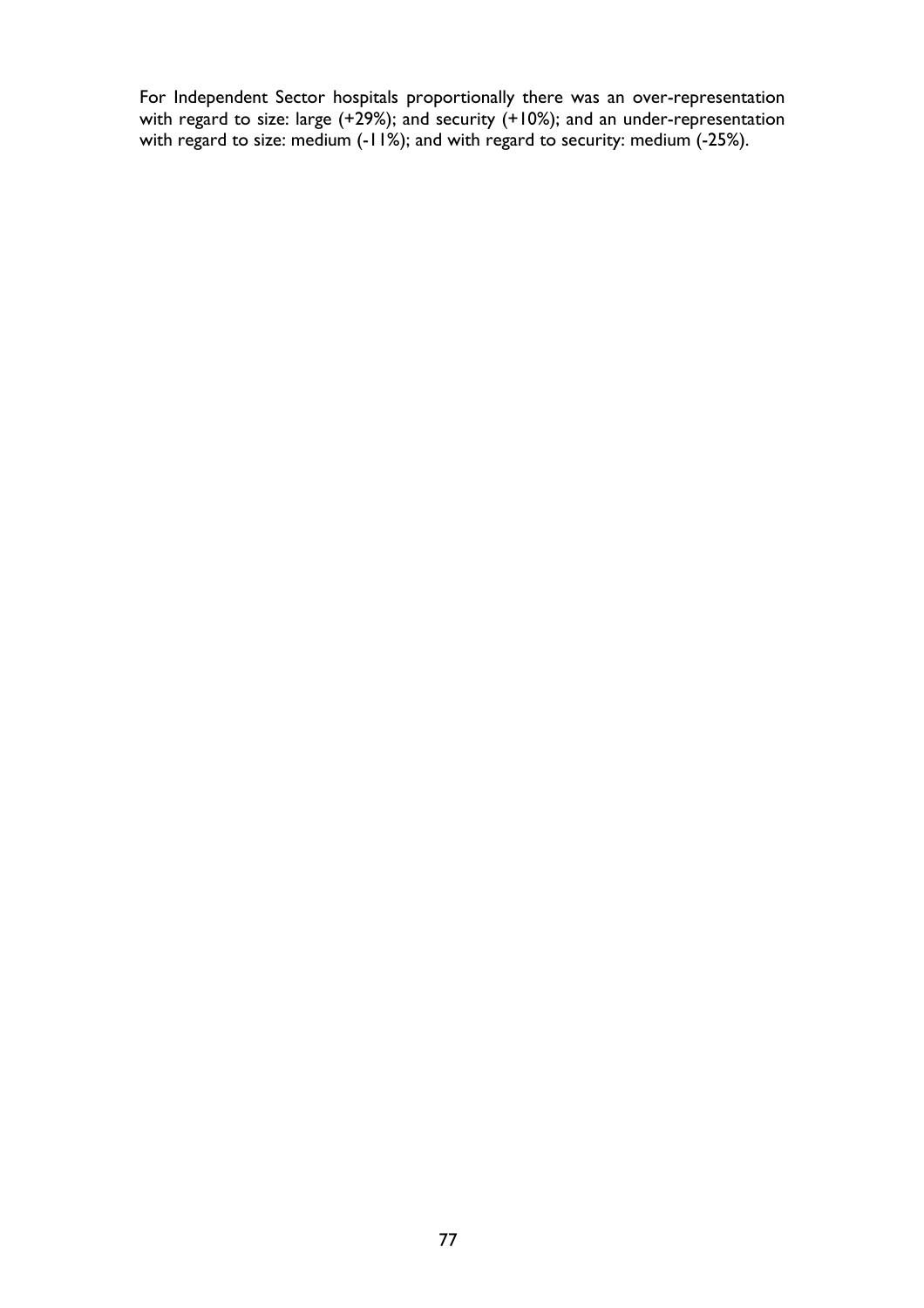For Independent Sector hospitals proportionally there was an over-representation with regard to size: large (+29%); and security (+10%); and an under-representation with regard to size: medium (-11%); and with regard to security: medium (-25%).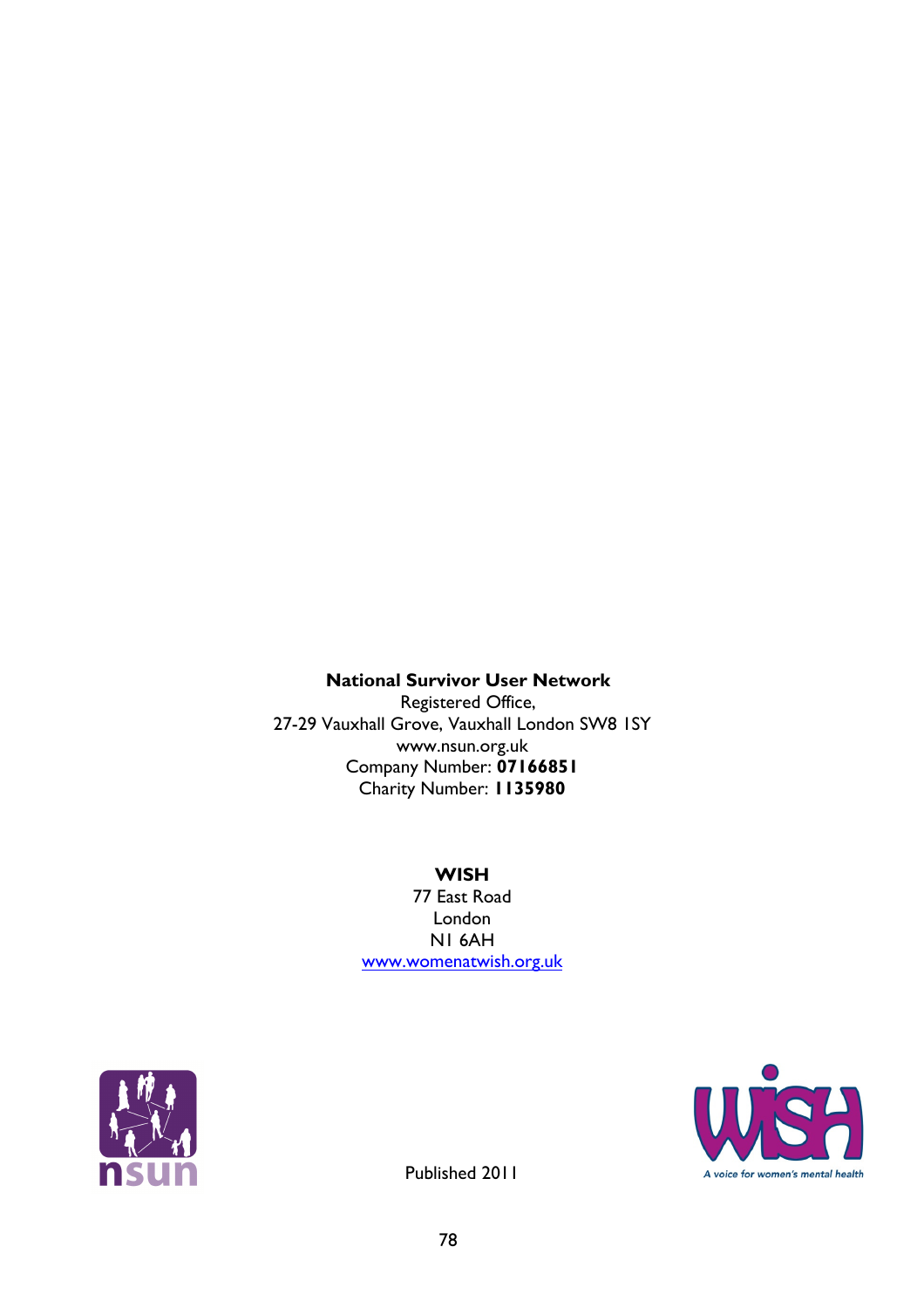**National Survivor User Network**
Registered Office,
27-29 Vauxhall Grove, Vauxhall London SW8 1SY
www.nsun.org.uk
Company Number: **07166851**
Charity Number: **1135980**

**WISH**
77 East Road
London
N1 6AH
www.womenatwish.org.uk

nsun

Published 2011

WISH
A voice for women's mental health